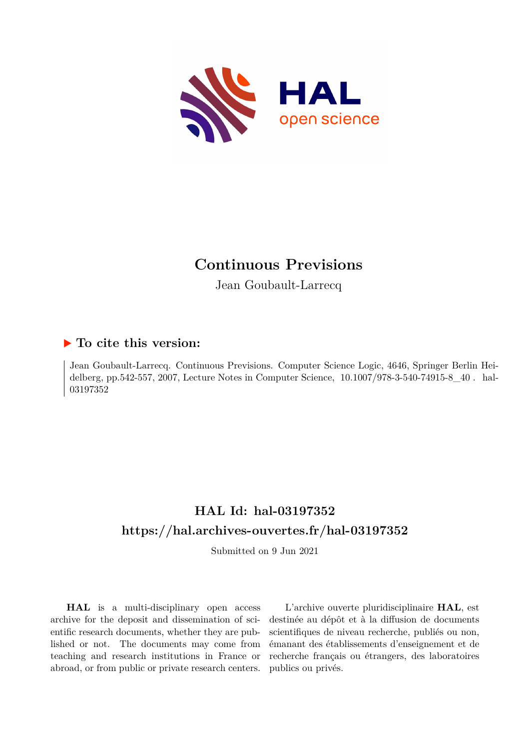# Continuous Previsions

Jean Goubault-Larrecq

## ▶ To cite this version:

Jean Goubault-Larrecq. Continuous Previsions. Computer Science Logic, 4646, Springer Berlin Heidelberg, pp.542-557, 2007, Lecture Notes in Computer Science, 10.1007/978-3-540-74915-8_40 . hal-03197352

## HAL Id: hal-03197352
## https://hal.archives-ouvertes.fr/hal-03197352

Submitted on 9 Jun 2021

**HAL** is a multi-disciplinary open access archive for the deposit and dissemination of scientific research documents, whether they are published or not. The documents may come from teaching and research institutions in France or abroad, or from public or private research centers.

L'archive ouverte pluridisciplinaire **HAL**, est destinée au dépôt et à la diffusion de documents scientifiques de niveau recherche, publiés ou non, émanant des établissements d'enseignement et de recherche français ou étrangers, des laboratoires publics ou privés.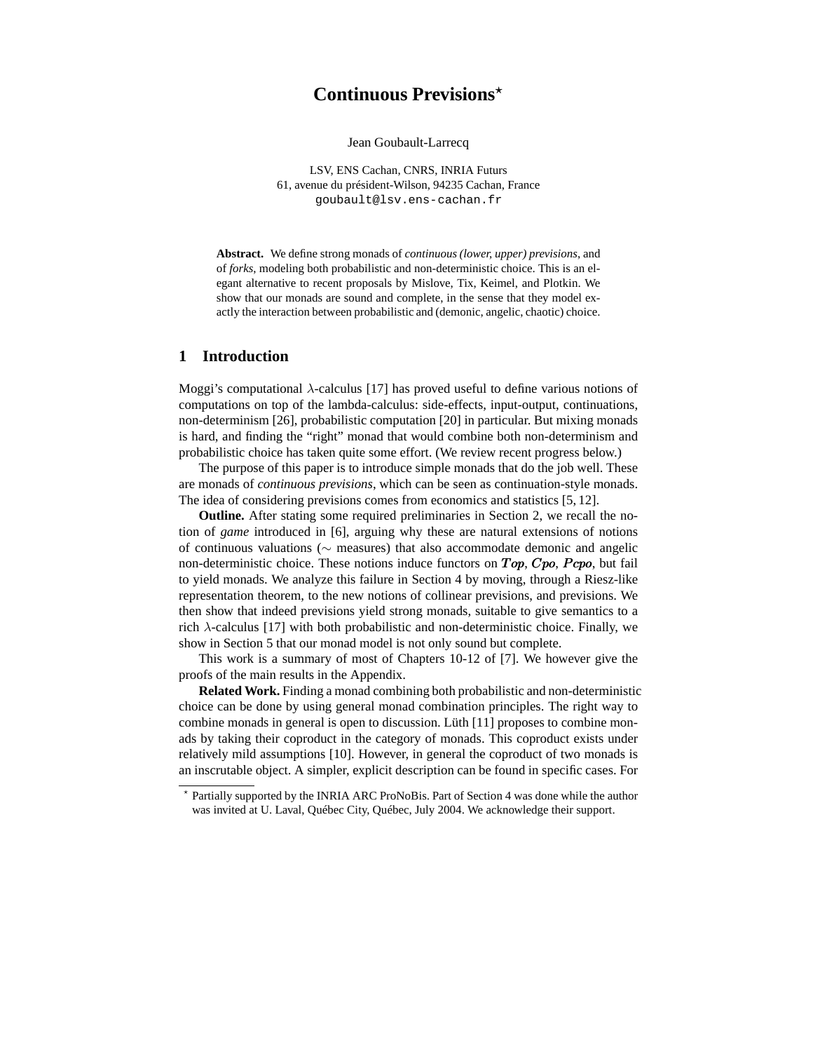# Continuous Previsions*

Jean Goubault-Larrecq

LSV, ENS Cachan, CNRS, INRIA Futurs
61, avenue du président-Wilson, 94235 Cachan, France
goubault@lsv.ens-cachan.fr

**Abstract.** We define strong monads of *continuous (lower, upper) previsions*, and of *forks*, modeling both probabilistic and non-deterministic choice. This is an elegant alternative to recent proposals by Mislove, Tix, Keimel, and Plotkin. We show that our monads are sound and complete, in the sense that they model exactly the interaction between probabilistic and (demonic, angelic, chaotic) choice.

## 1 Introduction

Moggi's computational $\lambda$-calculus [17] has proved useful to define various notions of computations on top of the lambda-calculus: side-effects, input-output, continuations, non-determinism [26], probabilistic computation [20] in particular. But mixing monads is hard, and finding the "right" monad that would combine both non-determinism and probabilistic choice has taken quite some effort. (We review recent progress below.)

The purpose of this paper is to introduce simple monads that do the job well. These are monads of *continuous previsions*, which can be seen as continuation-style monads. The idea of considering previsions comes from economics and statistics [5, 12].

**Outline.** After stating some required preliminaries in Section 2, we recall the notion of *game* introduced in [6], arguing why these are natural extensions of notions of continuous valuations ($\sim$ measures) that also accommodate demonic and angelic non-deterministic choice. These notions induce functors on $\boldsymbol{Top}$, $\boldsymbol{Cpo}$, $\boldsymbol{Pcpo}$, but fail to yield monads. We analyze this failure in Section 4 by moving, through a Riesz-like representation theorem, to the new notions of collinear previsions, and previsions. We then show that indeed previsions yield strong monads, suitable to give semantics to a rich $\lambda$-calculus [17] with both probabilistic and non-deterministic choice. Finally, we show in Section 5 that our monad model is not only sound but complete.

This work is a summary of most of Chapters 10-12 of [7]. We however give the proofs of the main results in the Appendix.

**Related Work.** Finding a monad combining both probabilistic and non-deterministic choice can be done by using general monad combination principles. The right way to combine monads in general is open to discussion. Lüth [11] proposes to combine monads by taking their coproduct in the category of monads. This coproduct exists under relatively mild assumptions [10]. However, in general the coproduct of two monads is an inscrutable object. A simpler, explicit description can be found in specific cases. For

---

* Partially supported by the INRIA ARC ProNoBis. Part of Section 4 was done while the author was invited at U. Laval, Québec City, Québec, July 2004. We acknowledge their support.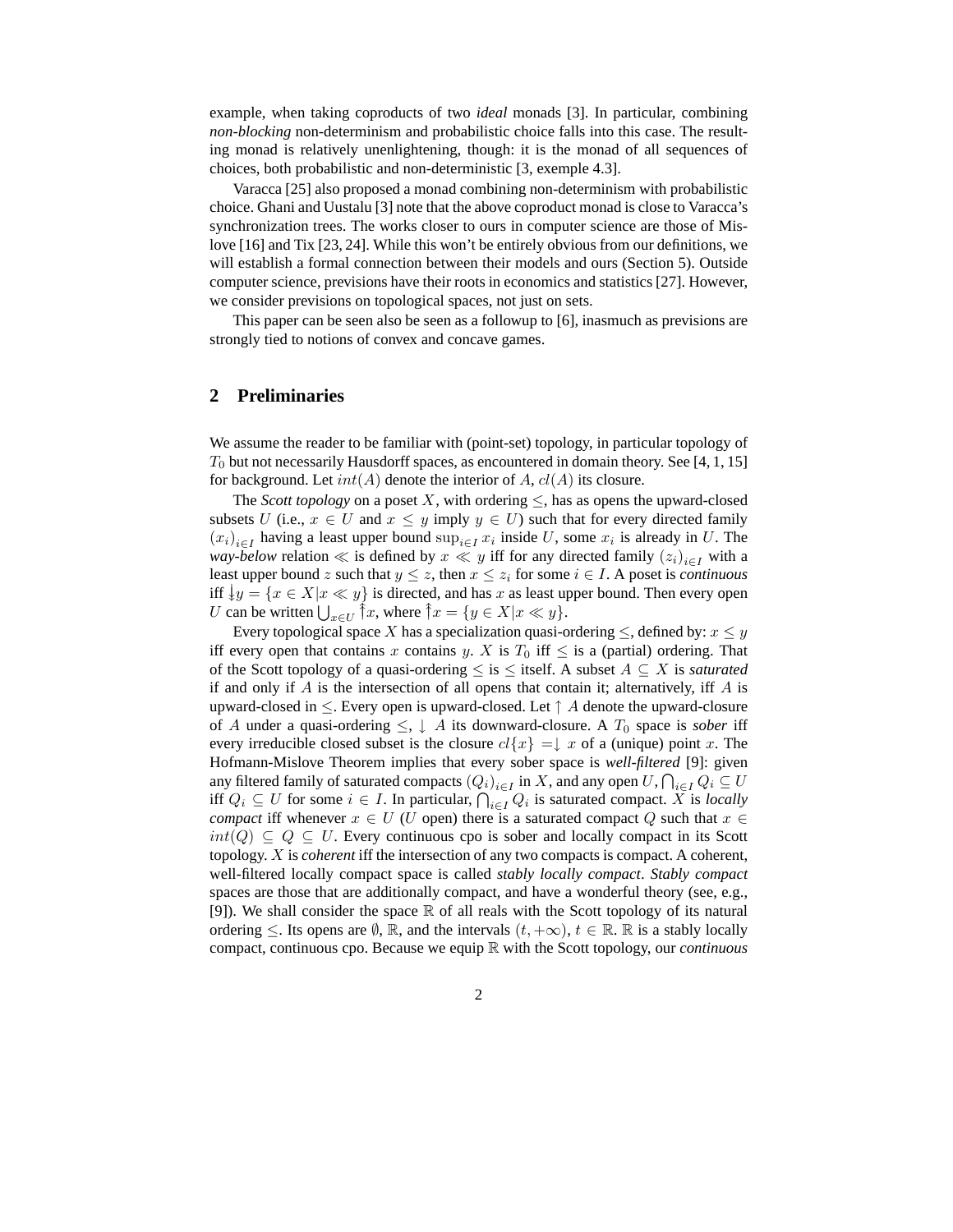example, when taking coproducts of two *ideal* monads [3]. In particular, combining *non-blocking* non-determinism and probabilistic choice falls into this case. The resulting monad is relatively unenlightening, though: it is the monad of all sequences of choices, both probabilistic and non-deterministic [3, exemple 4.3].

Varacca [25] also proposed a monad combining non-determinism with probabilistic choice. Ghani and Uustalu [3] note that the above coproduct monad is close to Varacca's synchronization trees. The works closer to ours in computer science are those of Mislove [16] and Tix [23, 24]. While this won't be entirely obvious from our definitions, we will establish a formal connection between their models and ours (Section 5). Outside computer science, previsions have their roots in economics and statistics [27]. However, we consider previsions on topological spaces, not just on sets.

This paper can be seen also be seen as a followup to [6], inasmuch as previsions are strongly tied to notions of convex and concave games.

## 2 Preliminaries

We assume the reader to be familiar with (point-set) topology, in particular topology of $T_0$ but not necessarily Hausdorff spaces, as encountered in domain theory. See [4, 1, 15] for background. Let $int(A)$ denote the interior of $A$, $cl(A)$ its closure.

The *Scott topology* on a poset $X$, with ordering $\leq$, has as opens the upward-closed subsets $U$ (i.e., $x \in U$ and $x \leq y$ imply $y \in U$) such that for every directed family $(x_i)_{i \in I}$ having a least upper bound $\sup_{i \in I} x_i$ inside $U$, some $x_i$ is already in $U$. The *way-below* relation $\ll$ is defined by $x \ll y$ iff for any directed family $(z_i)_{i \in I}$ with a least upper bound $z$ such that $y \leq z$, then $x \leq z_i$ for some $i \in I$. A poset is *continuous* iff $\twoheaddownarrow y = \{x \in X | x \ll y\}$ is directed, and has $x$ as least upper bound. Then every open $U$ can be written $\bigcup_{x \in U} \twoheaduparrow x$, where $\twoheaduparrow x = \{y \in X | x \ll y\}$.

Every topological space $X$ has a specialization quasi-ordering $\leq$, defined by: $x \leq y$ iff every open that contains $x$ contains $y$. $X$ is $T_0$ iff $\leq$ is a (partial) ordering. That of the Scott topology of a quasi-ordering $\leq$ is $\leq$ itself. A subset $A \subseteq X$ is *saturated* if and only if $A$ is the intersection of all opens that contain it; alternatively, iff $A$ is upward-closed in $\leq$. Every open is upward-closed. Let $\uparrow A$ denote the upward-closure of $A$ under a quasi-ordering $\leq$, $\downarrow A$ its downward-closure. A $T_0$ space is *sober* iff every irreducible closed subset is the closure $cl\{x\} = \downarrow x$ of a (unique) point $x$. The Hofmann-Mislove Theorem implies that every sober space is *well-filtered* [9]: given any filtered family of saturated compacts $(Q_i)_{i \in I}$ in $X$, and any open $U$, $\bigcap_{i \in I} Q_i \subseteq U$ iff $Q_i \subseteq U$ for some $i \in I$. In particular, $\bigcap_{i \in I} Q_i$ is saturated compact. $X$ is *locally compact* iff whenever $x \in U$ ($U$ open) there is a saturated compact $Q$ such that $x \in int(Q) \subseteq Q \subseteq U$. Every continuous cpo is sober and locally compact in its Scott topology. $X$ is *coherent* iff the intersection of any two compacts is compact. A coherent, well-filtered locally compact space is called *stably locally compact*. *Stably compact* spaces are those that are additionally compact, and have a wonderful theory (see, e.g., [9]). We shall consider the space $\mathbb{R}$ of all reals with the Scott topology of its natural ordering $\leq$. Its opens are $\emptyset$, $\mathbb{R}$, and the intervals $(t, +\infty)$, $t \in \mathbb{R}$. $\mathbb{R}$ is a stably locally compact, continuous cpo. Because we equip $\mathbb{R}$ with the Scott topology, our *continuous*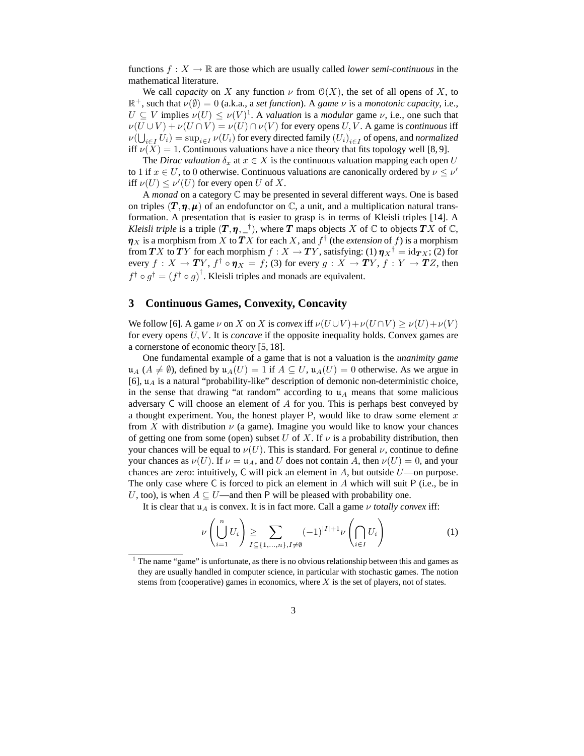functions $f : X \to \mathbb{R}$ are those which are usually called *lower semi-continuous* in the mathematical literature.

We call *capacity* on $X$ any function $\nu$ from $\mathcal{O}(X)$, the set of all opens of $X$, to $\mathbb{R}^+$, such that $\nu(\emptyset) = 0$ (a.k.a., a *set function*). A *game* $\nu$ is a *monotonic capacity*, i.e., $U \subseteq V$ implies $\nu(U) \leq \nu(V)$[1]. A *valuation* is a *modular* game $\nu$, i.e., one such that $\nu(U \cup V) + \nu(U \cap V) = \nu(U) \cap \nu(V)$ for every opens $U, V$. A game is *continuous* iff $\nu(\bigcup_{i \in I} U_i) = \sup_{i \in I} \nu(U_i)$ for every directed family $(U_i)_{i \in I}$ of opens, and *normalized* iff $\nu(X) = 1$. Continuous valuations have a nice theory that fits topology well [8, 9].

The *Dirac valuation* $\delta_x$ at $x \in X$ is the continuous valuation mapping each open $U$ to 1 if $x \in U$, to 0 otherwise. Continuous valuations are canonically ordered by $\nu \leq \nu'$ iff $\nu(U) \leq \nu'(U)$ for every open $U$ of $X$.

A *monad* on a category $\mathbb{C}$ may be presented in several different ways. One is based on triples $(\boldsymbol{T}, \boldsymbol{\eta}, \boldsymbol{\mu})$ of an endofunctor on $\mathbb{C}$, a unit, and a multiplication natural transformation. A presentation that is easier to grasp is in terms of Kleisli triples [14]. A *Kleisli triple* is a triple $(\boldsymbol{T}, \boldsymbol{\eta}, \_^\dagger)$, where $\boldsymbol{T}$ maps objects $X$ of $\mathbb{C}$ to objects $\boldsymbol{T}X$ of $\mathbb{C}$, $\boldsymbol{\eta}_X$ is a morphism from $X$ to $\boldsymbol{T}X$ for each $X$, and $f^\dagger$ (the *extension* of $f$) is a morphism from $\boldsymbol{T}X$ to $\boldsymbol{T}Y$ for each morphism $f : X \to \boldsymbol{T}Y$, satisfying: (1) ${\boldsymbol{\eta}_X}^\dagger = \mathrm{id}_{\boldsymbol{T}X}$; (2) for every $f : X \to \boldsymbol{T}Y$, $f^\dagger \circ \boldsymbol{\eta}_X = f$; (3) for every $g : X \to \boldsymbol{T}Y$, $f : Y \to \boldsymbol{T}Z$, then $f^\dagger \circ g^\dagger = (f^\dagger \circ g)^\dagger$. Kleisli triples and monads are equivalent.

## 3 Continuous Games, Convexity, Concavity

We follow [6]. A game $\nu$ on $X$ on $X$ is *convex* iff $\nu(U \cup V) + \nu(U \cap V) \geq \nu(U) + \nu(V)$ for every opens $U, V$. It is *concave* if the opposite inequality holds. Convex games are a cornerstone of economic theory [5, 18].

One fundamental example of a game that is not a valuation is the *unanimity game* $\mathfrak{u}_A$ ($A \neq \emptyset$), defined by $\mathfrak{u}_A(U) = 1$ if $A \subseteq U$, $\mathfrak{u}_A(U) = 0$ otherwise. As we argue in [6], $\mathfrak{u}_A$ is a natural "probability-like" description of demonic non-deterministic choice, in the sense that drawing "at random" according to $\mathfrak{u}_A$ means that some malicious adversary $\mathsf{C}$ will choose an element of $A$ for you. This is perhaps best conveyed by a thought experiment. You, the honest player $\mathsf{P}$, would like to draw some element $x$ from $X$ with distribution $\nu$ (a game). Imagine you would like to know your chances of getting one from some (open) subset $U$ of $X$. If $\nu$ is a probability distribution, then your chances will be equal to $\nu(U)$. This is standard. For general $\nu$, continue to define your chances as $\nu(U)$. If $\nu = \mathfrak{u}_A$, and $U$ does not contain $A$, then $\nu(U) = 0$, and your chances are zero: intuitively, $\mathsf{C}$ will pick an element in $A$, but outside $U$—on purpose. The only case where $\mathsf{C}$ is forced to pick an element in $A$ which will suit $\mathsf{P}$ (i.e., be in $U$, too), is when $A \subseteq U$—and then $\mathsf{P}$ will be pleased with probability one.

It is clear that $\mathfrak{u}_A$ is convex. It is in fact more. Call a game $\nu$ *totally convex* iff:

$$\nu\left(\bigcup_{i=1}^{n} U_i\right) \geq \sum_{I \subseteq \{1,\ldots,n\}, I \neq \emptyset} (-1)^{|I|+1} \nu\left(\bigcap_{i \in I} U_i\right) \tag{1}$$

[1] The name "game" is unfortunate, as there is no obvious relationship between this and games as they are usually handled in computer science, in particular with stochastic games. The notion stems from (cooperative) games in economics, where $X$ is the set of players, not of states.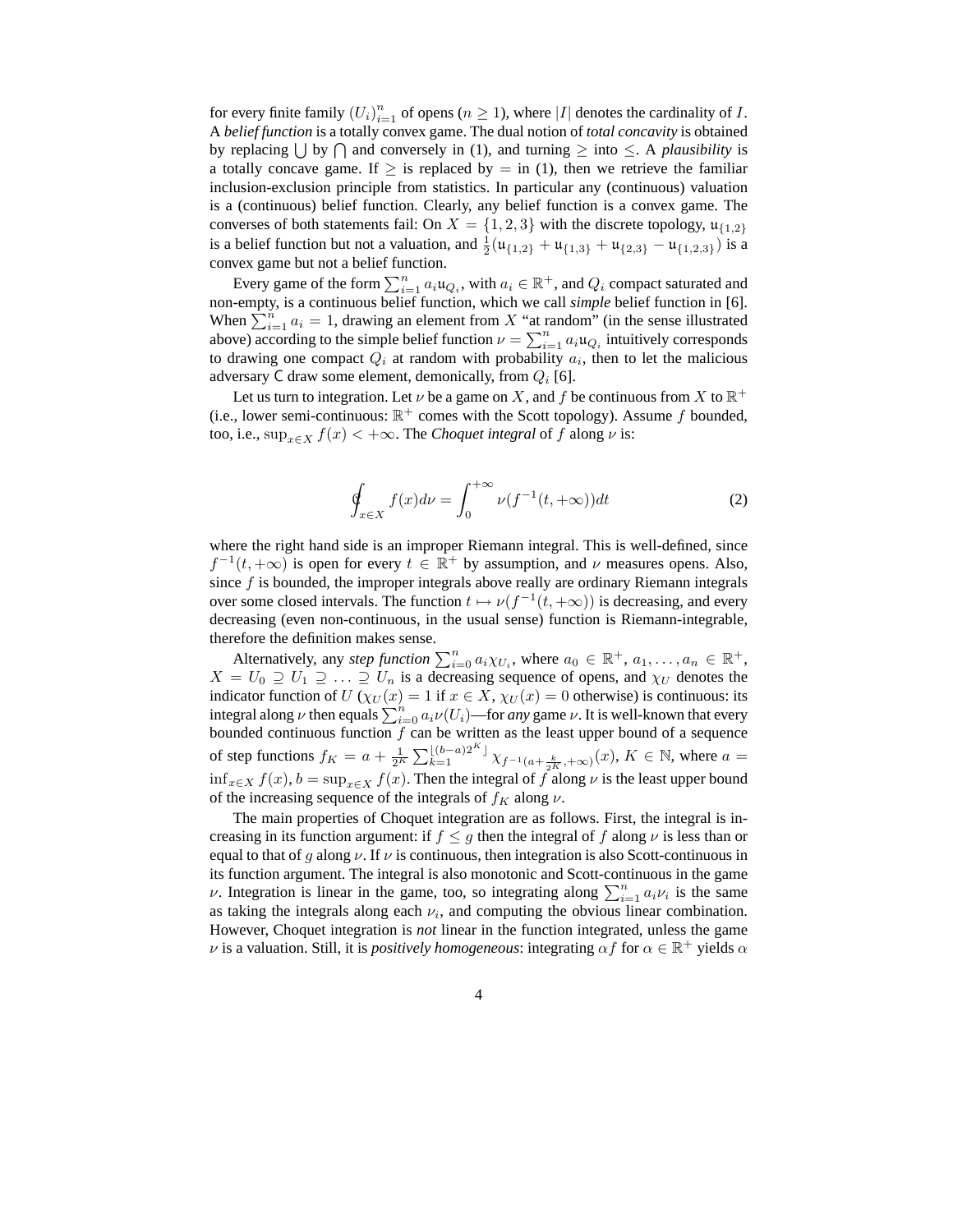for every finite family $(U_i)_{i=1}^n$ of opens ($n \geq 1$), where $|I|$ denotes the cardinality of $I$. A *belief function* is a totally convex game. The dual notion of *total concavity* is obtained by replacing $\bigcup$ by $\bigcap$ and conversely in (1), and turning $\geq$ into $\leq$. A *plausibility* is a totally concave game. If $\geq$ is replaced by $=$ in (1), then we retrieve the familiar inclusion-exclusion principle from statistics. In particular any (continuous) valuation is a (continuous) belief function. Clearly, any belief function is a convex game. The converses of both statements fail: On $X = \{1, 2, 3\}$ with the discrete topology, $\mathfrak{u}_{\{1,2\}}$ is a belief function but not a valuation, and $\frac{1}{2}(\mathfrak{u}_{\{1,2\}} + \mathfrak{u}_{\{1,3\}} + \mathfrak{u}_{\{2,3\}} - \mathfrak{u}_{\{1,2,3\}})$ is a convex game but not a belief function.

Every game of the form $\sum_{i=1}^n a_i \mathfrak{u}_{Q_i}$, with $a_i \in \mathbb{R}^+$, and $Q_i$ compact saturated and non-empty, is a continuous belief function, which we call *simple* belief function in [6]. When $\sum_{i=1}^n a_i = 1$, drawing an element from $X$ "at random" (in the sense illustrated above) according to the simple belief function $\nu = \sum_{i=1}^n a_i \mathfrak{u}_{Q_i}$ intuitively corresponds to drawing one compact $Q_i$ at random with probability $a_i$, then to let the malicious adversary $\mathsf{C}$ draw some element, demonically, from $Q_i$ [6].

Let us turn to integration. Let $\nu$ be a game on $X$, and $f$ be continuous from $X$ to $\mathbb{R}^+$ (i.e., lower semi-continuous: $\mathbb{R}^+$ comes with the Scott topology). Assume $f$ bounded, too, i.e., $\sup_{x \in X} f(x) < +\infty$. The *Choquet integral* of $f$ along $\nu$ is:

$$\oint_{x \in X} f(x) d\nu = \int_0^{+\infty} \nu(f^{-1}(t, +\infty)) dt \tag{2}$$

where the right hand side is an improper Riemann integral. This is well-defined, since $f^{-1}(t, +\infty)$ is open for every $t \in \mathbb{R}^+$ by assumption, and $\nu$ measures opens. Also, since $f$ is bounded, the improper integrals above really are ordinary Riemann integrals over some closed intervals. The function $t \mapsto \nu(f^{-1}(t, +\infty))$ is decreasing, and every decreasing (even non-continuous, in the usual sense) function is Riemann-integrable, therefore the definition makes sense.

Alternatively, any *step function* $\sum_{i=0}^n a_i \chi_{U_i}$, where $a_0 \in \mathbb{R}^+$, $a_1, \ldots, a_n \in \mathbb{R}^+$, $X = U_0 \supseteq U_1 \supseteq \ldots \supseteq U_n$ is a decreasing sequence of opens, and $\chi_U$ denotes the indicator function of $U$ ($\chi_U(x) = 1$ if $x \in X$, $\chi_U(x) = 0$ otherwise) is continuous: its integral along $\nu$ then equals $\sum_{i=0}^n a_i \nu(U_i)$—for *any* game $\nu$. It is well-known that every bounded continuous function $f$ can be written as the least upper bound of a sequence of step functions $f_K = a + \frac{1}{2^K} \sum_{k=1}^{\lfloor (b-a)2^K \rfloor} \chi_{f^{-1}(a + \frac{k}{2^K}, +\infty)}(x)$, $K \in \mathbb{N}$, where $a = \inf_{x \in X} f(x)$, $b = \sup_{x \in X} f(x)$. Then the integral of $f$ along $\nu$ is the least upper bound of the increasing sequence of the integrals of $f_K$ along $\nu$.

The main properties of Choquet integration are as follows. First, the integral is increasing in its function argument: if $f \leq g$ then the integral of $f$ along $\nu$ is less than or equal to that of $g$ along $\nu$. If $\nu$ is continuous, then integration is also Scott-continuous in its function argument. The integral is also monotonic and Scott-continuous in the game $\nu$. Integration is linear in the game, too, so integrating along $\sum_{i=1}^n a_i \nu_i$ is the same as taking the integrals along each $\nu_i$, and computing the obvious linear combination. However, Choquet integration is *not* linear in the function integrated, unless the game $\nu$ is a valuation. Still, it is *positively homogeneous*: integrating $\alpha f$ for $\alpha \in \mathbb{R}^+$ yields $\alpha$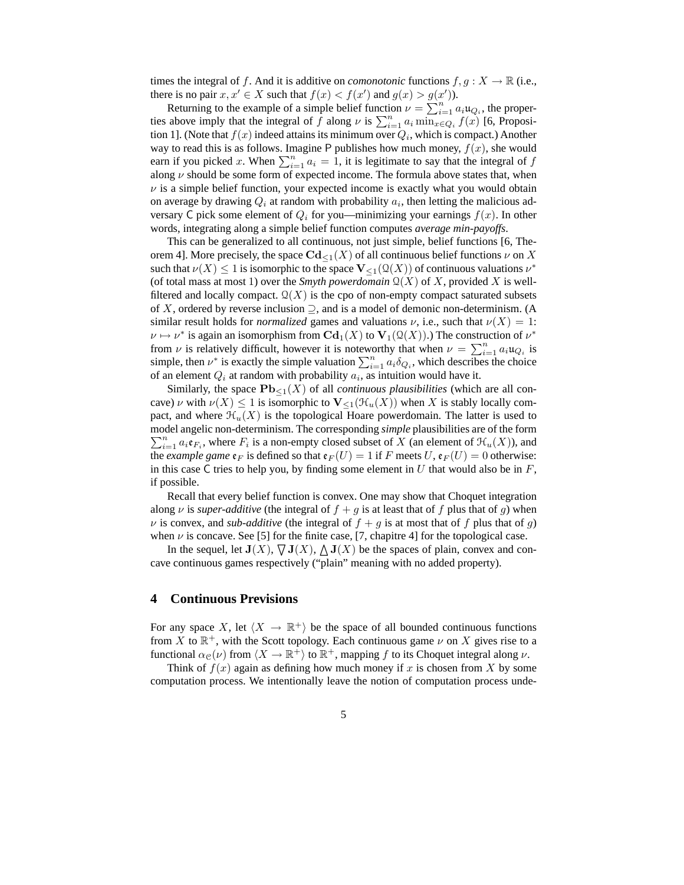times the integral of $f$. And it is additive on *comonotonic* functions $f, g : X \to \mathbb{R}$ (i.e., there is no pair $x, x' \in X$ such that $f(x) < f(x')$ and $g(x) > g(x')$).

Returning to the example of a simple belief function $\nu = \sum_{i=1}^n a_i \mathfrak{u}_{Q_i}$, the properties above imply that the integral of $f$ along $\nu$ is $\sum_{i=1}^n a_i \min_{x \in Q_i} f(x)$ [6, Proposition 1]. (Note that $f(x)$ indeed attains its minimum over $Q_i$, which is compact.) Another way to read this is as follows. Imagine P publishes how much money, $f(x)$, she would earn if you picked $x$. When $\sum_{i=1}^n a_i = 1$, it is legitimate to say that the integral of $f$ along $\nu$ should be some form of expected income. The formula above states that, when $\nu$ is a simple belief function, your expected income is exactly what you would obtain on average by drawing $Q_i$ at random with probability $a_i$, then letting the malicious adversary C pick some element of $Q_i$ for you—minimizing your earnings $f(x)$. In other words, integrating along a simple belief function computes *average min-payoffs*.

This can be generalized to all continuous, not just simple, belief functions [6, Theorem 4]. More precisely, the space $\mathbf{Cd}_{\leq 1}(X)$ of all continuous belief functions $\nu$ on $X$ such that $\nu(X) \leq 1$ is isomorphic to the space $\mathbf{V}_{\leq 1}(\mathcal{Q}(X))$ of continuous valuations $\nu^*$ (of total mass at most 1) over the *Smyth powerdomain* $\mathcal{Q}(X)$ of $X$, provided $X$ is well-filtered and locally compact. $\mathcal{Q}(X)$ is the cpo of non-empty compact saturated subsets of $X$, ordered by reverse inclusion $\supseteq$, and is a model of demonic non-determinism. (A similar result holds for *normalized* games and valuations $\nu$, i.e., such that $\nu(X) = 1$: $\nu \mapsto \nu^*$ is again an isomorphism from $\mathbf{Cd}_1(X)$ to $\mathbf{V}_1(\mathcal{Q}(X))$.) The construction of $\nu^*$ from $\nu$ is relatively difficult, however it is noteworthy that when $\nu = \sum_{i=1}^n a_i \mathfrak{u}_{Q_i}$ is simple, then $\nu^*$ is exactly the simple valuation $\sum_{i=1}^n a_i \delta_{Q_i}$, which describes the choice of an element $Q_i$ at random with probability $a_i$, as intuition would have it.

Similarly, the space $\mathbf{Pb}_{\leq 1}(X)$ of all *continuous plausibilities* (which are all concave) $\nu$ with $\nu(X) \leq 1$ is isomorphic to $\mathbf{V}_{\leq 1}(\mathcal{H}_u(X))$ when $X$ is stably locally compact, and where $\mathcal{H}_u(X)$ is the topological Hoare powerdomain. The latter is used to model angelic non-determinism. The corresponding *simple* plausibilities are of the form $\sum_{i=1}^n a_i \mathfrak{e}_{F_i}$, where $F_i$ is a non-empty closed subset of $X$ (an element of $\mathcal{H}_u(X)$), and the *example game* $\mathfrak{e}_F$ is defined so that $\mathfrak{e}_F(U) = 1$ if $F$ meets $U$, $\mathfrak{e}_F(U) = 0$ otherwise: in this case C tries to help you, by finding some element in $U$ that would also be in $F$, if possible.

Recall that every belief function is convex. One may show that Choquet integration along $\nu$ is *super-additive* (the integral of $f + g$ is at least that of $f$ plus that of $g$) when $\nu$ is convex, and *sub-additive* (the integral of $f + g$ is at most that of $f$ plus that of $g$) when $\nu$ is concave. See [5] for the finite case, [7, chapitre 4] for the topological case.

In the sequel, let $\mathbf{J}(X)$, $\bigtriangledown \mathbf{J}(X)$, $\bigtriangleup \mathbf{J}(X)$ be the spaces of plain, convex and concave continuous games respectively ("plain" meaning with no added property).

## 4 Continuous Previsions

For any space $X$, let $\langle X \to \mathbb{R}^+ \rangle$ be the space of all bounded continuous functions from $X$ to $\mathbb{R}^+$, with the Scott topology. Each continuous game $\nu$ on $X$ gives rise to a functional $\alpha_{\mathcal{C}}(\nu)$ from $\langle X \to \mathbb{R}^+ \rangle$ to $\mathbb{R}^+$, mapping $f$ to its Choquet integral along $\nu$.

Think of $f(x)$ again as defining how much money if $x$ is chosen from $X$ by some computation process. We intentionally leave the notion of computation process unde-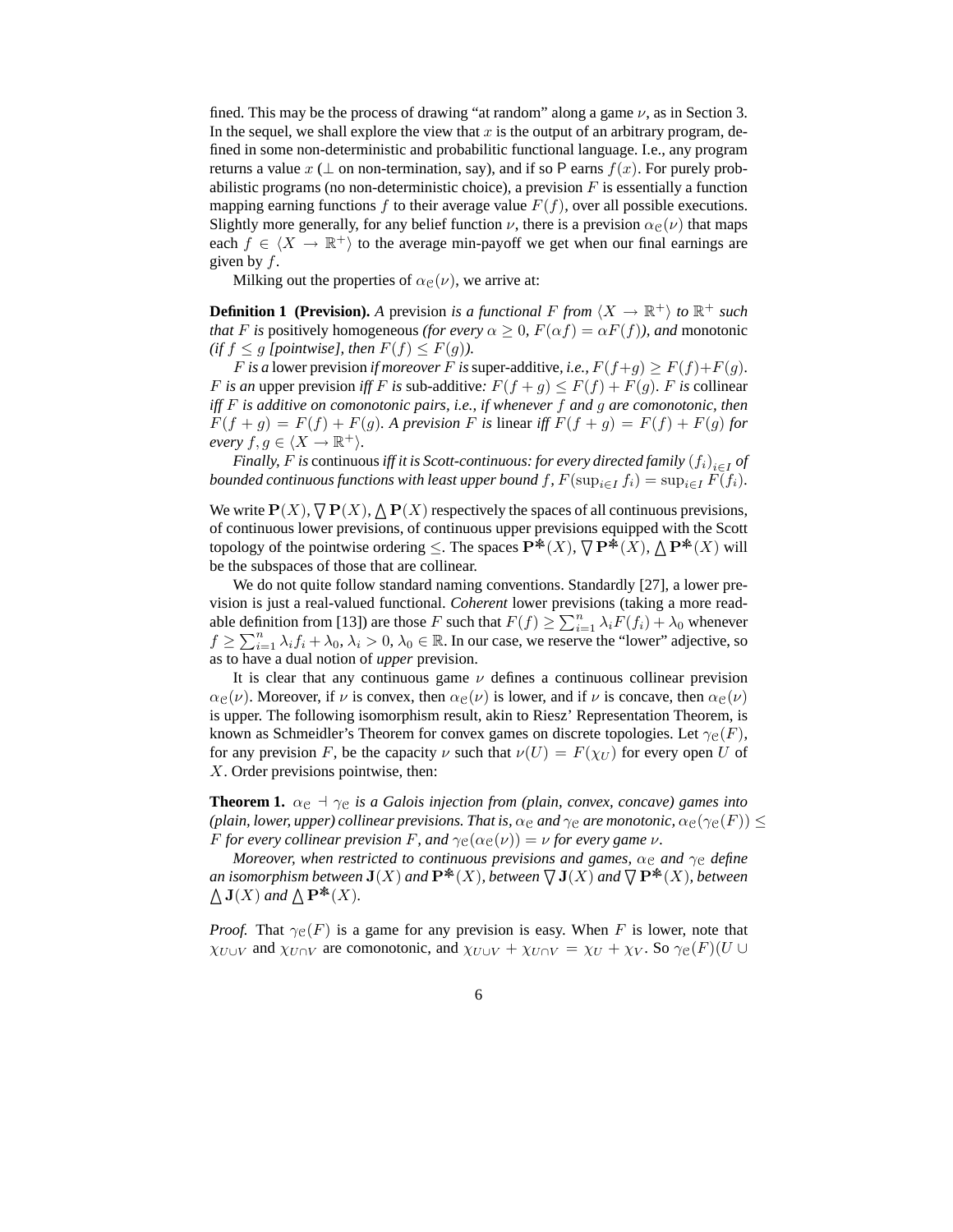fined. This may be the process of drawing "at random" along a game $\nu$, as in Section 3. In the sequel, we shall explore the view that $x$ is the output of an arbitrary program, defined in some non-deterministic and probabilitic functional language. I.e., any program returns a value $x$ ($\bot$ on non-termination, say), and if so P earns $f(x)$. For purely probabilistic programs (no non-deterministic choice), a prevision $F$ is essentially a function mapping earning functions $f$ to their average value $F(f)$, over all possible executions. Slightly more generally, for any belief function $\nu$, there is a prevision $\alpha_{\mathrm{C}}(\nu)$ that maps each $f \in \langle X \to \mathbb{R}^+\rangle$ to the average min-payoff we get when our final earnings are given by $f$.

Milking out the properties of $\alpha_{\mathrm{C}}(\nu)$, we arrive at:

**Definition 1 (Prevision).** *A* prevision *is a functional $F$ from $\langle X \to \mathbb{R}^+\rangle$ to $\mathbb{R}^+$ such that $F$ is* positively homogeneous *(for every $\alpha \geq 0$, $F(\alpha f) = \alpha F(f)$), and* monotonic *(if $f \leq g$ [pointwise], then $F(f) \leq F(g)$).*

*$F$ is a* lower prevision *if moreover $F$ is* super-additive, *i.e., $F(f+g) \geq F(f)+F(g)$. $F$ is an* upper prevision *iff $F$ is* sub-additive*: $F(f+g) \leq F(f)+F(g)$. $F$ is* collinear *iff $F$ is additive on comonotonic pairs, i.e., if whenever $f$ and $g$ are comonotonic, then $F(f+g) = F(f)+F(g)$. A prevision $F$ is* linear *iff $F(f+g) = F(f)+F(g)$ for every $f, g \in \langle X \to \mathbb{R}^+\rangle$.*

*Finally, $F$ is* continuous *iff it is Scott-continuous: for every directed family $(f_i)_{i\in I}$ of bounded continuous functions with least upper bound $f$, $F(\sup_{i\in I} f_i) = \sup_{i\in I} F(f_i)$.*

We write $\mathbf{P}(X)$, $\bigtriangledown\mathbf{P}(X)$, $\bigtriangleup\mathbf{P}(X)$ respectively the spaces of all continuous previsions, of continuous lower previsions, of continuous upper previsions equipped with the Scott topology of the pointwise ordering $\leq$. The spaces $\mathbf{P}^{\divideontimes}(X)$, $\bigtriangledown\mathbf{P}^{\divideontimes}(X)$, $\bigtriangleup\mathbf{P}^{\divideontimes}(X)$ will be the subspaces of those that are collinear.

We do not quite follow standard naming conventions. Standardly [27], a lower prevision is just a real-valued functional. *Coherent* lower previsions (taking a more readable definition from [13]) are those $F$ such that $F(f) \geq \sum_{i=1}^{n} \lambda_i F(f_i) + \lambda_0$ whenever $f \geq \sum_{i=1}^{n} \lambda_i f_i + \lambda_0$, $\lambda_i > 0$, $\lambda_0 \in \mathbb{R}$. In our case, we reserve the "lower" adjective, so as to have a dual notion of *upper* prevision.

It is clear that any continuous game $\nu$ defines a continuous collinear prevision $\alpha_{\mathrm{C}}(\nu)$. Moreover, if $\nu$ is convex, then $\alpha_{\mathrm{C}}(\nu)$ is lower, and if $\nu$ is concave, then $\alpha_{\mathrm{C}}(\nu)$ is upper. The following isomorphism result, akin to Riesz' Representation Theorem, is known as Schmeidler's Theorem for convex games on discrete topologies. Let $\gamma_{\mathrm{C}}(F)$, for any prevision $F$, be the capacity $\nu$ such that $\nu(U) = F(\chi_U)$ for every open $U$ of $X$. Order previsions pointwise, then:

**Theorem 1.** *$\alpha_{\mathrm{C}} \dashv \gamma_{\mathrm{C}}$ is a Galois injection from (plain, convex, concave) games into (plain, lower, upper) collinear previsions. That is, $\alpha_{\mathrm{C}}$ and $\gamma_{\mathrm{C}}$ are monotonic, $\alpha_{\mathrm{C}}(\gamma_{\mathrm{C}}(F)) \leq F$ for every collinear prevision $F$, and $\gamma_{\mathrm{C}}(\alpha_{\mathrm{C}}(\nu)) = \nu$ for every game $\nu$.*

*Moreover, when restricted to continuous previsions and games, $\alpha_{\mathrm{C}}$ and $\gamma_{\mathrm{C}}$ define an isomorphism between $\mathbf{J}(X)$ and $\mathbf{P}^{\divideontimes}(X)$, between $\bigtriangledown\mathbf{J}(X)$ and $\bigtriangledown\mathbf{P}^{\divideontimes}(X)$, between $\bigtriangleup\mathbf{J}(X)$ and $\bigtriangleup\mathbf{P}^{\divideontimes}(X)$.*

*Proof.* That $\gamma_{\mathrm{C}}(F)$ is a game for any prevision is easy. When $F$ is lower, note that $\chi_{U\cup V}$ and $\chi_{U\cap V}$ are comonotonic, and $\chi_{U\cup V} + \chi_{U\cap V} = \chi_U + \chi_V$. So $\gamma_{\mathrm{C}}(F)(U \cup$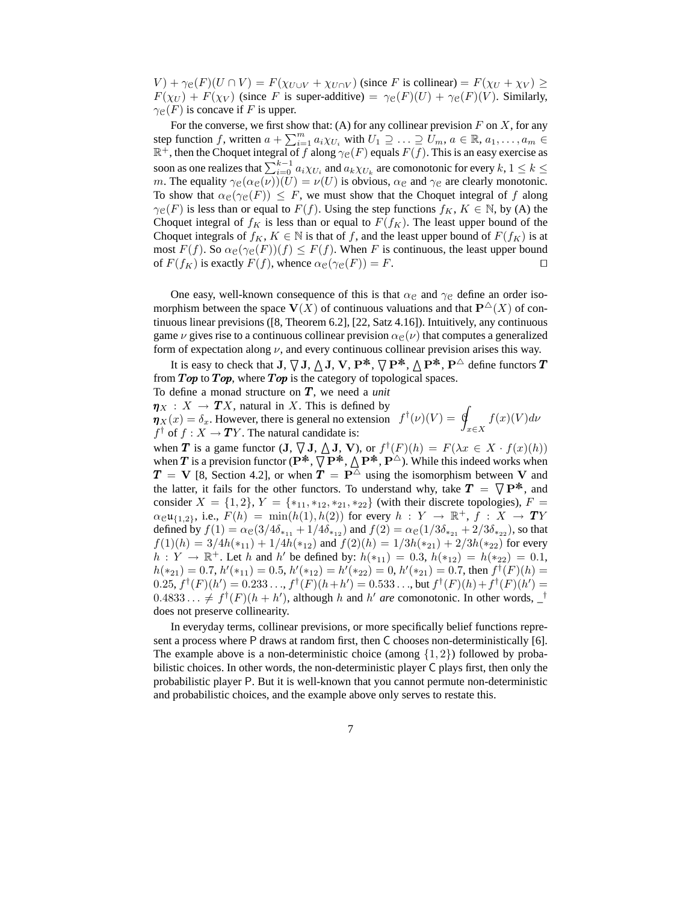$V) + \gamma_{\mathcal{C}}(F)(U \cap V) = F(\chi_{U \cup V} + \chi_{U \cap V})$ (since $F$ is collinear) $= F(\chi_U + \chi_V) \geq F(\chi_U) + F(\chi_V)$ (since $F$ is super-additive) $= \gamma_{\mathcal{C}}(F)(U) + \gamma_{\mathcal{C}}(F)(V)$. Similarly, $\gamma_{\mathcal{C}}(F)$ is concave if $F$ is upper.

For the converse, we first show that: (A) for any collinear prevision $F$ on $X$, for any step function $f$, written $a + \sum_{i=1}^{m} a_i \chi_{U_i}$ with $U_1 \supseteq \ldots \supseteq U_m$, $a \in \mathbb{R}$, $a_1, \ldots, a_m \in \mathbb{R}^+$, then the Choquet integral of $f$ along $\gamma_{\mathcal{C}}(F)$ equals $F(f)$. This is an easy exercise as soon as one realizes that $\sum_{i=0}^{k-1} a_i \chi_{U_i}$ and $a_k \chi_{U_k}$ are comonotonic for every $k$, $1 \leq k \leq m$. The equality $\gamma_{\mathcal{C}}(\alpha_{\mathcal{C}}(\nu))(U) = \nu(U)$ is obvious, $\alpha_{\mathcal{C}}$ and $\gamma_{\mathcal{C}}$ are clearly monotonic. To show that $\alpha_{\mathcal{C}}(\gamma_{\mathcal{C}}(F)) \leq F$, we must show that the Choquet integral of $f$ along $\gamma_{\mathcal{C}}(F)$ is less than or equal to $F(f)$. Using the step functions $f_K$, $K \in \mathbb{N}$, by (A) the Choquet integral of $f_K$ is less than or equal to $F(f_K)$. The least upper bound of the Choquet integrals of $f_K$, $K \in \mathbb{N}$ is that of $f$, and the least upper bound of $F(f_K)$ is at most $F(f)$. So $\alpha_{\mathcal{C}}(\gamma_{\mathcal{C}}(F))(f) \leq F(f)$. When $F$ is continuous, the least upper bound of $F(f_K)$ is exactly $F(f)$, whence $\alpha_{\mathcal{C}}(\gamma_{\mathcal{C}}(F)) = F$. $\square$

One easy, well-known consequence of this is that $\alpha_{\mathcal{C}}$ and $\gamma_{\mathcal{C}}$ define an order isomorphism between the space $\mathbf{V}(X)$ of continuous valuations and that $\mathbf{P}^{\triangle}(X)$ of continuous linear previsions ([8, Theorem 6.2], [22, Satz 4.16]). Intuitively, any continuous game $\nu$ gives rise to a continuous collinear prevision $\alpha_{\mathcal{C}}(\nu)$ that computes a generalized form of expectation along $\nu$, and every continuous collinear prevision arises this way.

It is easy to check that $\mathbf{J}$, $\bigtriangledown \mathbf{J}$, $\bigtriangleup \mathbf{J}$, $\mathbf{V}$, $\mathbf{P}^{*}$, $\bigtriangledown \mathbf{P}^{*}$, $\bigtriangleup \mathbf{P}^{*}$, $\mathbf{P}^{\triangle}$ define functors $\boldsymbol{T}$ from $\boldsymbol{Top}$ to $\boldsymbol{Top}$, where $\boldsymbol{Top}$ is the category of topological spaces.

To define a monad structure on $\boldsymbol{T}$, we need a *unit* $\boldsymbol{\eta}_X : X \to \boldsymbol{T}X$, natural in $X$. This is defined by $\boldsymbol{\eta}_X(x) = \delta_x$. However, there is general no extension $f^{\dagger}$ of $f : X \to \boldsymbol{T}Y$. The natural candidate is:

$$f^{\dagger}(\nu)(V) = \oint_{x \in X} f(x)(V) d\nu$$

when $\boldsymbol{T}$ is a game functor ($\mathbf{J}$, $\bigtriangledown \mathbf{J}$, $\bigtriangleup \mathbf{J}$, $\mathbf{V}$), or $f^{\dagger}(F)(h) = F(\lambda x \in X \cdot f(x)(h))$ when $\boldsymbol{T}$ is a prevision functor ($\mathbf{P}^{*}$, $\bigtriangledown \mathbf{P}^{*}$, $\bigtriangleup \mathbf{P}^{*}$, $\mathbf{P}^{\triangle}$). While this indeed works when $\boldsymbol{T} = \mathbf{V}$ [8, Section 4.2], or when $\boldsymbol{T} = \mathbf{P}^{\triangle}$ using the isomorphism between $\mathbf{V}$ and the latter, it fails for the other functors. To understand why, take $\boldsymbol{T} = \bigtriangledown \mathbf{P}^{*}$, and consider $X = \{1, 2\}$, $Y = \{*_{11}, *_{12}, *_{21}, *_{22}\}$ (with their discrete topologies), $F = \alpha_{\mathcal{C}} \mathfrak{u}_{\{1,2\}}$, i.e., $F(h) = \min(h(1), h(2))$ for every $h : Y \to \mathbb{R}^+$, $f : X \to \boldsymbol{T}Y$ defined by $f(1) = \alpha_{\mathcal{C}}(3/4\delta_{*_{11}} + 1/4\delta_{*_{12}})$ and $f(2) = \alpha_{\mathcal{C}}(1/3\delta_{*_{21}} + 2/3\delta_{*_{22}})$, so that $f(1)(h) = 3/4h(*_{11}) + 1/4h(*_{12})$ and $f(2)(h) = 1/3h(*_{21}) + 2/3h(*_{22})$ for every $h : Y \to \mathbb{R}^+$. Let $h$ and $h'$ be defined by: $h(*_{11}) = 0.3$, $h(*_{12}) = h(*_{22}) = 0.1$, $h(*_{21}) = 0.7$, $h'(*_{11}) = 0.5$, $h'(*_{12}) = h'(*_{22}) = 0$, $h'(*_{21}) = 0.7$, then $f^{\dagger}(F)(h) = 0.25$, $f^{\dagger}(F)(h') = 0.233\ldots$, $f^{\dagger}(F)(h+h') = 0.533\ldots$, but $f^{\dagger}(F)(h) + f^{\dagger}(F)(h') = 0.4833\ldots \neq f^{\dagger}(F)(h + h')$, although $h$ and $h'$ *are* comonotonic. In other words, $\_^{\dagger}$ does not preserve collinearity.

In everyday terms, collinear previsions, or more specifically belief functions represent a process where P draws at random first, then C chooses non-deterministically [6]. The example above is a non-deterministic choice (among $\{1, 2\}$) followed by probabilistic choices. In other words, the non-deterministic player C plays first, then only the probabilistic player P. But it is well-known that you cannot permute non-deterministic and probabilistic choices, and the example above only serves to restate this.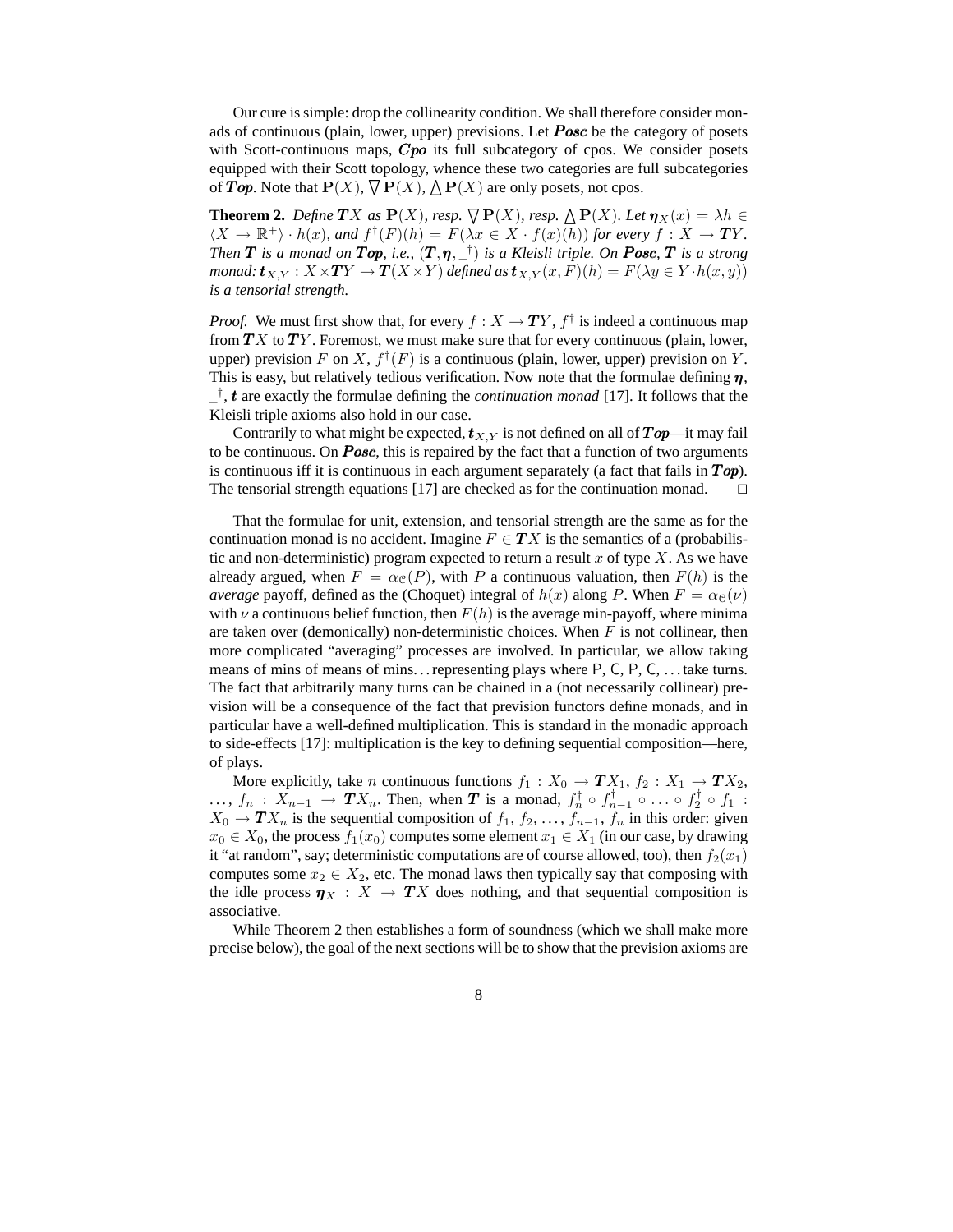Our cure is simple: drop the collinearity condition. We shall therefore consider monads of continuous (plain, lower, upper) previsions. Let ***Posc*** be the category of posets with Scott-continuous maps, ***Cpo*** its full subcategory of cpos. We consider posets equipped with their Scott topology, whence these two categories are full subcategories of ***Top***. Note that $\mathbf{P}(X)$, $\bigtriangledown\mathbf{P}(X)$, $\bigtriangleup\mathbf{P}(X)$ are only posets, not cpos.

**Theorem 2.** *Define* $\boldsymbol{T}X$ *as* $\mathbf{P}(X)$*, resp.* $\bigtriangledown\mathbf{P}(X)$*, resp.* $\bigtriangleup\mathbf{P}(X)$*. Let* $\boldsymbol{\eta}_X(x) = \lambda h \in \langle X \to \mathbb{R}^+\rangle \cdot h(x)$*, and* $f^\dagger(F)(h) = F(\lambda x \in X \cdot f(x)(h))$ *for every* $f : X \to \boldsymbol{T}Y$*. Then* $\boldsymbol{T}$ *is a monad on* ***Top****, i.e.,* $(\boldsymbol{T}, \boldsymbol{\eta}, \_^\dagger)$ *is a Kleisli triple. On* ***Posc****,* $\boldsymbol{T}$ *is a strong monad:* $\boldsymbol{t}_{X,Y} : X \times \boldsymbol{T}Y \to \boldsymbol{T}(X \times Y)$ *defined as* $\boldsymbol{t}_{X,Y}(x, F)(h) = F(\lambda y \in Y \cdot h(x, y))$ *is a tensorial strength.*

*Proof.* We must first show that, for every $f : X \to \boldsymbol{T}Y$, $f^\dagger$ is indeed a continuous map from $\boldsymbol{T}X$ to $\boldsymbol{T}Y$. Foremost, we must make sure that for every continuous (plain, lower, upper) prevision $F$ on $X$, $f^\dagger(F)$ is a continuous (plain, lower, upper) prevision on $Y$. This is easy, but relatively tedious verification. Now note that the formulae defining $\boldsymbol{\eta}$, $\_^\dagger$, $\boldsymbol{t}$ are exactly the formulae defining the *continuation monad* [17]. It follows that the Kleisli triple axioms also hold in our case.

Contrarily to what might be expected, $\boldsymbol{t}_{X,Y}$ is not defined on all of ***Top***—it may fail to be continuous. On ***Posc***, this is repaired by the fact that a function of two arguments is continuous iff it is continuous in each argument separately (a fact that fails in ***Top***). The tensorial strength equations [17] are checked as for the continuation monad. ☐

That the formulae for unit, extension, and tensorial strength are the same as for the continuation monad is no accident. Imagine $F \in \boldsymbol{T}X$ is the semantics of a (probabilistic and non-deterministic) program expected to return a result $x$ of type $X$. As we have already argued, when $F = \alpha_{\mathbb{C}}(P)$, with $P$ a continuous valuation, then $F(h)$ is the *average* payoff, defined as the (Choquet) integral of $h(x)$ along $P$. When $F = \alpha_{\mathbb{C}}(\nu)$ with $\nu$ a continuous belief function, then $F(h)$ is the average min-payoff, where minima are taken over (demonically) non-deterministic choices. When $F$ is not collinear, then more complicated "averaging" processes are involved. In particular, we allow taking means of mins of means of mins... representing plays where P, C, P, C, ... take turns. The fact that arbitrarily many turns can be chained in a (not necessarily collinear) prevision will be a consequence of the fact that prevision functors define monads, and in particular have a well-defined multiplication. This is standard in the monadic approach to side-effects [17]: multiplication is the key to defining sequential composition—here, of plays.

More explicitly, take $n$ continuous functions $f_1 : X_0 \to \boldsymbol{T}X_1$, $f_2 : X_1 \to \boldsymbol{T}X_2$, ..., $f_n : X_{n-1} \to \boldsymbol{T}X_n$. Then, when $\boldsymbol{T}$ is a monad, $f_n^\dagger \circ f_{n-1}^\dagger \circ \ldots \circ f_2^\dagger \circ f_1 : X_0 \to \boldsymbol{T}X_n$ is the sequential composition of $f_1, f_2, \ldots, f_{n-1}, f_n$ in this order: given $x_0 \in X_0$, the process $f_1(x_0)$ computes some element $x_1 \in X_1$ (in our case, by drawing it "at random", say; deterministic computations are of course allowed, too), then $f_2(x_1)$ computes some $x_2 \in X_2$, etc. The monad laws then typically say that composing with the idle process $\boldsymbol{\eta}_X : X \to \boldsymbol{T}X$ does nothing, and that sequential composition is associative.

While Theorem 2 then establishes a form of soundness (which we shall make more precise below), the goal of the next sections will be to show that the prevision axioms are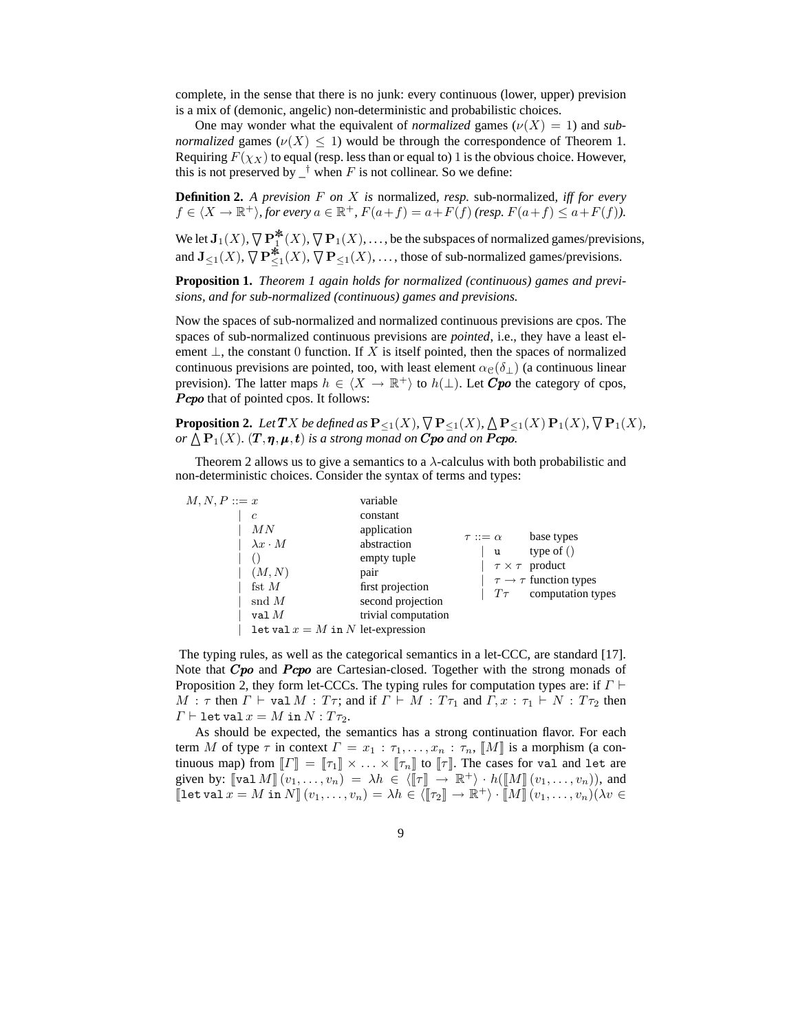complete, in the sense that there is no junk: every continuous (lower, upper) prevision is a mix of (demonic, angelic) non-deterministic and probabilistic choices.

One may wonder what the equivalent of *normalized* games ($\nu(X) = 1$) and *sub-normalized* games ($\nu(X) \leq 1$) would be through the correspondence of Theorem 1. Requiring $F(\chi_X)$ to equal (resp. less than or equal to) 1 is the obvious choice. However, this is not preserved by $\_^\dagger$ when $F$ is not collinear. So we define:

**Definition 2.** *A prevision $F$ on $X$ is* normalized, *resp.* sub-normalized, *iff for every $f \in \langle X \to \mathbb{R}^+\rangle$, for every $a \in \mathbb{R}^+$, $F(a+f) = a+F(f)$ (resp. $F(a+f) \leq a+F(f)$).*

We let $\mathbf{J}_1(X)$, $\bigtriangledown\mathbf{P}^{\maltese}_1(X)$, $\bigtriangledown\mathbf{P}_1(X)$, ..., be the subspaces of normalized games/previsions, and $\mathbf{J}_{\leq 1}(X)$, $\bigtriangledown\mathbf{P}^{\maltese}_{\leq 1}(X)$, $\bigtriangledown\mathbf{P}_{\leq 1}(X)$, ..., those of sub-normalized games/previsions.

**Proposition 1.** *Theorem 1 again holds for normalized (continuous) games and previsions, and for sub-normalized (continuous) games and previsions.*

Now the spaces of sub-normalized and normalized continuous previsions are cpos. The spaces of sub-normalized continuous previsions are *pointed*, i.e., they have a least element $\bot$, the constant 0 function. If $X$ is itself pointed, then the spaces of normalized continuous previsions are pointed, too, with least element $\alpha_{\mathcal{C}}(\delta_\bot)$ (a continuous linear prevision). The latter maps $h \in \langle X \to \mathbb{R}^+\rangle$ to $h(\bot)$. Let ***Cpo*** the category of cpos, ***Pcpo*** that of pointed cpos. It follows:

**Proposition 2.** *Let $\boldsymbol{T}X$ be defined as $\mathbf{P}_{\leq 1}(X)$, $\bigtriangledown\mathbf{P}_{\leq 1}(X)$, $\bigtriangleup\mathbf{P}_{\leq 1}(X)$ $\mathbf{P}_1(X)$, $\bigtriangledown\mathbf{P}_1(X)$, or $\bigtriangleup\mathbf{P}_1(X)$. $(\boldsymbol{T}, \boldsymbol{\eta}, \boldsymbol{\mu}, \boldsymbol{t})$ is a strong monad on **Cpo** and on **Pcpo**.*

Theorem 2 allows us to give a semantics to a $\lambda$-calculus with both probabilistic and non-deterministic choices. Consider the syntax of terms and types:

$$
\begin{array}{lll}
M, N, P ::= & x & \text{variable} \\
| & c & \text{constant} \\
| & MN & \text{application} \\
| & \lambda x \cdot M & \text{abstraction} \\
| & () & \text{empty tuple} \\
| & (M, N) & \text{pair} \\
| & \text{fst } M & \text{first projection} \\
| & \text{snd } M & \text{second projection} \\
| & \mathtt{val}\, M & \text{trivial computation} \\
| & \mathtt{let\,val}\, x = M \,\mathtt{in}\, N & \text{let-expression}
\end{array}
\qquad
\begin{array}{lll}
\tau ::= & \alpha & \text{base types} \\
| & \mathtt{u} & \text{type of } () \\
| & \tau \times \tau & \text{product} \\
| & \tau \to \tau & \text{function types} \\
| & T\tau & \text{computation types}
\end{array}
$$

The typing rules, as well as the categorical semantics in a let-CCC, are standard [17]. Note that ***Cpo*** and ***Pcpo*** are Cartesian-closed. Together with the strong monads of Proposition 2, they form let-CCCs. The typing rules for computation types are: if $\Gamma \vdash M : \tau$ then $\Gamma \vdash \mathtt{val}\, M : T\tau$; and if $\Gamma \vdash M : T\tau_1$ and $\Gamma, x : \tau_1 \vdash N : T\tau_2$ then $\Gamma \vdash \mathtt{let\,val}\, x = M \,\mathtt{in}\, N : T\tau_2$.

As should be expected, the semantics has a strong continuation flavor. For each term $M$ of type $\tau$ in context $\Gamma = x_1 : \tau_1, \ldots, x_n : \tau_n$, $[\![M]\!]$ is a morphism (a continuous map) from $[\![\Gamma]\!] = [\![\tau_1]\!] \times \ldots \times [\![\tau_n]\!]$ to $[\![\tau]\!]$. The cases for `val` and `let` are given by: $[\![\mathtt{val}\, M]\!]\,(v_1, \ldots, v_n) = \lambda h \in \langle [\![\tau]\!] \to \mathbb{R}^+\rangle \cdot h([\![M]\!]\,(v_1, \ldots, v_n))$, and $[\![\mathtt{let\,val}\, x = M \,\mathtt{in}\, N]\!]\,(v_1, \ldots, v_n) = \lambda h \in \langle [\![\tau_2]\!] \to \mathbb{R}^+\rangle \cdot [\![M]\!]\,(v_1, \ldots, v_n)(\lambda v \in$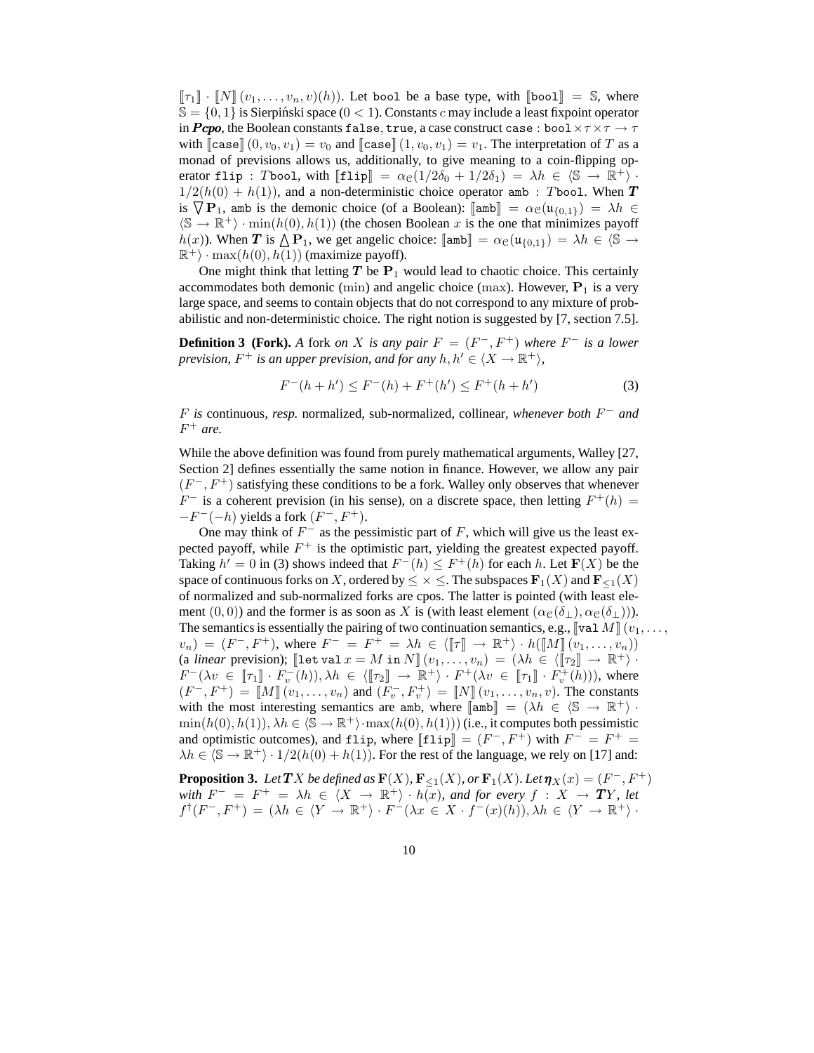$[\![\tau_1]\!] \cdot [\![N]\!] (v_1, \ldots, v_n, v)(h))$. Let `bool` be a base type, with $[\![\texttt{bool}]\!] = \mathbb{S}$, where $\mathbb{S} = \{0, 1\}$ is Sierpiński space ($0 < 1$). Constants $c$ may include a least fixpoint operator in ***Pcpo***, the Boolean constants `false`, `true`, a case construct $\texttt{case} : \texttt{bool} \times \tau \times \tau \to \tau$ with $[\![\texttt{case}]\!] (0, v_0, v_1) = v_0$ and $[\![\texttt{case}]\!] (1, v_0, v_1) = v_1$. The interpretation of $T$ as a monad of previsions allows us, additionally, to give meaning to a coin-flipping operator $\texttt{flip} : T\texttt{bool}$, with $[\![\texttt{flip}]\!] = \alpha_{\mathbb{C}}(1/2\delta_0 + 1/2\delta_1) = \lambda h \in \langle \mathbb{S} \to \mathbb{R}^+ \rangle \cdot 1/2(h(0) + h(1))$, and a non-deterministic choice operator $\texttt{amb} : T\texttt{bool}$. When $\boldsymbol{T}$ is $\bigtriangledown \mathbf{P}_1$, `amb` is the demonic choice (of a Boolean): $[\![\texttt{amb}]\!] = \alpha_{\mathbb{C}}(\mathsf{u}_{\{0,1\}}) = \lambda h \in \langle \mathbb{S} \to \mathbb{R}^+ \rangle \cdot \min(h(0), h(1))$ (the chosen Boolean $x$ is the one that minimizes payoff $h(x)$). When $\boldsymbol{T}$ is $\bigtriangleup \mathbf{P}_1$, we get angelic choice: $[\![\texttt{amb}]\!] = \alpha_{\mathbb{C}}(\mathsf{u}_{\{0,1\}}) = \lambda h \in \langle \mathbb{S} \to \mathbb{R}^+ \rangle \cdot \max(h(0), h(1))$ (maximize payoff).

One might think that letting $\boldsymbol{T}$ be $\mathbf{P}_1$ would lead to chaotic choice. This certainly accommodates both demonic ($\min$) and angelic choice ($\max$). However, $\mathbf{P}_1$ is a very large space, and seems to contain objects that do not correspond to any mixture of probabilistic and non-deterministic choice. The right notion is suggested by [7, section 7.5].

**Definition 3 (Fork).** *A* fork *on $X$ is any pair $F = (F^-, F^+)$ where $F^-$ is a lower prevision, $F^+$ is an upper prevision, and for any $h, h' \in \langle X \to \mathbb{R}^+ \rangle$,*

$$F^-(h + h') \le F^-(h) + F^+(h') \le F^+(h + h') \tag{3}$$

*$F$ is* continuous*, resp.* normalized*,* sub-normalized*,* collinear*, whenever both $F^-$ and $F^+$ are.*

While the above definition was found from purely mathematical arguments, Walley [27, Section 2] defines essentially the same notion in finance. However, we allow any pair $(F^-, F^+)$ satisfying these conditions to be a fork. Walley only observes that whenever $F^-$ is a coherent prevision (in his sense), on a discrete space, then letting $F^+(h) = -F^-(-h)$ yields a fork $(F^-, F^+)$.

One may think of $F^-$ as the pessimistic part of $F$, which will give us the least expected payoff, while $F^+$ is the optimistic part, yielding the greatest expected payoff. Taking $h' = 0$ in (3) shows indeed that $F^-(h) \le F^+(h)$ for each $h$. Let $\mathbf{F}(X)$ be the space of continuous forks on $X$, ordered by $\le \times \le$. The subspaces $\mathbf{F}_1(X)$ and $\mathbf{F}_{\le 1}(X)$ of normalized and sub-normalized forks are cpos. The latter is pointed (with least element $(0, 0)$) and the former is as soon as $X$ is (with least element $(\alpha_{\mathbb{C}}(\delta_\perp), \alpha_{\mathbb{C}}(\delta_\perp))$). The semantics is essentially the pairing of two continuation semantics, e.g., $[\![\texttt{val}\, M]\!] (v_1, \ldots, v_n) = (F^-, F^+)$, where $F^- = F^+ = \lambda h \in \langle [\![\tau]\!] \to \mathbb{R}^+ \rangle \cdot h([\![M]\!] (v_1, \ldots, v_n))$ (a *linear* prevision); $[\![\texttt{let}\,\texttt{val}\, x = M \,\texttt{in}\, N]\!] (v_1, \ldots, v_n) = (\lambda h \in \langle [\![\tau_2]\!] \to \mathbb{R}^+ \rangle \cdot F^-(\lambda v \in [\![\tau_1]\!] \cdot F_v^-(h)), \lambda h \in \langle [\![\tau_2]\!] \to \mathbb{R}^+ \rangle \cdot F^+(\lambda v \in [\![\tau_1]\!] \cdot F_v^+(h)))$, where $(F^-, F^+) = [\![M]\!] (v_1, \ldots, v_n)$ and $(F_v^-, F_v^+) = [\![N]\!] (v_1, \ldots, v_n, v)$. The constants with the most interesting semantics are `amb`, where $[\![\texttt{amb}]\!] = (\lambda h \in \langle \mathbb{S} \to \mathbb{R}^+ \rangle \cdot \min(h(0), h(1)), \lambda h \in \langle \mathbb{S} \to \mathbb{R}^+ \rangle \cdot \max(h(0), h(1)))$ (i.e., it computes both pessimistic and optimistic outcomes), and `flip`, where $[\![\texttt{flip}]\!] = (F^-, F^+)$ with $F^- = F^+ = \lambda h \in \langle \mathbb{S} \to \mathbb{R}^+ \rangle \cdot 1/2(h(0) + h(1))$. For the rest of the language, we rely on [17] and:

**Proposition 3.** *Let $\boldsymbol{T}X$ be defined as $\mathbf{F}(X)$, $\mathbf{F}_{\le 1}(X)$, or $\mathbf{F}_1(X)$. Let $\boldsymbol{\eta}_X(x) = (F^-, F^+)$ with $F^- = F^+ = \lambda h \in \langle X \to \mathbb{R}^+ \rangle \cdot h(x)$, and for every $f : X \to \boldsymbol{T}Y$, let $f^\dagger(F^-, F^+) = (\lambda h \in \langle Y \to \mathbb{R}^+ \rangle \cdot F^-(\lambda x \in X \cdot f^-(x)(h)), \lambda h \in \langle Y \to \mathbb{R}^+ \rangle \cdot$*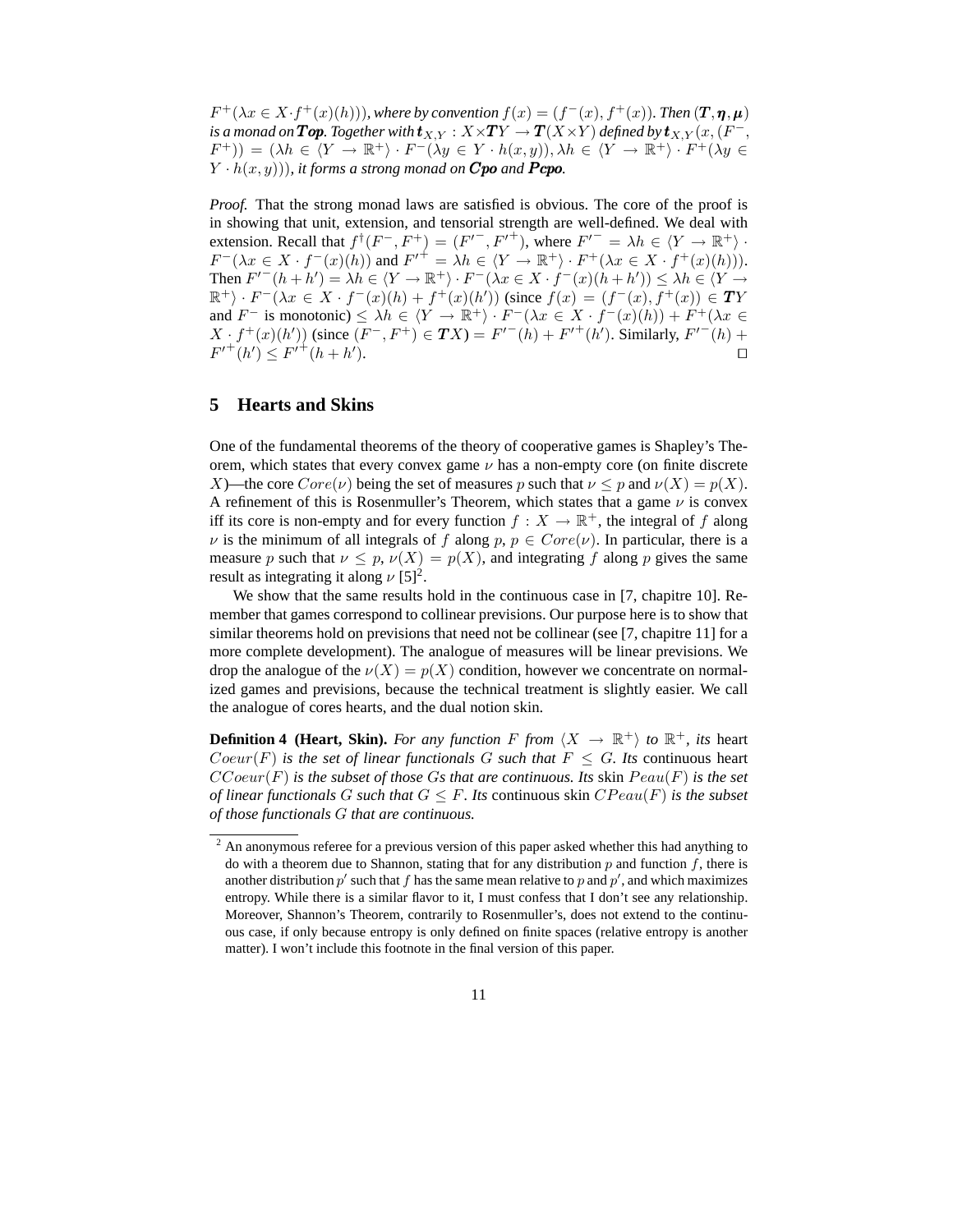$F^+(\lambda x \in X \cdot f^+(x)(h)))$*, where by convention* $f(x) = (f^-(x), f^+(x))$*. Then* $(\boldsymbol{T}, \boldsymbol{\eta}, \boldsymbol{\mu})$ *is a monad on* ***Top****. Together with* $\boldsymbol{t}_{X,Y} : X \times \boldsymbol{T}Y \to \boldsymbol{T}(X \times Y)$ *defined by* $\boldsymbol{t}_{X,Y}(x, (F^-, F^+)) = (\lambda h \in \langle Y \to \mathbb{R}^+ \rangle \cdot F^-(\lambda y \in Y \cdot h(x,y)), \lambda h \in \langle Y \to \mathbb{R}^+ \rangle \cdot F^+(\lambda y \in Y \cdot h(x,y)))$*, it forms a strong monad on* ***Cpo*** *and* ***Pcpo****.*

*Proof.* That the strong monad laws are satisfied is obvious. The core of the proof is in showing that unit, extension, and tensorial strength are well-defined. We deal with extension. Recall that $f^\dagger(F^-, F^+) = (F'^-, F'^+)$, where $F'^- = \lambda h \in \langle Y \to \mathbb{R}^+ \rangle \cdot F^-(\lambda x \in X \cdot f^-(x)(h))$ and $F'^+ = \lambda h \in \langle Y \to \mathbb{R}^+ \rangle \cdot F^+(\lambda x \in X \cdot f^+(x)(h)))$. Then $F'^-(h + h') = \lambda h \in \langle Y \to \mathbb{R}^+ \rangle \cdot F^-(\lambda x \in X \cdot f^-(x)(h + h')) \leq \lambda h \in \langle Y \to \mathbb{R}^+ \rangle \cdot F^-(\lambda x \in X \cdot f^-(x)(h) + f^+(x)(h'))$ (since $f(x) = (f^-(x), f^+(x)) \in \boldsymbol{T}Y$ and $F^-$ is monotonic) $\leq \lambda h \in \langle Y \to \mathbb{R}^+ \rangle \cdot F^-(\lambda x \in X \cdot f^-(x)(h)) + F^+(\lambda x \in X \cdot f^+(x)(h'))$ (since $(F^-, F^+) \in \boldsymbol{T}X$) $= F'^-(h) + F'^+(h')$. Similarly, $F'^-(h) + F'^+(h') \leq F'^+(h + h')$. ☐

## 5 Hearts and Skins

One of the fundamental theorems of the theory of cooperative games is Shapley's Theorem, which states that every convex game $\nu$ has a non-empty core (on finite discrete $X$)—the core $Core(\nu)$ being the set of measures $p$ such that $\nu \leq p$ and $\nu(X) = p(X)$. A refinement of this is Rosenmuller's Theorem, which states that a game $\nu$ is convex iff its core is non-empty and for every function $f : X \to \mathbb{R}^+$, the integral of $f$ along $\nu$ is the minimum of all integrals of $f$ along $p$, $p \in Core(\nu)$. In particular, there is a measure $p$ such that $\nu \leq p$, $\nu(X) = p(X)$, and integrating $f$ along $p$ gives the same result as integrating it along $\nu$ [5][2].

We show that the same results hold in the continuous case in [7, chapitre 10]. Remember that games correspond to collinear previsions. Our purpose here is to show that similar theorems hold on previsions that need not be collinear (see [7, chapitre 11] for a more complete development). The analogue of measures will be linear previsions. We drop the analogue of the $\nu(X) = p(X)$ condition, however we concentrate on normalized games and previsions, because the technical treatment is slightly easier. We call the analogue of cores hearts, and the dual notion skin.

**Definition 4 (Heart, Skin).** *For any function* $F$ *from* $\langle X \to \mathbb{R}^+ \rangle$ *to* $\mathbb{R}^+$*, its* heart $Coeur(F)$ *is the set of linear functionals* $G$ *such that* $F \leq G$*. Its* continuous heart $CCoeur(F)$ *is the subset of those* $G$*s that are continuous. Its* skin $Peau(F)$ *is the set of linear functionals* $G$ *such that* $G \leq F$*. Its* continuous skin $CPeau(F)$ *is the subset of those functionals* $G$ *that are continuous.*

---

[2] An anonymous referee for a previous version of this paper asked whether this had anything to do with a theorem due to Shannon, stating that for any distribution $p$ and function $f$, there is another distribution $p'$ such that $f$ has the same mean relative to $p$ and $p'$, and which maximizes entropy. While there is a similar flavor to it, I must confess that I don't see any relationship. Moreover, Shannon's Theorem, contrarily to Rosenmuller's, does not extend to the continuous case, if only because entropy is only defined on finite spaces (relative entropy is another matter). I won't include this footnote in the final version of this paper.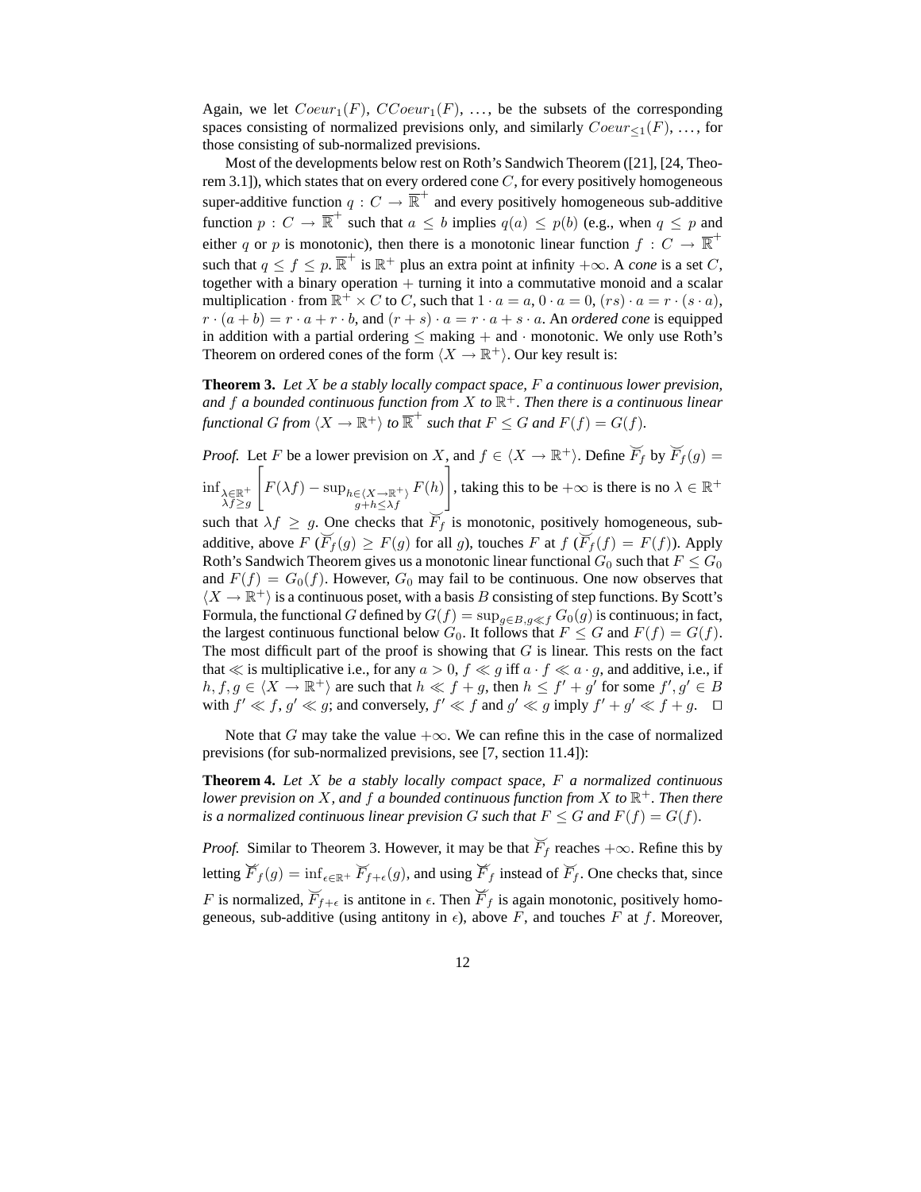Again, we let $Coeur_1(F)$, $CCoeur_1(F)$, …, be the subsets of the corresponding spaces consisting of normalized previsions only, and similarly $Coeur_{\leq 1}(F)$, …, for those consisting of sub-normalized previsions.

Most of the developments below rest on Roth's Sandwich Theorem ([21], [24, Theorem 3.1]), which states that on every ordered cone $C$, for every positively homogeneous super-additive function $q : C \to \overline{\mathbb{R}}^+$ and every positively homogeneous sub-additive function $p : C \to \overline{\mathbb{R}}^+$ such that $a \leq b$ implies $q(a) \leq p(b)$ (e.g., when $q \leq p$ and either $q$ or $p$ is monotonic), then there is a monotonic linear function $f : C \to \overline{\mathbb{R}}^+$ such that $q \leq f \leq p$. $\overline{\mathbb{R}}^+$ is $\mathbb{R}^+$ plus an extra point at infinity $+\infty$. A *cone* is a set $C$, together with a binary operation $+$ turning it into a commutative monoid and a scalar multiplication $\cdot$ from $\mathbb{R}^+ \times C$ to $C$, such that $1 \cdot a = a$, $0 \cdot a = 0$, $(rs) \cdot a = r \cdot (s \cdot a)$, $r \cdot (a + b) = r \cdot a + r \cdot b$, and $(r + s) \cdot a = r \cdot a + s \cdot a$. An *ordered cone* is equipped in addition with a partial ordering $\leq$ making $+$ and $\cdot$ monotonic. We only use Roth's Theorem on ordered cones of the form $\langle X \to \mathbb{R}^+ \rangle$. Our key result is:

**Theorem 3.** *Let $X$ be a stably locally compact space, $F$ a continuous lower prevision, and $f$ a bounded continuous function from $X$ to $\mathbb{R}^+$. Then there is a continuous linear functional $G$ from $\langle X \to \mathbb{R}^+ \rangle$ to $\overline{\mathbb{R}}^+$ such that $F \leq G$ and $F(f) = G(f)$.*

*Proof.* Let $F$ be a lower prevision on $X$, and $f \in \langle X \to \mathbb{R}^+ \rangle$. Define $\breve{F}_f$ by $\breve{F}_f(g) = \inf_{\substack{\lambda \in \mathbb{R}^+ \\ \lambda f \geq g}} \left[ F(\lambda f) - \sup_{\substack{h \in \langle X \to \mathbb{R}^+ \rangle \\ g + h \leq \lambda f}} F(h) \right]$, taking this to be $+\infty$ is there is no $\lambda \in \mathbb{R}^+$ such that $\lambda f \geq g$. One checks that $\breve{F}_f$ is monotonic, positively homogeneous, sub-additive, above $F$ ($\breve{F}_f(g) \geq F(g)$ for all $g$), touches $F$ at $f$ ($\breve{F}_f(f) = F(f)$). Apply Roth's Sandwich Theorem gives us a monotonic linear functional $G_0$ such that $F \leq G_0$ and $F(f) = G_0(f)$. However, $G_0$ may fail to be continuous. One now observes that $\langle X \to \mathbb{R}^+ \rangle$ is a continuous poset, with a basis $B$ consisting of step functions. By Scott's Formula, the functional $G$ defined by $G(f) = \sup_{g \in B, g \ll f} G_0(g)$ is continuous; in fact, the largest continuous functional below $G_0$. It follows that $F \leq G$ and $F(f) = G(f)$. The most difficult part of the proof is showing that $G$ is linear. This rests on the fact that $\ll$ is multiplicative i.e., for any $a > 0$, $f \ll g$ iff $a \cdot f \ll a \cdot g$, and additive, i.e., if $h, f, g \in \langle X \to \mathbb{R}^+ \rangle$ are such that $h \ll f + g$, then $h \leq f' + g'$ for some $f', g' \in B$ with $f' \ll f$, $g' \ll g$; and conversely, $f' \ll f$ and $g' \ll g$ imply $f' + g' \ll f + g$. ☐

Note that $G$ may take the value $+\infty$. We can refine this in the case of normalized previsions (for sub-normalized previsions, see [7, section 11.4]):

**Theorem 4.** *Let $X$ be a stably locally compact space, $F$ a normalized continuous lower prevision on $X$, and $f$ a bounded continuous function from $X$ to $\mathbb{R}^+$. Then there is a normalized continuous linear prevision $G$ such that $F \leq G$ and $F(f) = G(f)$.*

*Proof.* Similar to Theorem 3. However, it may be that $\breve{F}_f$ reaches $+\infty$. Refine this by letting $\breve{\breve{F}}_f(g) = \inf_{\epsilon \in \mathbb{R}^+} \breve{F}_{f+\epsilon}(g)$, and using $\breve{\breve{F}}_f$ instead of $\breve{F}_f$. One checks that, since $F$ is normalized, $\breve{F}_{f+\epsilon}$ is antitone in $\epsilon$. Then $\breve{\breve{F}}_f$ is again monotonic, positively homogeneous, sub-additive (using antitony in $\epsilon$), above $F$, and touches $F$ at $f$. Moreover,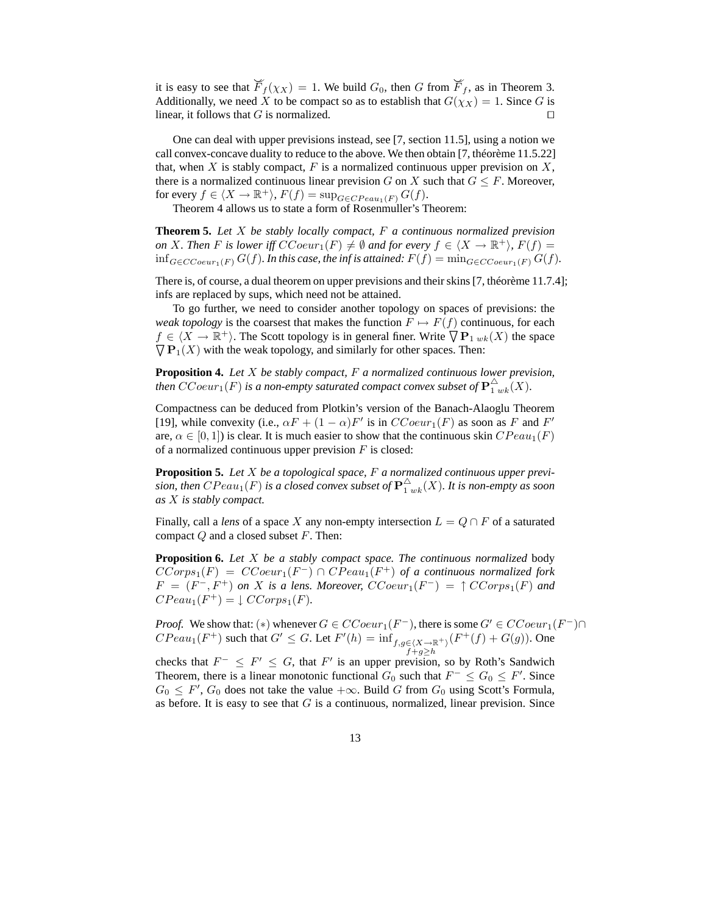it is easy to see that $\breve{F}_f(\chi_X) = 1$. We build $G_0$, then $G$ from $\breve{F}_f$, as in Theorem 3. Additionally, we need $X$ to be compact so as to establish that $G(\chi_X) = 1$. Since $G$ is linear, it follows that $G$ is normalized. □

One can deal with upper previsions instead, see [7, section 11.5], using a notion we call convex-concave duality to reduce to the above. We then obtain [7, théorème 11.5.22] that, when $X$ is stably compact, $F$ is a normalized continuous upper prevision on $X$, there is a normalized continuous linear prevision $G$ on $X$ such that $G \leq F$. Moreover, for every $f \in \langle X \to \mathbb{R}^+ \rangle$, $F(f) = \sup_{G \in CPeau_1(F)} G(f)$.

Theorem 4 allows us to state a form of Rosenmuller's Theorem:

**Theorem 5.** *Let $X$ be stably locally compact, $F$ a continuous normalized prevision on $X$. Then $F$ is lower iff $CCoeur_1(F) \neq \emptyset$ and for every $f \in \langle X \to \mathbb{R}^+ \rangle$, $F(f) = \inf_{G \in CCoeur_1(F)} G(f)$. In this case, the inf is attained: $F(f) = \min_{G \in CCoeur_1(F)} G(f)$.*

There is, of course, a dual theorem on upper previsions and their skins [7, théorème 11.7.4]; infs are replaced by sups, which need not be attained.

To go further, we need to consider another topology on spaces of previsions: the *weak topology* is the coarsest that makes the function $F \mapsto F(f)$ continuous, for each $f \in \langle X \to \mathbb{R}^+ \rangle$. The Scott topology is in general finer. Write $\bigtriangledown \mathbf{P}_{1\,wk}(X)$ the space $\bigtriangledown \mathbf{P}_1(X)$ with the weak topology, and similarly for other spaces. Then:

**Proposition 4.** *Let $X$ be stably compact, $F$ a normalized continuous lower prevision, then $CCoeur_1(F)$ is a non-empty saturated compact convex subset of $\mathbf{P}^{\triangle}_{1\,wk}(X)$.*

Compactness can be deduced from Plotkin's version of the Banach-Alaoglu Theorem [19], while convexity (i.e., $\alpha F + (1 - \alpha) F'$ is in $CCoeur_1(F)$ as soon as $F$ and $F'$ are, $\alpha \in [0, 1]$) is clear. It is much easier to show that the continuous skin $CPeau_1(F)$ of a normalized continuous upper prevision $F$ is closed:

**Proposition 5.** *Let $X$ be a topological space, $F$ a normalized continuous upper prevision, then $CPeau_1(F)$ is a closed convex subset of $\mathbf{P}^{\triangle}_{1\,wk}(X)$. It is non-empty as soon as $X$ is stably compact.*

Finally, call a *lens* of a space $X$ any non-empty intersection $L = Q \cap F$ of a saturated compact $Q$ and a closed subset $F$. Then:

**Proposition 6.** *Let $X$ be a stably compact space. The continuous normalized* body *$CCorps_1(F) = CCoeur_1(F^-) \cap CPeau_1(F^+)$ of a continuous normalized fork $F = (F^-, F^+)$ on $X$ is a lens. Moreover, $CCoeur_1(F^-) = \uparrow CCorps_1(F)$ and $CPeau_1(F^+) = \downarrow CCorps_1(F)$.*

*Proof.* We show that: $(*)$ whenever $G \in CCoeur_1(F^-)$, there is some $G' \in CCoeur_1(F^-) \cap CPeau_1(F^+)$ such that $G' \leq G$. Let $F'(h) = \inf_{\substack{f,g \in \langle X \to \mathbb{R}^+ \rangle \\ f+g \geq h}} (F^+(f) + G(g))$. One checks that $F^- \leq F' \leq G$, that $F'$ is an upper prevision, so by Roth's Sandwich Theorem, there is a linear monotonic functional $G_0$ such that $F^- \leq G_0 \leq F'$. Since $G_0 \leq F'$, $G_0$ does not take the value $+\infty$. Build $G$ from $G_0$ using Scott's Formula, as before. It is easy to see that $G$ is a continuous, normalized, linear prevision. Since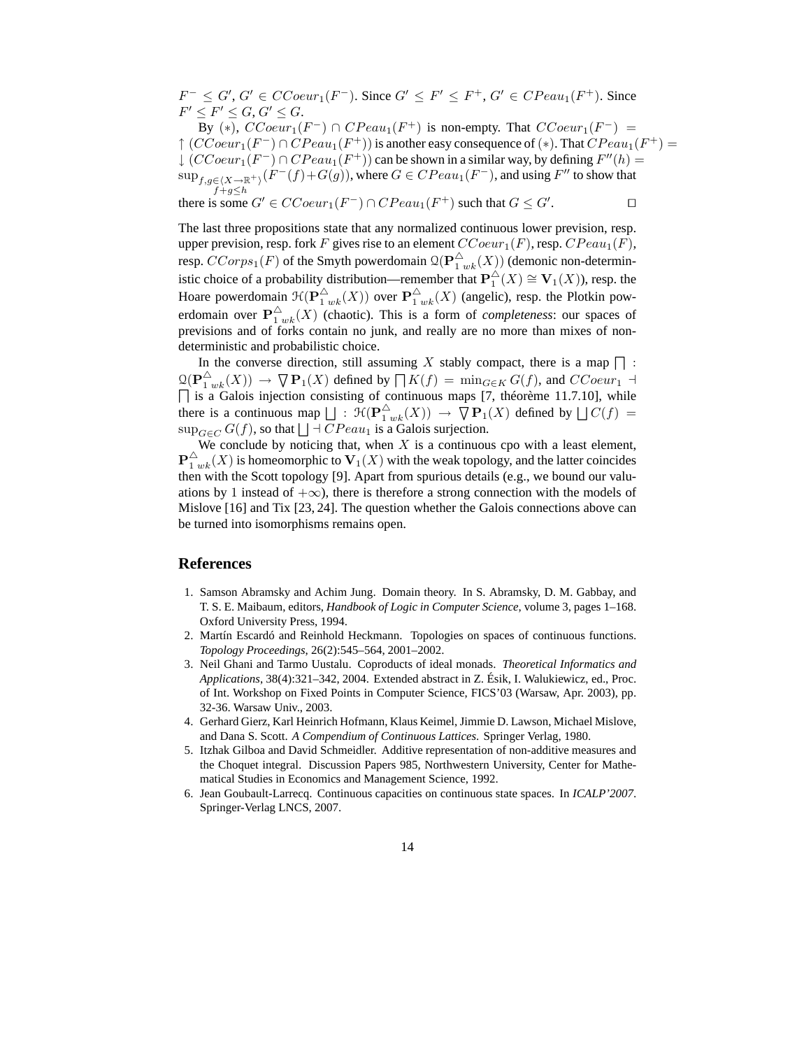$F^- \leq G'$, $G' \in CCoeur_1(F^-)$. Since $G' \leq F' \leq F^+$, $G' \in CPeau_1(F^+)$. Since $F' \leq F' \leq G$, $G' \leq G$.

By $(*)$, $CCoeur_1(F^-) \cap CPeau_1(F^+)$ is non-empty. That $CCoeur_1(F^-) = \uparrow (CCoeur_1(F^-) \cap CPeau_1(F^+))$ is another easy consequence of $(*)$. That $CPeau_1(F^+) = \downarrow (CCoeur_1(F^-) \cap CPeau_1(F^+))$ can be shown in a similar way, by defining $F''(h) = \sup_{\substack{f,g \in \langle X \to \mathbb{R}^+ \rangle \\ f+g \leq h}} (F^-(f) + G(g))$, where $G \in CPeau_1(F^-)$, and using $F''$ to show that there is some $G' \in CCoeur_1(F^-) \cap CPeau_1(F^+)$ such that $G \leq G'$. ☐

The last three propositions state that any normalized continuous lower prevision, resp. upper prevision, resp. fork $F$ gives rise to an element $CCoeur_1(F)$, resp. $CPeau_1(F)$, resp. $CCorps_1(F)$ of the Smyth powerdomain $\mathcal{Q}(\mathbf{P}^{\triangle}_{1\,wk}(X))$ (demonic non-deterministic choice of a probability distribution—remember that $\mathbf{P}^{\triangle}_{1}(X) \cong \mathbf{V}_1(X)$), resp. the Hoare powerdomain $\mathcal{H}(\mathbf{P}^{\triangle}_{1\,wk}(X))$ over $\mathbf{P}^{\triangle}_{1\,wk}(X)$ (angelic), resp. the Plotkin powerdomain over $\mathbf{P}^{\triangle}_{1\,wk}(X)$ (chaotic). This is a form of *completeness*: our spaces of previsions and of forks contain no junk, and really are no more than mixes of non-deterministic and probabilistic choice.

In the converse direction, still assuming $X$ stably compact, there is a map $\bigsqcap : \mathcal{Q}(\mathbf{P}^{\triangle}_{1\,wk}(X)) \to \bigtriangledown \mathbf{P}_1(X)$ defined by $\bigsqcap K(f) = \min_{G \in K} G(f)$, and $CCoeur_1 \dashv \bigsqcap$ is a Galois injection consisting of continuous maps [7, théorème 11.7.10], while there is a continuous map $\bigsqcup : \mathcal{H}(\mathbf{P}^{\triangle}_{1\,wk}(X)) \to \bigtriangledown \mathbf{P}_1(X)$ defined by $\bigsqcup C(f) = \sup_{G \in C} G(f)$, so that $\bigsqcup \dashv CPeau_1$ is a Galois surjection.

We conclude by noticing that, when $X$ is a continuous cpo with a least element, $\mathbf{P}^{\triangle}_{1\,wk}(X)$ is homeomorphic to $\mathbf{V}_1(X)$ with the weak topology, and the latter coincides then with the Scott topology [9]. Apart from spurious details (e.g., we bound our valuations by 1 instead of $+\infty$), there is therefore a strong connection with the models of Mislove [16] and Tix [23, 24]. The question whether the Galois connections above can be turned into isomorphisms remains open.

## References

1. Samson Abramsky and Achim Jung. Domain theory. In S. Abramsky, D. M. Gabbay, and T. S. E. Maibaum, editors, *Handbook of Logic in Computer Science*, volume 3, pages 1–168. Oxford University Press, 1994.
2. Martín Escardó and Reinhold Heckmann. Topologies on spaces of continuous functions. *Topology Proceedings*, 26(2):545–564, 2001–2002.
3. Neil Ghani and Tarmo Uustalu. Coproducts of ideal monads. *Theoretical Informatics and Applications*, 38(4):321–342, 2004. Extended abstract in Z. Ésik, I. Walukiewicz, ed., Proc. of Int. Workshop on Fixed Points in Computer Science, FICS'03 (Warsaw, Apr. 2003), pp. 32-36. Warsaw Univ., 2003.
4. Gerhard Gierz, Karl Heinrich Hofmann, Klaus Keimel, Jimmie D. Lawson, Michael Mislove, and Dana S. Scott. *A Compendium of Continuous Lattices*. Springer Verlag, 1980.
5. Itzhak Gilboa and David Schmeidler. Additive representation of non-additive measures and the Choquet integral. Discussion Papers 985, Northwestern University, Center for Mathematical Studies in Economics and Management Science, 1992.
6. Jean Goubault-Larrecq. Continuous capacities on continuous state spaces. In *ICALP'2007*. Springer-Verlag LNCS, 2007.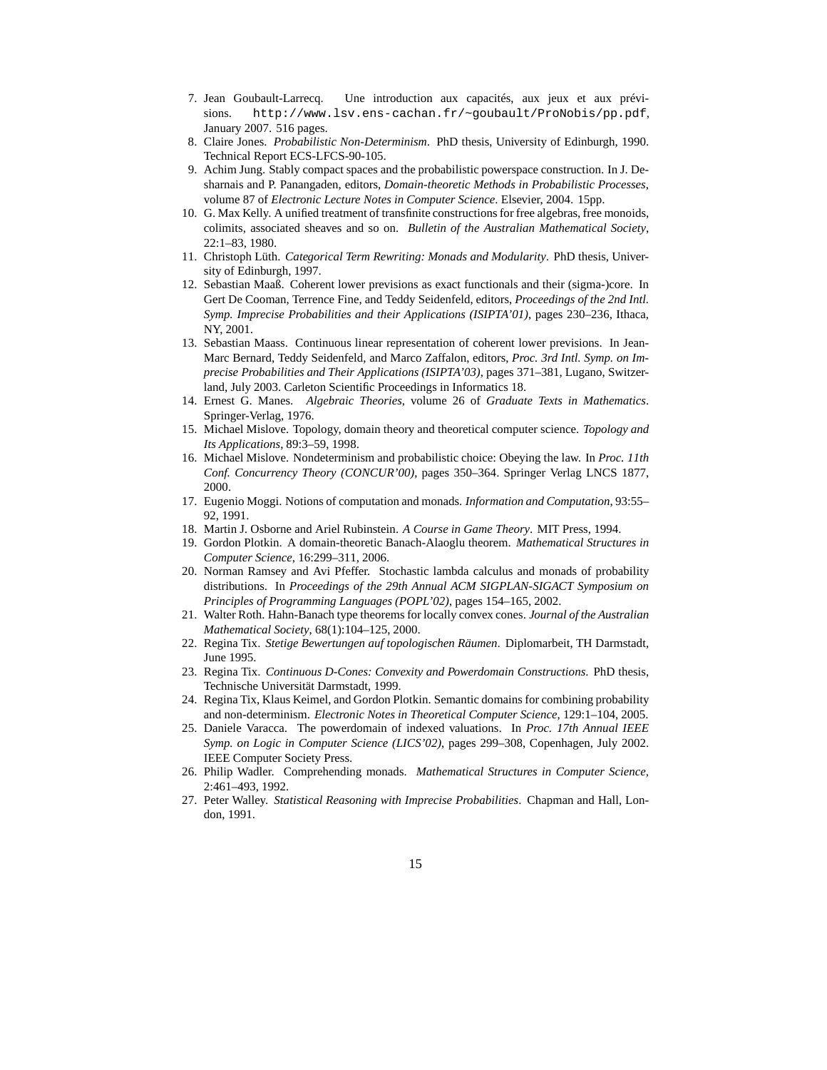7. Jean Goubault-Larrecq. Une introduction aux capacités, aux jeux et aux prévisions. http://www.lsv.ens-cachan.fr/~goubault/ProNobis/pp.pdf, January 2007. 516 pages.
8. Claire Jones. *Probabilistic Non-Determinism*. PhD thesis, University of Edinburgh, 1990. Technical Report ECS-LFCS-90-105.
9. Achim Jung. Stably compact spaces and the probabilistic powerspace construction. In J. Desharnais and P. Panangaden, editors, *Domain-theoretic Methods in Probabilistic Processes*, volume 87 of *Electronic Lecture Notes in Computer Science*. Elsevier, 2004. 15pp.
10. G. Max Kelly. A unified treatment of transfinite constructions for free algebras, free monoids, colimits, associated sheaves and so on. *Bulletin of the Australian Mathematical Society*, 22:1–83, 1980.
11. Christoph Lüth. *Categorical Term Rewriting: Monads and Modularity*. PhD thesis, University of Edinburgh, 1997.
12. Sebastian Maaß. Coherent lower previsions as exact functionals and their (sigma-)core. In Gert De Cooman, Terrence Fine, and Teddy Seidenfeld, editors, *Proceedings of the 2nd Intl. Symp. Imprecise Probabilities and their Applications (ISIPTA'01)*, pages 230–236, Ithaca, NY, 2001.
13. Sebastian Maass. Continuous linear representation of coherent lower previsions. In Jean-Marc Bernard, Teddy Seidenfeld, and Marco Zaffalon, editors, *Proc. 3rd Intl. Symp. on Imprecise Probabilities and Their Applications (ISIPTA'03)*, pages 371–381, Lugano, Switzerland, July 2003. Carleton Scientific Proceedings in Informatics 18.
14. Ernest G. Manes. *Algebraic Theories*, volume 26 of *Graduate Texts in Mathematics*. Springer-Verlag, 1976.
15. Michael Mislove. Topology, domain theory and theoretical computer science. *Topology and Its Applications*, 89:3–59, 1998.
16. Michael Mislove. Nondeterminism and probabilistic choice: Obeying the law. In *Proc. 11th Conf. Concurrency Theory (CONCUR'00)*, pages 350–364. Springer Verlag LNCS 1877, 2000.
17. Eugenio Moggi. Notions of computation and monads. *Information and Computation*, 93:55–92, 1991.
18. Martin J. Osborne and Ariel Rubinstein. *A Course in Game Theory*. MIT Press, 1994.
19. Gordon Plotkin. A domain-theoretic Banach-Alaoglu theorem. *Mathematical Structures in Computer Science*, 16:299–311, 2006.
20. Norman Ramsey and Avi Pfeffer. Stochastic lambda calculus and monads of probability distributions. In *Proceedings of the 29th Annual ACM SIGPLAN-SIGACT Symposium on Principles of Programming Languages (POPL'02)*, pages 154–165, 2002.
21. Walter Roth. Hahn-Banach type theorems for locally convex cones. *Journal of the Australian Mathematical Society*, 68(1):104–125, 2000.
22. Regina Tix. *Stetige Bewertungen auf topologischen Räumen*. Diplomarbeit, TH Darmstadt, June 1995.
23. Regina Tix. *Continuous D-Cones: Convexity and Powerdomain Constructions*. PhD thesis, Technische Universität Darmstadt, 1999.
24. Regina Tix, Klaus Keimel, and Gordon Plotkin. Semantic domains for combining probability and non-determinism. *Electronic Notes in Theoretical Computer Science*, 129:1–104, 2005.
25. Daniele Varacca. The powerdomain of indexed valuations. In *Proc. 17th Annual IEEE Symp. on Logic in Computer Science (LICS'02)*, pages 299–308, Copenhagen, July 2002. IEEE Computer Society Press.
26. Philip Wadler. Comprehending monads. *Mathematical Structures in Computer Science*, 2:461–493, 1992.
27. Peter Walley. *Statistical Reasoning with Imprecise Probabilities*. Chapman and Hall, London, 1991.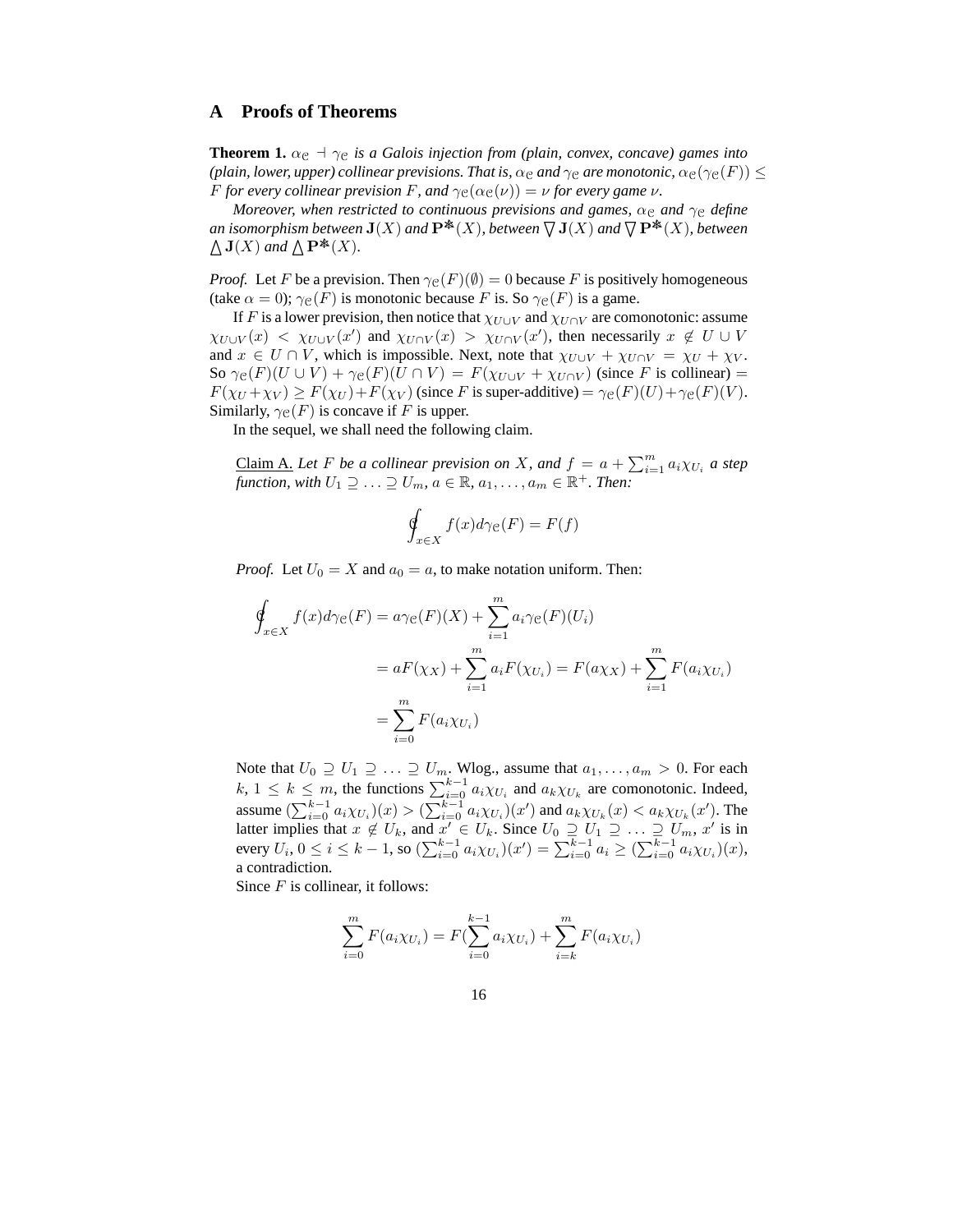## A Proofs of Theorems

**Theorem 1.** *$\alpha_{\mathbb{C}} \dashv \gamma_{\mathbb{C}}$ is a Galois injection from (plain, convex, concave) games into (plain, lower, upper) collinear previsions. That is, $\alpha_{\mathbb{C}}$ and $\gamma_{\mathbb{C}}$ are monotonic, $\alpha_{\mathbb{C}}(\gamma_{\mathbb{C}}(F)) \leq F$ for every collinear prevision $F$, and $\gamma_{\mathbb{C}}(\alpha_{\mathbb{C}}(\nu)) = \nu$ for every game $\nu$.*

*Moreover, when restricted to continuous previsions and games, $\alpha_{\mathbb{C}}$ and $\gamma_{\mathbb{C}}$ define an isomorphism between $\mathbf{J}(X)$ and $\mathbf{P}^{\circledast}(X)$, between $\bigtriangledown \mathbf{J}(X)$ and $\bigtriangledown \mathbf{P}^{\circledast}(X)$, between $\bigtriangleup \mathbf{J}(X)$ and $\bigtriangleup \mathbf{P}^{\circledast}(X)$.*

*Proof.* Let $F$ be a prevision. Then $\gamma_{\mathbb{C}}(F)(\emptyset) = 0$ because $F$ is positively homogeneous (take $\alpha = 0$); $\gamma_{\mathbb{C}}(F)$ is monotonic because $F$ is. So $\gamma_{\mathbb{C}}(F)$ is a game.

If $F$ is a lower prevision, then notice that $\chi_{U \cup V}$ and $\chi_{U \cap V}$ are comonotonic: assume $\chi_{U \cup V}(x) < \chi_{U \cup V}(x')$ and $\chi_{U \cap V}(x) > \chi_{U \cap V}(x')$, then necessarily $x \notin U \cup V$ and $x \in U \cap V$, which is impossible. Next, note that $\chi_{U \cup V} + \chi_{U \cap V} = \chi_U + \chi_V$. So $\gamma_{\mathbb{C}}(F)(U \cup V) + \gamma_{\mathbb{C}}(F)(U \cap V) = F(\chi_{U \cup V} + \chi_{U \cap V})$ (since $F$ is collinear) $= F(\chi_U + \chi_V) \geq F(\chi_U) + F(\chi_V)$ (since $F$ is super-additive) $= \gamma_{\mathbb{C}}(F)(U) + \gamma_{\mathbb{C}}(F)(V)$. Similarly, $\gamma_{\mathbb{C}}(F)$ is concave if $F$ is upper.

In the sequel, we shall need the following claim.

Claim A. *Let $F$ be a collinear prevision on $X$, and $f = a + \sum_{i=1}^{m} a_i \chi_{U_i}$ a step function, with $U_1 \supseteq \ldots \supseteq U_m$, $a \in \mathbb{R}$, $a_1, \ldots, a_m \in \mathbb{R}^+$. Then:*

$$\oint_{x \in X} f(x) d\gamma_{\mathbb{C}}(F) = F(f)$$

*Proof.* Let $U_0 = X$ and $a_0 = a$, to make notation uniform. Then:

$$\begin{aligned}
\oint_{x \in X} f(x) d\gamma_{\mathbb{C}}(F) &= a\gamma_{\mathbb{C}}(F)(X) + \sum_{i=1}^{m} a_i \gamma_{\mathbb{C}}(F)(U_i) \\
&= aF(\chi_X) + \sum_{i=1}^{m} a_i F(\chi_{U_i}) = F(a\chi_X) + \sum_{i=1}^{m} F(a_i \chi_{U_i}) \\
&= \sum_{i=0}^{m} F(a_i \chi_{U_i})
\end{aligned}$$

Note that $U_0 \supseteq U_1 \supseteq \ldots \supseteq U_m$. Wlog., assume that $a_1, \ldots, a_m > 0$. For each $k$, $1 \leq k \leq m$, the functions $\sum_{i=0}^{k-1} a_i \chi_{U_i}$ and $a_k \chi_{U_k}$ are comonotonic. Indeed, assume $(\sum_{i=0}^{k-1} a_i \chi_{U_i})(x) > (\sum_{i=0}^{k-1} a_i \chi_{U_i})(x')$ and $a_k \chi_{U_k}(x) < a_k \chi_{U_k}(x')$. The latter implies that $x \notin U_k$, and $x' \in U_k$. Since $U_0 \supseteq U_1 \supseteq \ldots \supseteq U_m$, $x'$ is in every $U_i$, $0 \leq i \leq k-1$, so $(\sum_{i=0}^{k-1} a_i \chi_{U_i})(x') = \sum_{i=0}^{k-1} a_i \geq (\sum_{i=0}^{k-1} a_i \chi_{U_i})(x)$, a contradiction.

Since $F$ is collinear, it follows:

$$\sum_{i=0}^{m} F(a_i \chi_{U_i}) = F(\sum_{i=0}^{k-1} a_i \chi_{U_i}) + \sum_{i=k}^{m} F(a_i \chi_{U_i})$$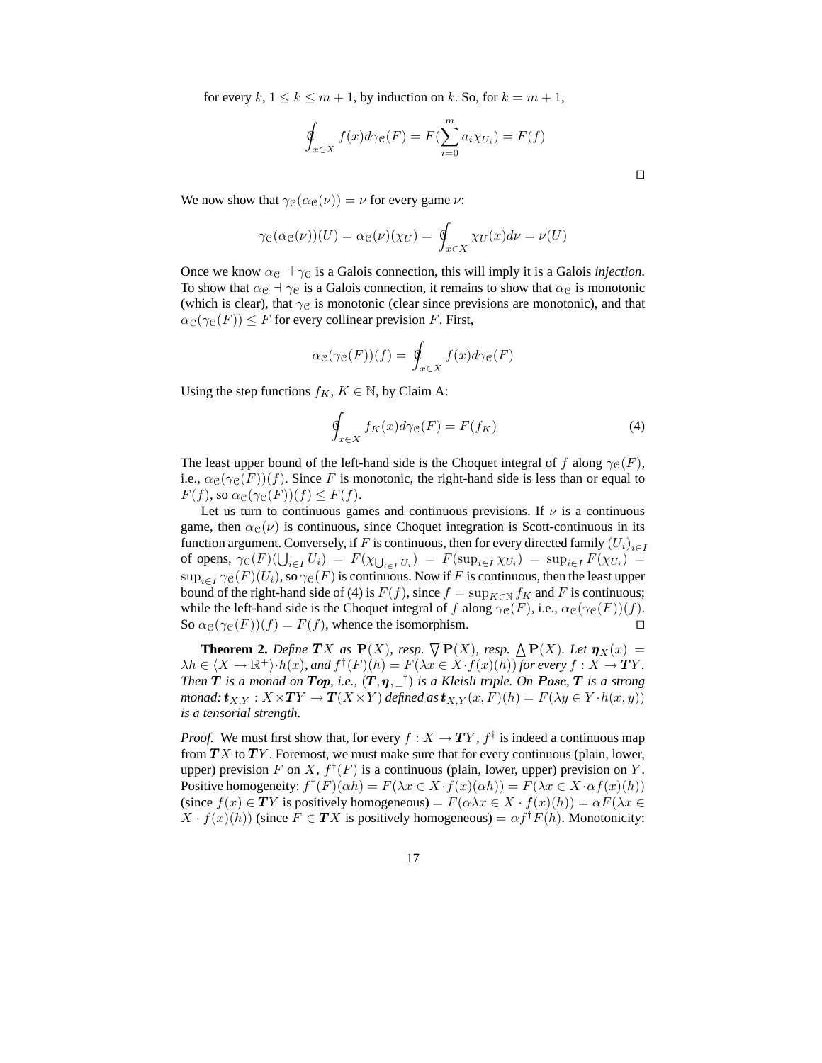for every $k$, $1 \leq k \leq m+1$, by induction on $k$. So, for $k = m+1$,

$$\oint_{x \in X} f(x) d\gamma_{\mathcal{C}}(F) = F(\sum_{i=0}^{m} a_i \chi_{U_i}) = F(f)$$

$\square$

We now show that $\gamma_{\mathcal{C}}(\alpha_{\mathcal{C}}(\nu)) = \nu$ for every game $\nu$:

$$\gamma_{\mathcal{C}}(\alpha_{\mathcal{C}}(\nu))(U) = \alpha_{\mathcal{C}}(\nu)(\chi_U) = \oint_{x \in X} \chi_U(x) d\nu = \nu(U)$$

Once we know $\alpha_{\mathcal{C}} \dashv \gamma_{\mathcal{C}}$ is a Galois connection, this will imply it is a Galois *injection*. To show that $\alpha_{\mathcal{C}} \dashv \gamma_{\mathcal{C}}$ is a Galois connection, it remains to show that $\alpha_{\mathcal{C}}$ is monotonic (which is clear), that $\gamma_{\mathcal{C}}$ is monotonic (clear since previsions are monotonic), and that $\alpha_{\mathcal{C}}(\gamma_{\mathcal{C}}(F)) \leq F$ for every collinear prevision $F$. First,

$$\alpha_{\mathcal{C}}(\gamma_{\mathcal{C}}(F))(f) = \oint_{x \in X} f(x) d\gamma_{\mathcal{C}}(F)$$

Using the step functions $f_K$, $K \in \mathbb{N}$, by Claim A:

$$\oint_{x \in X} f_K(x) d\gamma_{\mathcal{C}}(F) = F(f_K) \tag{4}$$

The least upper bound of the left-hand side is the Choquet integral of $f$ along $\gamma_{\mathcal{C}}(F)$, i.e., $\alpha_{\mathcal{C}}(\gamma_{\mathcal{C}}(F))(f)$. Since $F$ is monotonic, the right-hand side is less than or equal to $F(f)$, so $\alpha_{\mathcal{C}}(\gamma_{\mathcal{C}}(F))(f) \leq F(f)$.

Let us turn to continuous games and continuous previsions. If $\nu$ is a continuous game, then $\alpha_{\mathcal{C}}(\nu)$ is continuous, since Choquet integration is Scott-continuous in its function argument. Conversely, if $F$ is continuous, then for every directed family $(U_i)_{i \in I}$ of opens, $\gamma_{\mathcal{C}}(F)(\bigcup_{i \in I} U_i) = F(\chi_{\bigcup_{i \in I} U_i}) = F(\sup_{i \in I} \chi_{U_i}) = \sup_{i \in I} F(\chi_{U_i}) = \sup_{i \in I} \gamma_{\mathcal{C}}(F)(U_i)$, so $\gamma_{\mathcal{C}}(F)$ is continuous. Now if $F$ is continuous, then the least upper bound of the right-hand side of (4) is $F(f)$, since $f = \sup_{K \in \mathbb{N}} f_K$ and $F$ is continuous; while the left-hand side is the Choquet integral of $f$ along $\gamma_{\mathcal{C}}(F)$, i.e., $\alpha_{\mathcal{C}}(\gamma_{\mathcal{C}}(F))(f)$. So $\alpha_{\mathcal{C}}(\gamma_{\mathcal{C}}(F))(f) = F(f)$, whence the isomorphism. $\square$

**Theorem 2.** *Define $\boldsymbol{T}X$ as $\mathbf{P}(X)$, resp. $\bigtriangledown\mathbf{P}(X)$, resp. $\bigtriangleup\mathbf{P}(X)$. Let $\boldsymbol{\eta}_X(x) = \lambda h \in \langle X \to \mathbb{R}^+ \rangle \cdot h(x)$, and $f^\dagger(F)(h) = F(\lambda x \in X \cdot f(x)(h))$ for every $f : X \to \boldsymbol{T}Y$. Then $\boldsymbol{T}$ is a monad on $\boldsymbol{Top}$, i.e., $(\boldsymbol{T}, \boldsymbol{\eta}, \_^\dagger)$ is a Kleisli triple. On $\boldsymbol{Posc}$, $\boldsymbol{T}$ is a strong monad: $\boldsymbol{t}_{X,Y} : X \times \boldsymbol{T}Y \to \boldsymbol{T}(X \times Y)$ defined as $\boldsymbol{t}_{X,Y}(x, F)(h) = F(\lambda y \in Y \cdot h(x,y))$ is a tensorial strength.*

*Proof.* We must first show that, for every $f : X \to \boldsymbol{T}Y$, $f^\dagger$ is indeed a continuous map from $\boldsymbol{T}X$ to $\boldsymbol{T}Y$. Foremost, we must make sure that for every continuous (plain, lower, upper) prevision $F$ on $X$, $f^\dagger(F)$ is a continuous (plain, lower, upper) prevision on $Y$. Positive homogeneity: $f^\dagger(F)(\alpha h) = F(\lambda x \in X \cdot f(x)(\alpha h)) = F(\lambda x \in X \cdot \alpha f(x)(h))$ (since $f(x) \in \boldsymbol{T}Y$ is positively homogeneous) $= F(\alpha \lambda x \in X \cdot f(x)(h)) = \alpha F(\lambda x \in X \cdot f(x)(h))$ (since $F \in \boldsymbol{T}X$ is positively homogeneous) $= \alpha f^\dagger F(h)$. Monotonicity: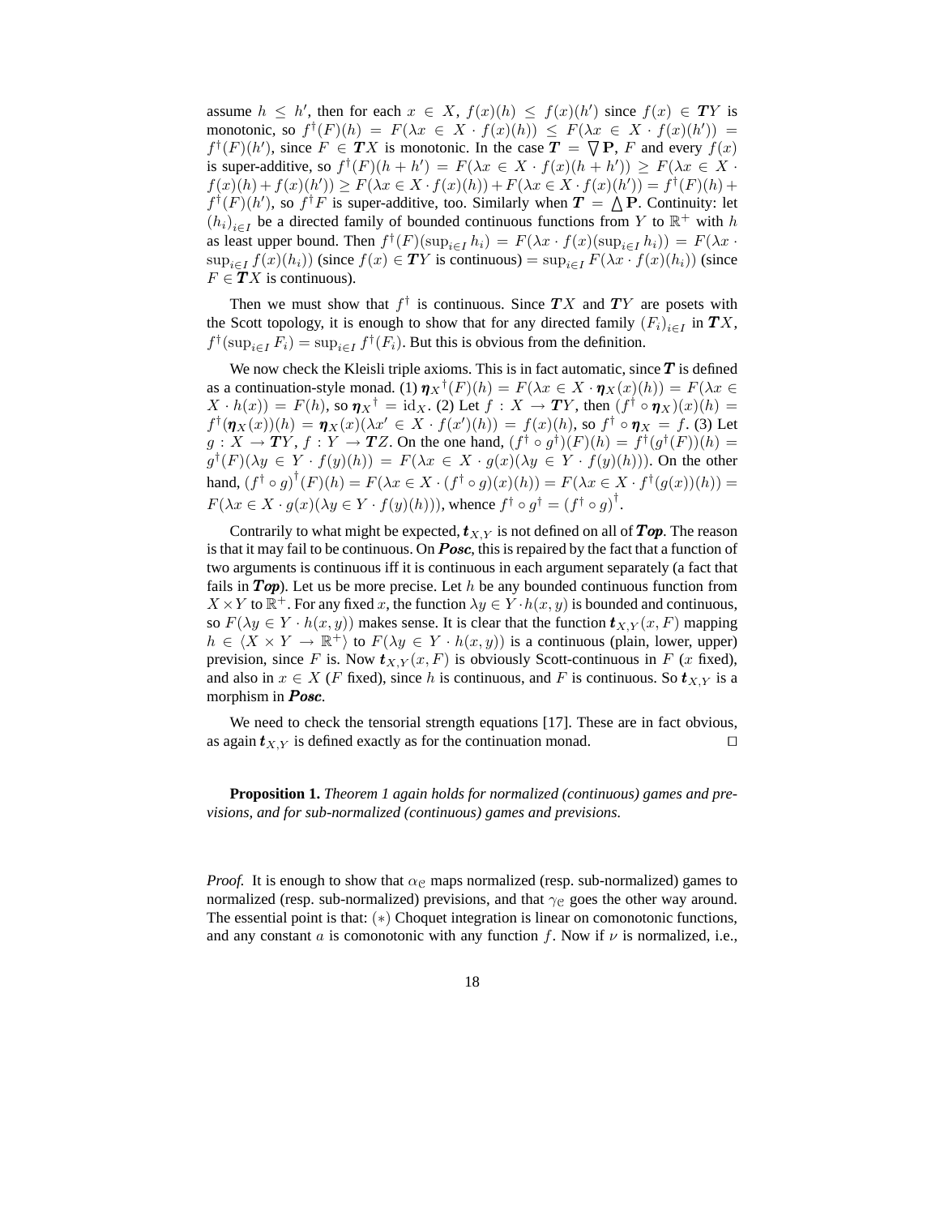assume $h \leq h'$, then for each $x \in X$, $f(x)(h) \leq f(x)(h')$ since $f(x) \in \boldsymbol{T}Y$ is monotonic, so $f^\dagger(F)(h) = F(\lambda x \in X \cdot f(x)(h)) \leq F(\lambda x \in X \cdot f(x)(h')) = f^\dagger(F)(h')$, since $F \in \boldsymbol{T}X$ is monotonic. In the case $\boldsymbol{T} = \bigtriangledown \mathbf{P}$, $F$ and every $f(x)$ is super-additive, so $f^\dagger(F)(h + h') = F(\lambda x \in X \cdot f(x)(h + h')) \geq F(\lambda x \in X \cdot f(x)(h) + f(x)(h')) \geq F(\lambda x \in X \cdot f(x)(h)) + F(\lambda x \in X \cdot f(x)(h')) = f^\dagger(F)(h) + f^\dagger(F)(h')$, so $f^\dagger F$ is super-additive, too. Similarly when $\boldsymbol{T} = \bigtriangleup \mathbf{P}$. Continuity: let $(h_i)_{i \in I}$ be a directed family of bounded continuous functions from $Y$ to $\mathbb{R}^+$ with $h$ as least upper bound. Then $f^\dagger(F)(\sup_{i \in I} h_i) = F(\lambda x \cdot f(x)(\sup_{i \in I} h_i)) = F(\lambda x \cdot \sup_{i \in I} f(x)(h_i))$ (since $f(x) \in \boldsymbol{T}Y$ is continuous) $= \sup_{i \in I} F(\lambda x \cdot f(x)(h_i))$ (since $F \in \boldsymbol{T}X$ is continuous).

Then we must show that $f^\dagger$ is continuous. Since $\boldsymbol{T}X$ and $\boldsymbol{T}Y$ are posets with the Scott topology, it is enough to show that for any directed family $(F_i)_{i \in I}$ in $\boldsymbol{T}X$, $f^\dagger(\sup_{i \in I} F_i) = \sup_{i \in I} f^\dagger(F_i)$. But this is obvious from the definition.

We now check the Kleisli triple axioms. This is in fact automatic, since $\boldsymbol{T}$ is defined as a continuation-style monad. (1) $\boldsymbol{\eta}_X{}^\dagger(F)(h) = F(\lambda x \in X \cdot \boldsymbol{\eta}_X(x)(h)) = F(\lambda x \in X \cdot h(x)) = F(h)$, so $\boldsymbol{\eta}_X{}^\dagger = \mathrm{id}_X$. (2) Let $f : X \to \boldsymbol{T}Y$, then $(f^\dagger \circ \boldsymbol{\eta}_X)(x)(h) = f^\dagger(\boldsymbol{\eta}_X(x))(h) = \boldsymbol{\eta}_X(x)(\lambda x' \in X \cdot f(x')(h)) = f(x)(h)$, so $f^\dagger \circ \boldsymbol{\eta}_X = f$. (3) Let $g : X \to \boldsymbol{T}Y$, $f : Y \to \boldsymbol{T}Z$. On the one hand, $(f^\dagger \circ g^\dagger)(F)(h) = f^\dagger(g^\dagger(F))(h) = g^\dagger(F)(\lambda y \in Y \cdot f(y)(h)) = F(\lambda x \in X \cdot g(x)(\lambda y \in Y \cdot f(y)(h)))$. On the other hand, $(f^\dagger \circ g)^\dagger(F)(h) = F(\lambda x \in X \cdot (f^\dagger \circ g)(x)(h)) = F(\lambda x \in X \cdot f^\dagger(g(x))(h)) = F(\lambda x \in X \cdot g(x)(\lambda y \in Y \cdot f(y)(h)))$, whence $f^\dagger \circ g^\dagger = (f^\dagger \circ g)^\dagger$.

Contrarily to what might be expected, $\boldsymbol{t}_{X,Y}$ is not defined on all of $\boldsymbol{Top}$. The reason is that it may fail to be continuous. On $\boldsymbol{Posc}$, this is repaired by the fact that a function of two arguments is continuous iff it is continuous in each argument separately (a fact that fails in $\boldsymbol{Top}$). Let us be more precise. Let $h$ be any bounded continuous function from $X \times Y$ to $\mathbb{R}^+$. For any fixed $x$, the function $\lambda y \in Y \cdot h(x, y)$ is bounded and continuous, so $F(\lambda y \in Y \cdot h(x, y))$ makes sense. It is clear that the function $\boldsymbol{t}_{X,Y}(x, F)$ mapping $h \in \langle X \times Y \to \mathbb{R}^+\rangle$ to $F(\lambda y \in Y \cdot h(x, y))$ is a continuous (plain, lower, upper) prevision, since $F$ is. Now $\boldsymbol{t}_{X,Y}(x, F)$ is obviously Scott-continuous in $F$ ($x$ fixed), and also in $x \in X$ ($F$ fixed), since $h$ is continuous, and $F$ is continuous. So $\boldsymbol{t}_{X,Y}$ is a morphism in $\boldsymbol{Posc}$.

We need to check the tensorial strength equations [17]. These are in fact obvious, as again $\boldsymbol{t}_{X,Y}$ is defined exactly as for the continuation monad. ☐

**Proposition 1.** *Theorem 1 again holds for normalized (continuous) games and previsions, and for sub-normalized (continuous) games and previsions.*

*Proof.* It is enough to show that $\alpha_{\mathcal{C}}$ maps normalized (resp. sub-normalized) games to normalized (resp. sub-normalized) previsions, and that $\gamma_{\mathcal{C}}$ goes the other way around. The essential point is that: $(*)$ Choquet integration is linear on comonotonic functions, and any constant $a$ is comonotonic with any function $f$. Now if $\nu$ is normalized, i.e.,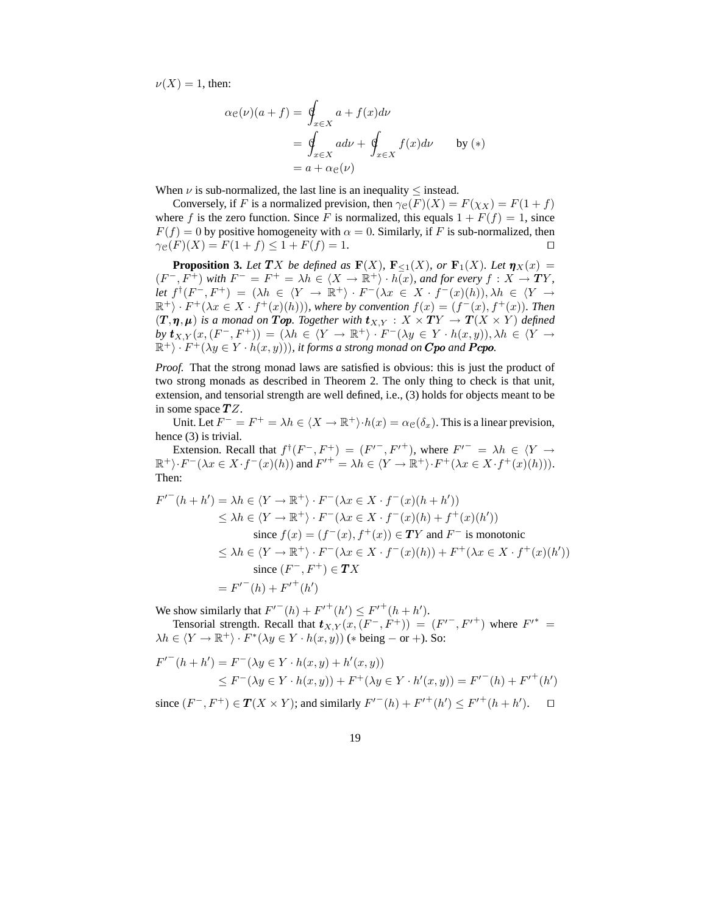$\nu(X) = 1$, then:

$$\begin{aligned}
\alpha_{\mathbb{C}}(\nu)(a+f) &= \oint_{x \in X} a + f(x) d\nu \\
&= \oint_{x \in X} a d\nu + \oint_{x \in X} f(x) d\nu \qquad \text{by } (*) \\
&= a + \alpha_{\mathbb{C}}(\nu)
\end{aligned}$$

When $\nu$ is sub-normalized, the last line is an inequality $\leq$ instead.

Conversely, if $F$ is a normalized prevision, then $\gamma_{\mathbb{C}}(F)(X) = F(\chi_X) = F(1+f)$ where $f$ is the zero function. Since $F$ is normalized, this equals $1 + F(f) = 1$, since $F(f) = 0$ by positive homogeneity with $\alpha = 0$. Similarly, if $F$ is sub-normalized, then $\gamma_{\mathbb{C}}(F)(X) = F(1+f) \leq 1 + F(f) = 1$. ☐

**Proposition 3.** *Let $\boldsymbol{T}X$ be defined as $\mathbf{F}(X)$, $\mathbf{F}_{\leq 1}(X)$, or $\mathbf{F}_1(X)$. Let $\boldsymbol{\eta}_X(x) = (F^-, F^+)$ with $F^- = F^+ = \lambda h \in \langle X \to \mathbb{R}^+ \rangle \cdot h(x)$, and for every $f : X \to \boldsymbol{T}Y$, let $f^\dagger(F^-, F^+) = (\lambda h \in \langle Y \to \mathbb{R}^+ \rangle \cdot F^-(\lambda x \in X \cdot f^-(x)(h)), \lambda h \in \langle Y \to \mathbb{R}^+ \rangle \cdot F^+(\lambda x \in X \cdot f^+(x)(h)))$, where by convention $f(x) = (f^-(x), f^+(x))$. Then $(\boldsymbol{T}, \boldsymbol{\eta}, \boldsymbol{\mu})$ is a monad on $\boldsymbol{Top}$. Together with $\boldsymbol{t}_{X,Y} : X \times \boldsymbol{T}Y \to \boldsymbol{T}(X \times Y)$ defined by $\boldsymbol{t}_{X,Y}(x, (F^-, F^+)) = (\lambda h \in \langle Y \to \mathbb{R}^+ \rangle \cdot F^-(\lambda y \in Y \cdot h(x,y)), \lambda h \in \langle Y \to \mathbb{R}^+ \rangle \cdot F^+(\lambda y \in Y \cdot h(x,y)))$, it forms a strong monad on $\boldsymbol{Cpo}$ and $\boldsymbol{Pcpo}$.*

*Proof.* That the strong monad laws are satisfied is obvious: this is just the product of two strong monads as described in Theorem 2. The only thing to check is that unit, extension, and tensorial strength are well defined, i.e., (3) holds for objects meant to be in some space $\boldsymbol{T}Z$.

Unit. Let $F^- = F^+ = \lambda h \in \langle X \to \mathbb{R}^+ \rangle \cdot h(x) = \alpha_{\mathbb{C}}(\delta_x)$. This is a linear prevision, hence (3) is trivial.

Extension. Recall that $f^\dagger(F^-, F^+) = ({F'}^-, {F'}^+)$, where ${F'}^- = \lambda h \in \langle Y \to \mathbb{R}^+ \rangle \cdot F^-(\lambda x \in X \cdot f^-(x)(h))$ and ${F'}^+ = \lambda h \in \langle Y \to \mathbb{R}^+ \rangle \cdot F^+(\lambda x \in X \cdot f^+(x)(h)))$. Then:

$$\begin{aligned}
{F'}^-(h+h') &= \lambda h \in \langle Y \to \mathbb{R}^+ \rangle \cdot F^-(\lambda x \in X \cdot f^-(x)(h+h')) \\
&\leq \lambda h \in \langle Y \to \mathbb{R}^+ \rangle \cdot F^-(\lambda x \in X \cdot f^-(x)(h) + f^+(x)(h')) \\
&\qquad \text{since } f(x) = (f^-(x), f^+(x)) \in \boldsymbol{T}Y \text{ and } F^- \text{ is monotonic} \\
&\leq \lambda h \in \langle Y \to \mathbb{R}^+ \rangle \cdot F^-(\lambda x \in X \cdot f^-(x)(h)) + F^+(\lambda x \in X \cdot f^+(x)(h')) \\
&\qquad \text{since } (F^-, F^+) \in \boldsymbol{T}X \\
&= {F'}^-(h) + {F'}^+(h')
\end{aligned}$$

We show similarly that ${F'}^-(h) + {F'}^+(h') \leq {F'}^+(h+h')$.

Tensorial strength. Recall that $\boldsymbol{t}_{X,Y}(x, (F^-, F^+)) = ({F'}^-, {F'}^+)$ where ${F'}^* = \lambda h \in \langle Y \to \mathbb{R}^+ \rangle \cdot F^*(\lambda y \in Y \cdot h(x,y))$ ($*$ being $-$ or $+$). So:

$$\begin{aligned}
{F'}^-(h+h') &= F^-(\lambda y \in Y \cdot h(x,y) + h'(x,y)) \\
&\leq F^-(\lambda y \in Y \cdot h(x,y)) + F^+(\lambda y \in Y \cdot h'(x,y)) = {F'}^-(h) + {F'}^+(h')
\end{aligned}$$

since $(F^-, F^+) \in \boldsymbol{T}(X \times Y)$; and similarly ${F'}^-(h) + {F'}^+(h') \leq {F'}^+(h+h')$. ☐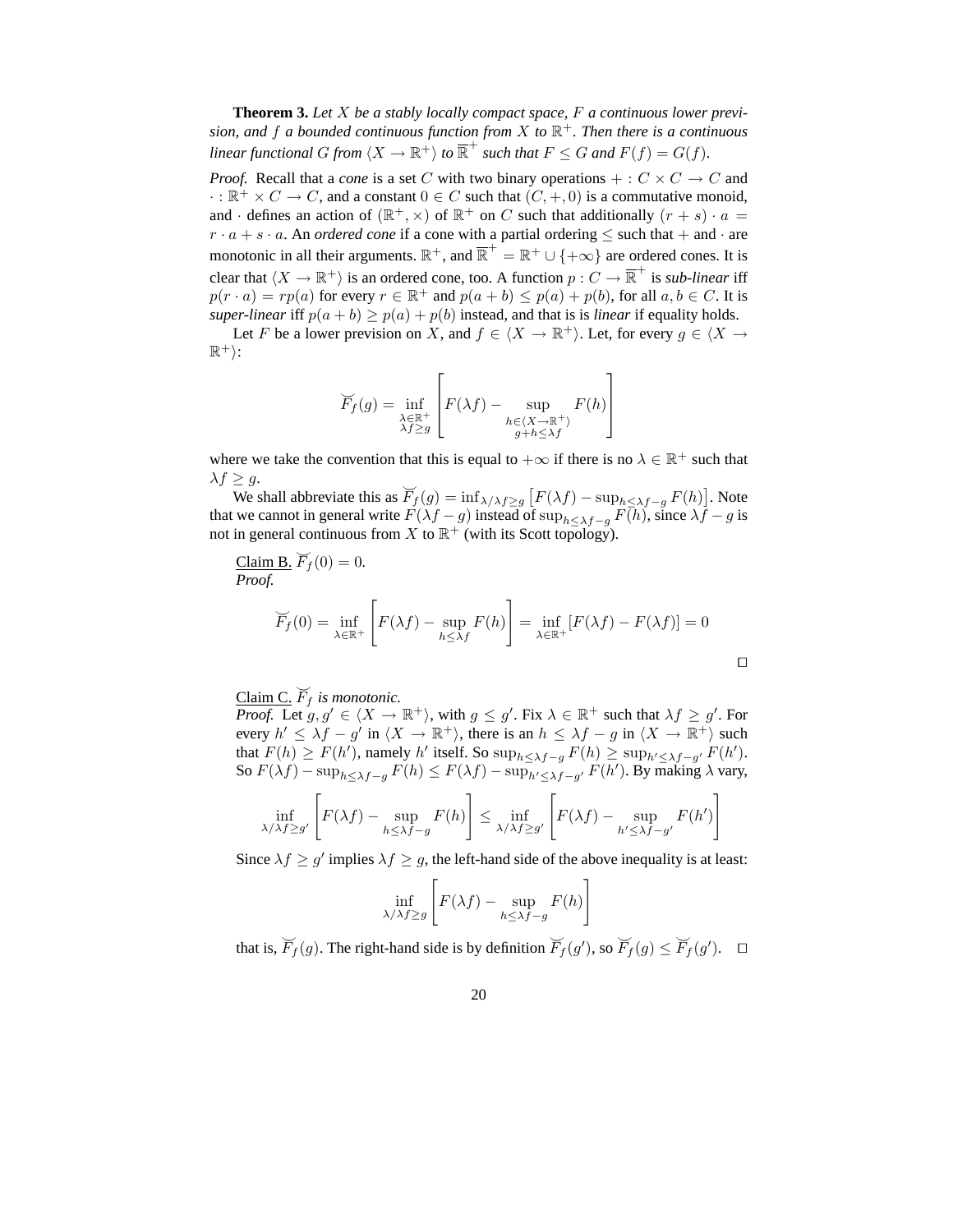**Theorem 3.** *Let $X$ be a stably locally compact space, $F$ a continuous lower prevision, and $f$ a bounded continuous function from $X$ to $\mathbb{R}^+$. Then there is a continuous linear functional $G$ from $\langle X \to \mathbb{R}^+ \rangle$ to $\overline{\mathbb{R}}^+$ such that $F \leq G$ and $F(f) = G(f)$.*

*Proof.* Recall that a *cone* is a set $C$ with two binary operations $+ : C \times C \to C$ and $\cdot : \mathbb{R}^+ \times C \to C$, and a constant $0 \in C$ such that $(C, +, 0)$ is a commutative monoid, and $\cdot$ defines an action of $(\mathbb{R}^+, \times)$ of $\mathbb{R}^+$ on $C$ such that additionally $(r + s) \cdot a = r \cdot a + s \cdot a$. An *ordered cone* if a cone with a partial ordering $\leq$ such that $+$ and $\cdot$ are monotonic in all their arguments. $\mathbb{R}^+$, and $\overline{\mathbb{R}}^+ = \mathbb{R}^+ \cup \{+\infty\}$ are ordered cones. It is clear that $\langle X \to \mathbb{R}^+ \rangle$ is an ordered cone, too. A function $p : C \to \overline{\mathbb{R}}^+$ is *sub-linear* iff $p(r \cdot a) = rp(a)$ for every $r \in \mathbb{R}^+$ and $p(a + b) \leq p(a) + p(b)$, for all $a, b \in C$. It is *super-linear* iff $p(a + b) \geq p(a) + p(b)$ instead, and that is is *linear* if equality holds.

Let $F$ be a lower prevision on $X$, and $f \in \langle X \to \mathbb{R}^+ \rangle$. Let, for every $g \in \langle X \to \mathbb{R}^+ \rangle$:

$$\breve{F}_f(g) = \inf_{\substack{\lambda \in \mathbb{R}^+ \\ \lambda f \geq g}} \left[ F(\lambda f) - \sup_{\substack{h \in \langle X \to \mathbb{R}^+ \rangle \\ g + h \leq \lambda f}} F(h) \right]$$

where we take the convention that this is equal to $+\infty$ if there is no $\lambda \in \mathbb{R}^+$ such that $\lambda f \geq g$.

We shall abbreviate this as $\breve{F}_f(g) = \inf_{\lambda / \lambda f \geq g} \left[ F(\lambda f) - \sup_{h \leq \lambda f - g} F(h) \right]$. Note that we cannot in general write $F(\lambda f - g)$ instead of $\sup_{h \leq \lambda f - g} F(h)$, since $\lambda f - g$ is not in general continuous from $X$ to $\mathbb{R}^+$ (with its Scott topology).

Claim B. $\breve{F}_f(0) = 0$.
*Proof.*

$$\breve{F}_f(0) = \inf_{\lambda \in \mathbb{R}^+} \left[ F(\lambda f) - \sup_{h \leq \lambda f} F(h) \right] = \inf_{\lambda \in \mathbb{R}^+} [F(\lambda f) - F(\lambda f)] = 0$$

□

Claim C. $\breve{F}_f$ *is monotonic.*
*Proof.* Let $g, g' \in \langle X \to \mathbb{R}^+ \rangle$, with $g \leq g'$. Fix $\lambda \in \mathbb{R}^+$ such that $\lambda f \geq g'$. For every $h' \leq \lambda f - g'$ in $\langle X \to \mathbb{R}^+ \rangle$, there is an $h \leq \lambda f - g$ in $\langle X \to \mathbb{R}^+ \rangle$ such that $F(h) \geq F(h')$, namely $h'$ itself. So $\sup_{h \leq \lambda f - g} F(h) \geq \sup_{h' \leq \lambda f - g'} F(h')$. So $F(\lambda f) - \sup_{h \leq \lambda f - g} F(h) \leq F(\lambda f) - \sup_{h' \leq \lambda f - g'} F(h')$. By making $\lambda$ vary,

$$\inf_{\lambda / \lambda f \geq g'} \left[ F(\lambda f) - \sup_{h \leq \lambda f - g} F(h) \right] \leq \inf_{\lambda / \lambda f \geq g'} \left[ F(\lambda f) - \sup_{h' \leq \lambda f - g'} F(h') \right]$$

Since $\lambda f \geq g'$ implies $\lambda f \geq g$, the left-hand side of the above inequality is at least:

$$\inf_{\lambda / \lambda f \geq g} \left[ F(\lambda f) - \sup_{h \leq \lambda f - g} F(h) \right]$$

that is, $\breve{F}_f(g)$. The right-hand side is by definition $\breve{F}_f(g')$, so $\breve{F}_f(g) \leq \breve{F}_f(g')$. □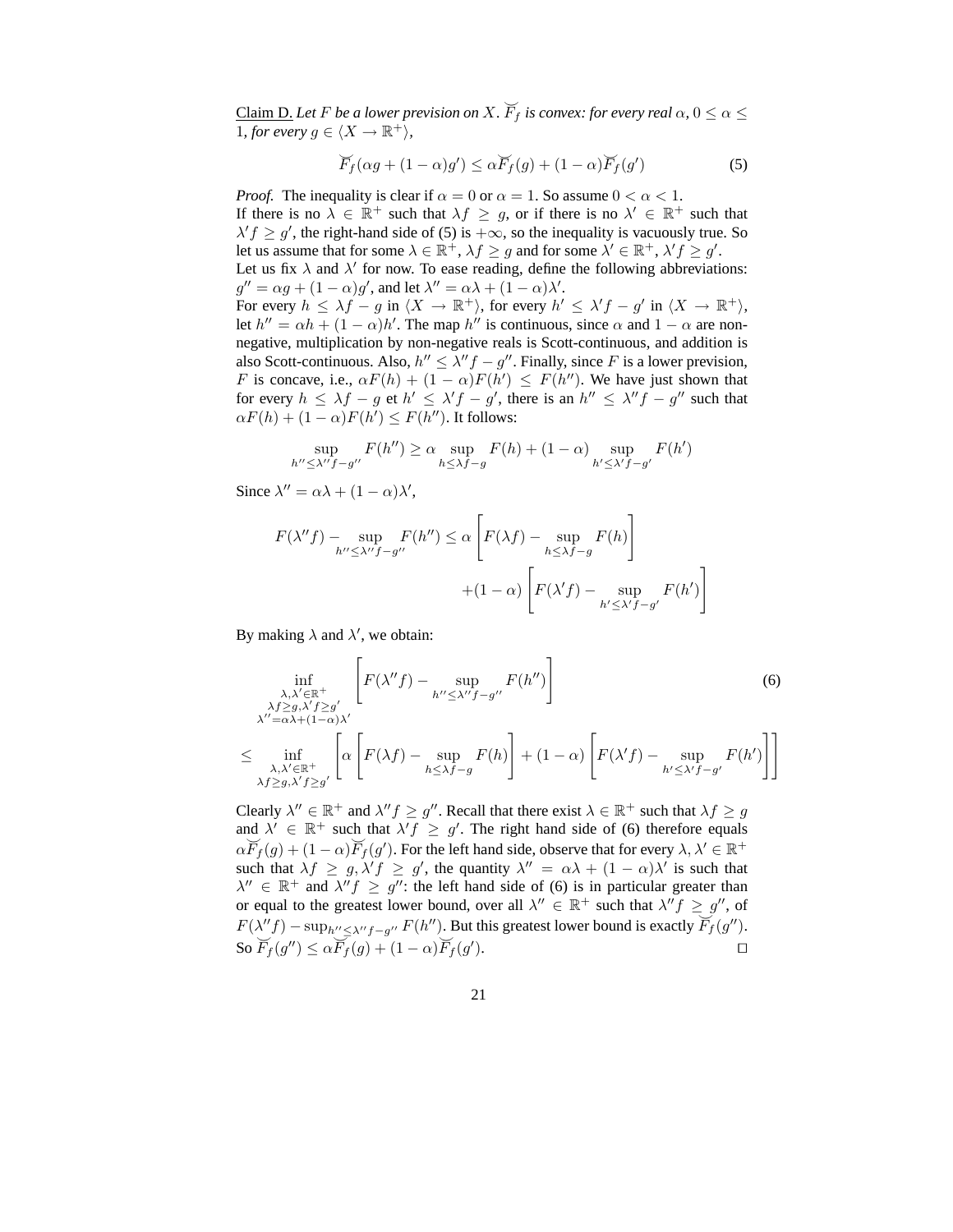<u>Claim D.</u> *Let $F$ be a lower prevision on $X$. $\breve{F}_f$ is convex: for every real $\alpha$, $0 \leq \alpha \leq 1$, for every $g \in \langle X \to \mathbb{R}^+ \rangle$,*

$$\breve{F}_f(\alpha g + (1-\alpha)g') \leq \alpha \breve{F}_f(g) + (1-\alpha)\breve{F}_f(g') \tag{5}$$

*Proof.* The inequality is clear if $\alpha = 0$ or $\alpha = 1$. So assume $0 < \alpha < 1$.
If there is no $\lambda \in \mathbb{R}^+$ such that $\lambda f \geq g$, or if there is no $\lambda' \in \mathbb{R}^+$ such that $\lambda' f \geq g'$, the right-hand side of (5) is $+\infty$, so the inequality is vacuously true. So let us assume that for some $\lambda \in \mathbb{R}^+$, $\lambda f \geq g$ and for some $\lambda' \in \mathbb{R}^+$, $\lambda' f \geq g'$.
Let us fix $\lambda$ and $\lambda'$ for now. To ease reading, define the following abbreviations: $g'' = \alpha g + (1-\alpha)g'$, and let $\lambda'' = \alpha\lambda + (1-\alpha)\lambda'$.
For every $h \leq \lambda f - g$ in $\langle X \to \mathbb{R}^+ \rangle$, for every $h' \leq \lambda' f - g'$ in $\langle X \to \mathbb{R}^+ \rangle$, let $h'' = \alpha h + (1-\alpha)h'$. The map $h''$ is continuous, since $\alpha$ and $1-\alpha$ are non-negative, multiplication by non-negative reals is Scott-continuous, and addition is also Scott-continuous. Also, $h'' \leq \lambda'' f - g''$. Finally, since $F$ is a lower prevision, $F$ is concave, i.e., $\alpha F(h) + (1-\alpha)F(h') \leq F(h'')$. We have just shown that for every $h \leq \lambda f - g$ et $h' \leq \lambda' f - g'$, there is an $h'' \leq \lambda'' f - g''$ such that $\alpha F(h) + (1-\alpha)F(h') \leq F(h'')$. It follows:

$$\sup_{h'' \leq \lambda'' f - g''} F(h'') \geq \alpha \sup_{h \leq \lambda f - g} F(h) + (1-\alpha) \sup_{h' \leq \lambda' f - g'} F(h')$$

Since $\lambda'' = \alpha\lambda + (1-\alpha)\lambda'$,

$$F(\lambda'' f) - \sup_{h'' \leq \lambda'' f - g''} F(h'') \leq \alpha \left[ F(\lambda f) - \sup_{h \leq \lambda f - g} F(h) \right] + (1-\alpha) \left[ F(\lambda' f) - \sup_{h' \leq \lambda' f - g'} F(h') \right]$$

By making $\lambda$ and $\lambda'$, we obtain:

$$\inf_{\substack{\lambda, \lambda' \in \mathbb{R}^+ \\ \lambda f \geq g, \lambda' f \geq g' \\ \lambda'' = \alpha\lambda + (1-\alpha)\lambda'}} \left[ F(\lambda'' f) - \sup_{h'' \leq \lambda'' f - g''} F(h'') \right] \tag{6}$$

$$\leq \inf_{\substack{\lambda, \lambda' \in \mathbb{R}^+ \\ \lambda f \geq g, \lambda' f \geq g'}} \left[ \alpha \left[ F(\lambda f) - \sup_{h \leq \lambda f - g} F(h) \right] + (1-\alpha) \left[ F(\lambda' f) - \sup_{h' \leq \lambda' f - g'} F(h') \right] \right]$$

Clearly $\lambda'' \in \mathbb{R}^+$ and $\lambda'' f \geq g''$. Recall that there exist $\lambda \in \mathbb{R}^+$ such that $\lambda f \geq g$ and $\lambda' \in \mathbb{R}^+$ such that $\lambda' f \geq g'$. The right hand side of (6) therefore equals $\alpha \breve{F}_f(g) + (1-\alpha)\breve{F}_f(g')$. For the left hand side, observe that for every $\lambda, \lambda' \in \mathbb{R}^+$ such that $\lambda f \geq g, \lambda' f \geq g'$, the quantity $\lambda'' = \alpha\lambda + (1-\alpha)\lambda'$ is such that $\lambda'' \in \mathbb{R}^+$ and $\lambda'' f \geq g''$: the left hand side of (6) is in particular greater than or equal to the greatest lower bound, over all $\lambda'' \in \mathbb{R}^+$ such that $\lambda'' f \geq g''$, of $F(\lambda'' f) - \sup_{h'' \leq \lambda'' f - g''} F(h'')$. But this greatest lower bound is exactly $\breve{F}_f(g'')$. So $\breve{F}_f(g'') \leq \alpha \breve{F}_f(g) + (1-\alpha)\breve{F}_f(g')$. ☐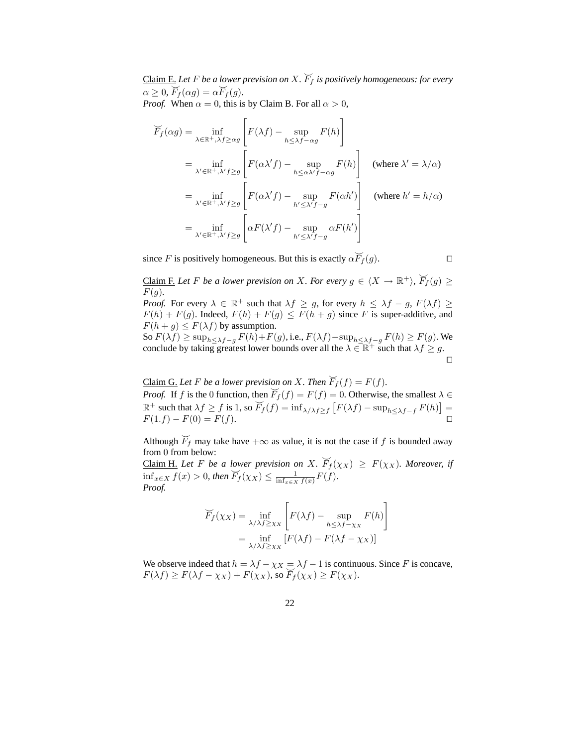Claim E. *Let $F$ be a lower prevision on $X$. $\breve{F}_f$ is positively homogeneous: for every $\alpha \geq 0$, $\breve{F}_f(\alpha g) = \alpha \breve{F}_f(g)$.*

*Proof.* When $\alpha = 0$, this is by Claim B. For all $\alpha > 0$,

$$\begin{aligned}
\breve{F}_f(\alpha g) &= \inf_{\lambda \in \mathbb{R}^+, \lambda f \geq \alpha g} \left[ F(\lambda f) - \sup_{h \leq \lambda f - \alpha g} F(h) \right] \\
&= \inf_{\lambda' \in \mathbb{R}^+, \lambda' f \geq g} \left[ F(\alpha \lambda' f) - \sup_{h \leq \alpha \lambda' f - \alpha g} F(h) \right] \quad \text{(where } \lambda' = \lambda/\alpha\text{)} \\
&= \inf_{\lambda' \in \mathbb{R}^+, \lambda' f \geq g} \left[ F(\alpha \lambda' f) - \sup_{h' \leq \lambda' f - g} F(\alpha h') \right] \quad \text{(where } h' = h/\alpha\text{)} \\
&= \inf_{\lambda' \in \mathbb{R}^+, \lambda' f \geq g} \left[ \alpha F(\lambda' f) - \sup_{h' \leq \lambda' f - g} \alpha F(h') \right]
\end{aligned}$$

since $F$ is positively homogeneous. But this is exactly $\alpha \breve{F}_f(g)$. $\square$

Claim F. *Let $F$ be a lower prevision on $X$. For every $g \in \langle X \to \mathbb{R}^+ \rangle$, $\breve{F}_f(g) \geq F(g)$.*

*Proof.* For every $\lambda \in \mathbb{R}^+$ such that $\lambda f \geq g$, for every $h \leq \lambda f - g$, $F(\lambda f) \geq F(h) + F(g)$. Indeed, $F(h) + F(g) \leq F(h + g)$ since $F$ is super-additive, and $F(h + g) \leq F(\lambda f)$ by assumption.

So $F(\lambda f) \geq \sup_{h \leq \lambda f - g} F(h) + F(g)$, i.e., $F(\lambda f) - \sup_{h \leq \lambda f - g} F(h) \geq F(g)$. We conclude by taking greatest lower bounds over all the $\lambda \in \mathbb{R}^+$ such that $\lambda f \geq g$. $\square$

Claim G. *Let $F$ be a lower prevision on $X$. Then $\breve{F}_f(f) = F(f)$.*

*Proof.* If $f$ is the $0$ function, then $\breve{F}_f(f) = F(f) = 0$. Otherwise, the smallest $\lambda \in \mathbb{R}^+$ such that $\lambda f \geq f$ is 1, so $\breve{F}_f(f) = \inf_{\lambda / \lambda f \geq f} \left[ F(\lambda f) - \sup_{h \leq \lambda f - f} F(h) \right] = F(1.f) - F(0) = F(f)$. $\square$

Although $\breve{F}_f$ may take have $+\infty$ as value, it is not the case if $f$ is bounded away from $0$ from below:

Claim H. *Let $F$ be a lower prevision on $X$. $\breve{F}_f(\chi_X) \geq F(\chi_X)$. Moreover, if $\inf_{x \in X} f(x) > 0$, then $\breve{F}_f(\chi_X) \leq \frac{1}{\inf_{x \in X} f(x)} F(f)$.*

*Proof.*

$$\begin{aligned}
\breve{F}_f(\chi_X) &= \inf_{\lambda / \lambda f \geq \chi_X} \left[ F(\lambda f) - \sup_{h \leq \lambda f - \chi_X} F(h) \right] \\
&= \inf_{\lambda / \lambda f \geq \chi_X} \left[ F(\lambda f) - F(\lambda f - \chi_X) \right]
\end{aligned}$$

We observe indeed that $h = \lambda f - \chi_X = \lambda f - 1$ is continuous. Since $F$ is concave, $F(\lambda f) \geq F(\lambda f - \chi_X) + F(\chi_X)$, so $\breve{F}_f(\chi_X) \geq F(\chi_X)$.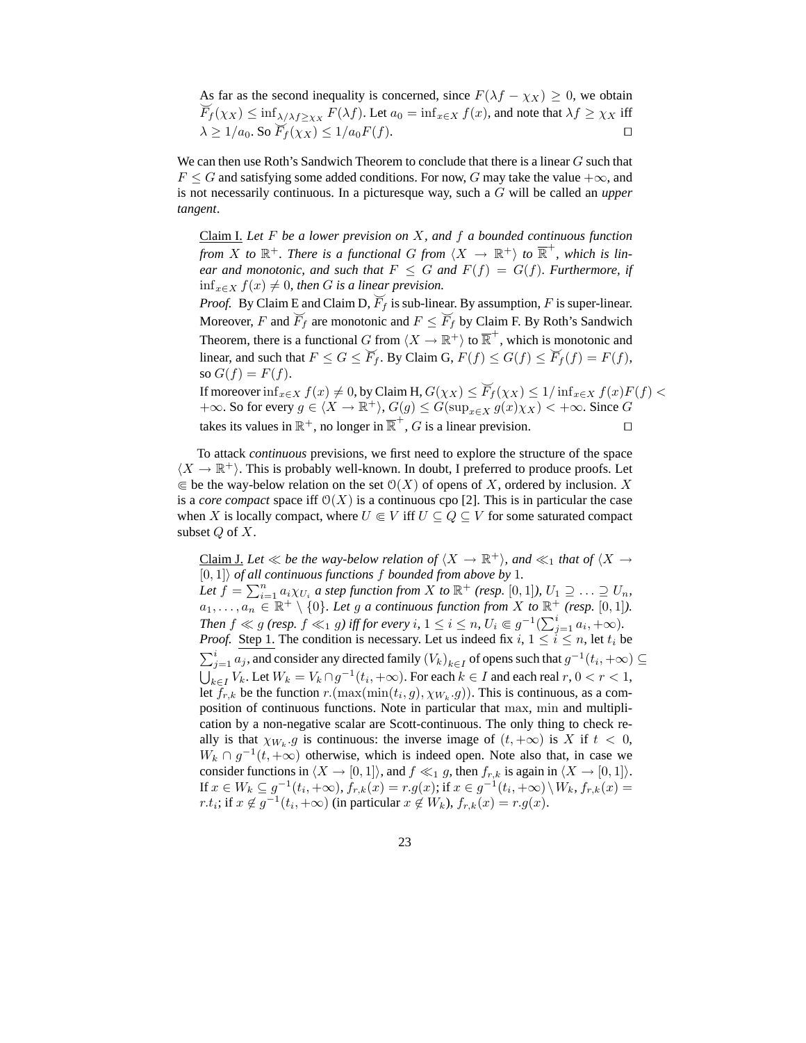As far as the second inequality is concerned, since $F(\lambda f - \chi_X) \geq 0$, we obtain $\breve{F}_f(\chi_X) \leq \inf_{\lambda/\lambda f \geq \chi_X} F(\lambda f)$. Let $a_0 = \inf_{x \in X} f(x)$, and note that $\lambda f \geq \chi_X$ iff $\lambda \geq 1/a_0$. So $\breve{F}_f(\chi_X) \leq 1/a_0 F(f)$. ☐

We can then use Roth's Sandwich Theorem to conclude that there is a linear $G$ such that $F \leq G$ and satisfying some added conditions. For now, $G$ may take the value $+\infty$, and is not necessarily continuous. In a picturesque way, such a $G$ will be called an *upper tangent*.

Claim I. *Let $F$ be a lower prevision on $X$, and $f$ a bounded continuous function from $X$ to $\mathbb{R}^+$. There is a functional $G$ from $\langle X \to \mathbb{R}^+\rangle$ to $\overline{\mathbb{R}}^+$, which is linear and monotonic, and such that $F \leq G$ and $F(f) = G(f)$. Furthermore, if $\inf_{x \in X} f(x) \neq 0$, then $G$ is a linear prevision.*

*Proof.* By Claim E and Claim D, $\breve{F}_f$ is sub-linear. By assumption, $F$ is super-linear. Moreover, $F$ and $\breve{F}_f$ are monotonic and $F \leq \breve{F}_f$ by Claim F. By Roth's Sandwich Theorem, there is a functional $G$ from $\langle X \to \mathbb{R}^+\rangle$ to $\overline{\mathbb{R}}^+$, which is monotonic and linear, and such that $F \leq G \leq \breve{F}_f$. By Claim G, $F(f) \leq G(f) \leq \breve{F}_f(f) = F(f)$, so $G(f) = F(f)$.

If moreover $\inf_{x \in X} f(x) \neq 0$, by Claim H, $G(\chi_X) \leq \breve{F}_f(\chi_X) \leq 1/\inf_{x \in X} f(x) F(f) < +\infty$. So for every $g \in \langle X \to \mathbb{R}^+\rangle$, $G(g) \leq G(\sup_{x \in X} g(x)\chi_X) < +\infty$. Since $G$ takes its values in $\mathbb{R}^+$, no longer in $\overline{\mathbb{R}}^+$, $G$ is a linear prevision. ☐

To attack *continuous* previsions, we first need to explore the structure of the space $\langle X \to \mathbb{R}^+\rangle$. This is probably well-known. In doubt, I preferred to produce proofs. Let $\Subset$ be the way-below relation on the set $\mathcal{O}(X)$ of opens of $X$, ordered by inclusion. $X$ is a *core compact* space iff $\mathcal{O}(X)$ is a continuous cpo [2]. This is in particular the case when $X$ is locally compact, where $U \Subset V$ iff $U \subseteq Q \subseteq V$ for some saturated compact subset $Q$ of $X$.

Claim J. *Let $\ll$ be the way-below relation of $\langle X \to \mathbb{R}^+\rangle$, and $\ll_1$ that of $\langle X \to [0,1]\rangle$ of all continuous functions $f$ bounded from above by 1.*

*Let $f = \sum_{i=1}^n a_i \chi_{U_i}$ a step function from $X$ to $\mathbb{R}^+$ (resp. $[0,1]$), $U_1 \supseteq \ldots \supseteq U_n$, $a_1, \ldots, a_n \in \mathbb{R}^+ \setminus \{0\}$. Let $g$ a continuous function from $X$ to $\mathbb{R}^+$ (resp. $[0,1]$). Then $f \ll g$ (resp. $f \ll_1 g$) iff for every $i$, $1 \leq i \leq n$, $U_i \Subset g^{-1}(\sum_{j=1}^i a_i, +\infty)$.*

*Proof.* Step 1. The condition is necessary. Let us indeed fix $i$, $1 \leq i \leq n$, let $t_i$ be $\sum_{j=1}^i a_j$, and consider any directed family $(V_k)_{k \in I}$ of opens such that $g^{-1}(t_i, +\infty) \subseteq \bigcup_{k \in I} V_k$. Let $W_k = V_k \cap g^{-1}(t_i, +\infty)$. For each $k \in I$ and each real $r$, $0 < r < 1$, let $f_{r,k}$ be the function $r.(\max(\min(t_i, g), \chi_{W_k}.g))$. This is continuous, as a composition of continuous functions. Note in particular that $\max$, $\min$ and multiplication by a non-negative scalar are Scott-continuous. The only thing to check really is that $\chi_{W_k}.g$ is continuous: the inverse image of $(t, +\infty)$ is $X$ if $t < 0$, $W_k \cap g^{-1}(t, +\infty)$ otherwise, which is indeed open. Note also that, in case we consider functions in $\langle X \to [0,1]\rangle$, and $f \ll_1 g$, then $f_{r,k}$ is again in $\langle X \to [0,1]\rangle$. If $x \in W_k \subseteq g^{-1}(t_i, +\infty)$, $f_{r,k}(x) = r.g(x)$; if $x \in g^{-1}(t_i, +\infty) \setminus W_k$, $f_{r,k}(x) = r.t_i$; if $x \notin g^{-1}(t_i, +\infty)$ (in particular $x \notin W_k$), $f_{r,k}(x) = r.g(x)$.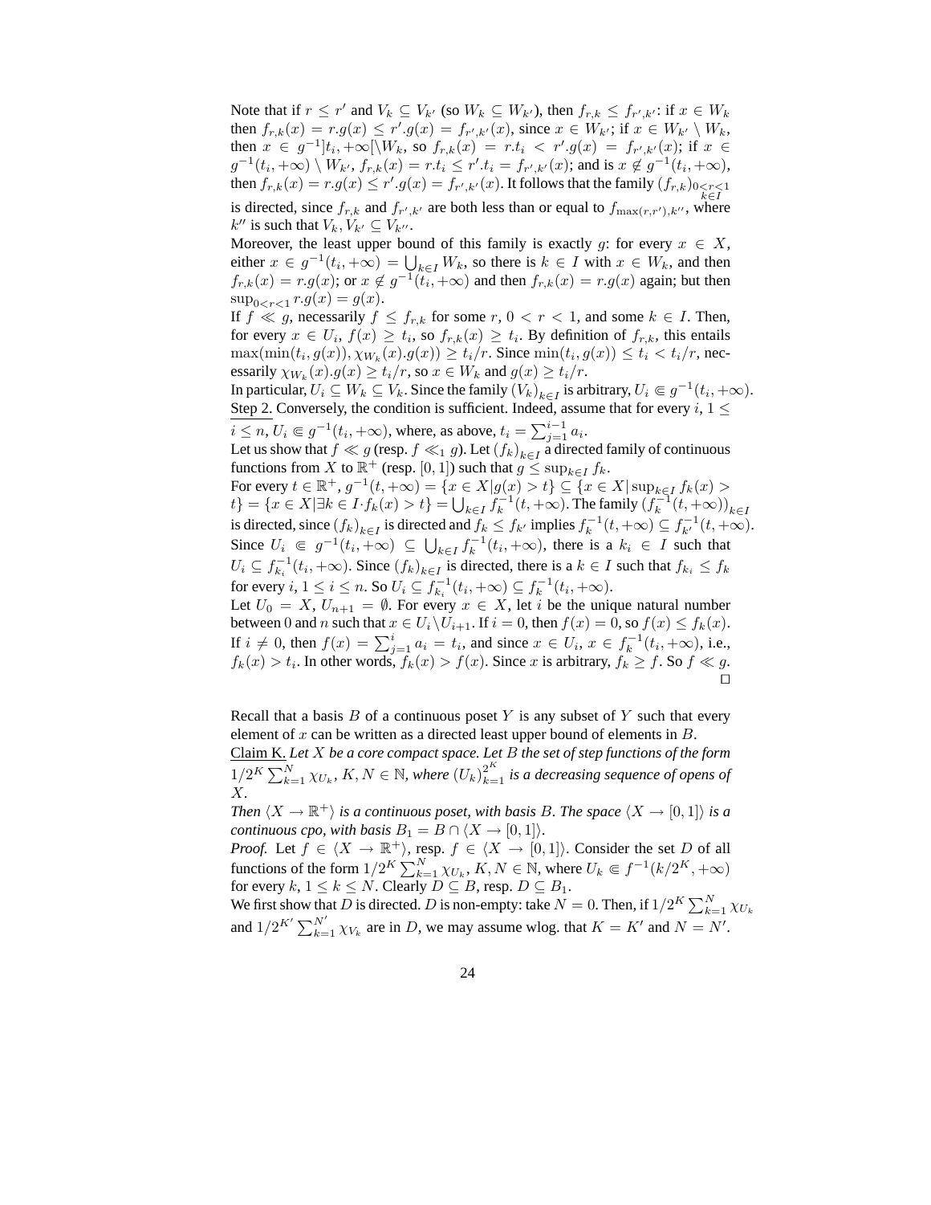Note that if $r \leq r'$ and $V_k \subseteq V_{k'}$ (so $W_k \subseteq W_{k'}$), then $f_{r,k} \leq f_{r',k'}$: if $x \in W_k$ then $f_{r,k}(x) = r.g(x) \leq r'.g(x) = f_{r',k'}(x)$, since $x \in W_{k'}$; if $x \in W_{k'} \setminus W_k$, then $x \in g^{-1}]t_i, +\infty[\setminus W_k$, so $f_{r,k}(x) = r.t_i < r'.g(x) = f_{r',k'}(x)$; if $x \in g^{-1}(t_i, +\infty) \setminus W_{k'}$, $f_{r,k}(x) = r.t_i \leq r'.t_i = f_{r',k'}(x)$; and is $x \notin g^{-1}(t_i, +\infty)$, then $f_{r,k}(x) = r.g(x) \leq r'.g(x) = f_{r',k'}(x)$. It follows that the family $(f_{r,k})_{0<r<1, k \in I}$ is directed, since $f_{r,k}$ and $f_{r',k'}$ are both less than or equal to $f_{\max(r,r'),k''}$, where $k''$ is such that $V_k, V_{k'} \subseteq V_{k''}$.

Moreover, the least upper bound of this family is exactly $g$: for every $x \in X$, either $x \in g^{-1}(t_i, +\infty) = \bigcup_{k \in I} W_k$, so there is $k \in I$ with $x \in W_k$, and then $f_{r,k}(x) = r.g(x)$; or $x \notin g^{-1}(t_i, +\infty)$ and then $f_{r,k}(x) = r.g(x)$ again; but then $\sup_{0<r<1} r.g(x) = g(x)$.

If $f \ll g$, necessarily $f \leq f_{r,k}$ for some $r$, $0 < r < 1$, and some $k \in I$. Then, for every $x \in U_i$, $f(x) \geq t_i$, so $f_{r,k}(x) \geq t_i$. By definition of $f_{r,k}$, this entails $\max(\min(t_i, g(x)), \chi_{W_k}(x).g(x)) \geq t_i/r$. Since $\min(t_i, g(x)) \leq t_i < t_i/r$, necessarily $\chi_{W_k}(x).g(x) \geq t_i/r$, so $x \in W_k$ and $g(x) \geq t_i/r$.

In particular, $U_i \subseteq W_k \subseteq V_k$. Since the family $(V_k)_{k \in I}$ is arbitrary, $U_i \Subset g^{-1}(t_i, +\infty)$.

Step 2. Conversely, the condition is sufficient. Indeed, assume that for every $i$, $1 \leq i \leq n$, $U_i \Subset g^{-1}(t_i, +\infty)$, where, as above, $t_i = \sum_{j=1}^{i-1} a_i$.

Let us show that $f \ll g$ (resp. $f \ll_1 g$). Let $(f_k)_{k \in I}$ a directed family of continuous functions from $X$ to $\mathbb{R}^+$ (resp. $[0,1]$) such that $g \leq \sup_{k \in I} f_k$.

For every $t \in \mathbb{R}^+$, $g^{-1}(t, +\infty) = \{x \in X | g(x) > t\} \subseteq \{x \in X | \sup_{k \in I} f_k(x) > t\} = \{x \in X | \exists k \in I \cdot f_k(x) > t\} = \bigcup_{k \in I} f_k^{-1}(t, +\infty)$. The family $(f_k^{-1}(t, +\infty))_{k \in I}$ is directed, since $(f_k)_{k \in I}$ is directed and $f_k \leq f_{k'}$ implies $f_k^{-1}(t, +\infty) \subseteq f_{k'}^{-1}(t, +\infty)$. Since $U_i \Subset g^{-1}(t_i, +\infty) \subseteq \bigcup_{k \in I} f_k^{-1}(t_i, +\infty)$, there is a $k_i \in I$ such that $U_i \subseteq f_{k_i}^{-1}(t_i, +\infty)$. Since $(f_k)_{k \in I}$ is directed, there is a $k \in I$ such that $f_{k_i} \leq f_k$ for every $i$, $1 \leq i \leq n$. So $U_i \subseteq f_{k_i}^{-1}(t_i, +\infty) \subseteq f_k^{-1}(t_i, +\infty)$.

Let $U_0 = X$, $U_{n+1} = \emptyset$. For every $x \in X$, let $i$ be the unique natural number between $0$ and $n$ such that $x \in U_i \setminus U_{i+1}$. If $i = 0$, then $f(x) = 0$, so $f(x) \leq f_k(x)$. If $i \neq 0$, then $f(x) = \sum_{j=1}^{i} a_i = t_i$, and since $x \in U_i$, $x \in f_k^{-1}(t_i, +\infty)$, i.e., $f_k(x) > t_i$. In other words, $f_k(x) > f(x)$. Since $x$ is arbitrary, $f_k \geq f$. So $f \ll g$. ☐

Recall that a basis $B$ of a continuous poset $Y$ is any subset of $Y$ such that every element of $x$ can be written as a directed least upper bound of elements in $B$.

Claim K. *Let $X$ be a core compact space. Let $B$ the set of step functions of the form $1/2^K \sum_{k=1}^{N} \chi_{U_k}$, $K, N \in \mathbb{N}$, where $(U_k)_{k=1}^{2^K}$ is a decreasing sequence of opens of $X$.*

*Then $\langle X \to \mathbb{R}^+ \rangle$ is a continuous poset, with basis $B$. The space $\langle X \to [0,1] \rangle$ is a continuous cpo, with basis $B_1 = B \cap \langle X \to [0,1] \rangle$.*

*Proof.* Let $f \in \langle X \to \mathbb{R}^+ \rangle$, resp. $f \in \langle X \to [0,1] \rangle$. Consider the set $D$ of all functions of the form $1/2^K \sum_{k=1}^{N} \chi_{U_k}$, $K, N \in \mathbb{N}$, where $U_k \Subset f^{-1}(k/2^K, +\infty)$ for every $k$, $1 \leq k \leq N$. Clearly $D \subseteq B$, resp. $D \subseteq B_1$.

We first show that $D$ is directed. $D$ is non-empty: take $N = 0$. Then, if $1/2^K \sum_{k=1}^{N} \chi_{U_k}$ and $1/2^{K'} \sum_{k=1}^{N'} \chi_{V_k}$ are in $D$, we may assume wlog. that $K = K'$ and $N = N'$.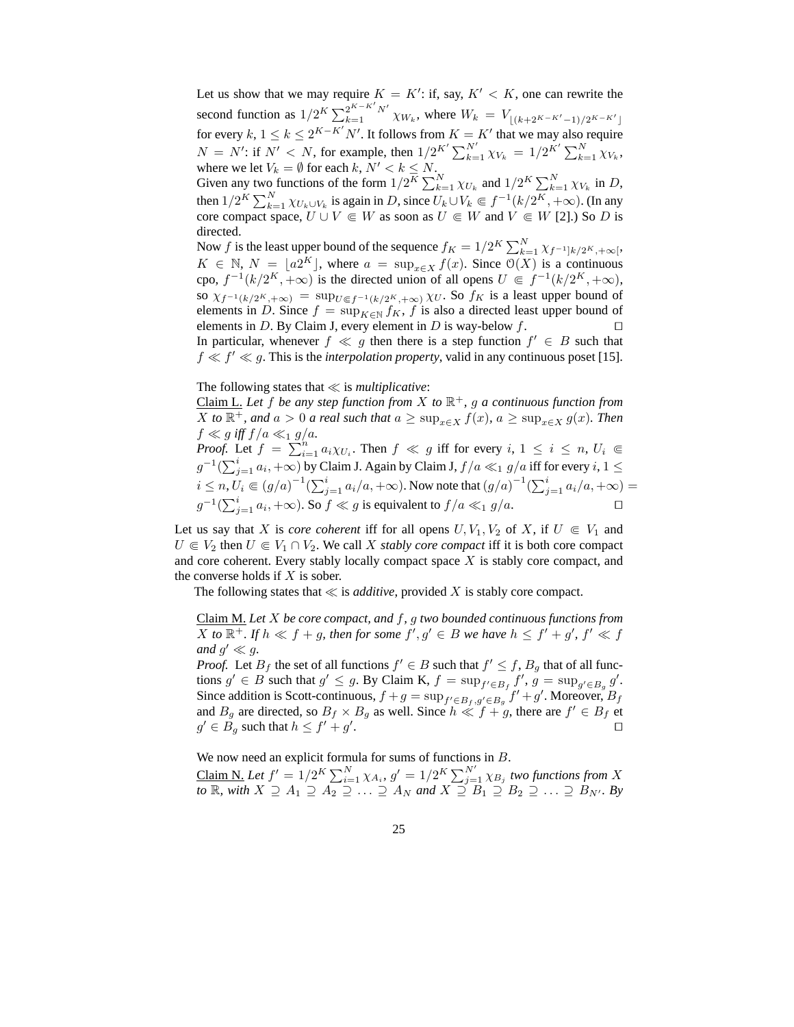Let us show that we may require $K = K'$: if, say, $K' < K$, one can rewrite the second function as $1/2^K \sum_{k=1}^{2^{K-K'}N'} \chi_{W_k}$, where $W_k = V_{\lfloor (k+2^{K-K'}-1)/2^{K-K'} \rfloor}$ for every $k$, $1 \leq k \leq 2^{K-K'}N'$. It follows from $K = K'$ that we may also require $N = N'$: if $N' < N$, for example, then $1/2^{K'} \sum_{k=1}^{N'} \chi_{V_k} = 1/2^{K'} \sum_{k=1}^{N} \chi_{V_k}$, where we let $V_k = \emptyset$ for each $k$, $N' < k \leq N$.
Given any two functions of the form $1/2^K \sum_{k=1}^{N} \chi_{U_k}$ and $1/2^K \sum_{k=1}^{N} \chi_{V_k}$ in $D$, then $1/2^K \sum_{k=1}^{N} \chi_{U_k \cup V_k}$ is again in $D$, since $U_k \cup V_k \Subset f^{-1}(k/2^K, +\infty)$. (In any core compact space, $U \cup V \Subset W$ as soon as $U \Subset W$ and $V \Subset W$ [2].) So $D$ is directed.
Now $f$ is the least upper bound of the sequence $f_K = 1/2^K \sum_{k=1}^{N} \chi_{f^{-1}]k/2^K, +\infty[}$, $K \in \mathbb{N}$, $N = \lfloor a2^K \rfloor$, where $a = \sup_{x \in X} f(x)$. Since $\mathcal{O}(X)$ is a continuous cpo, $f^{-1}(k/2^K, +\infty)$ is the directed union of all opens $U \Subset f^{-1}(k/2^K, +\infty)$, so $\chi_{f^{-1}(k/2^K, +\infty)} = \sup_{U \Subset f^{-1}(k/2^K, +\infty)} \chi_U$. So $f_K$ is a least upper bound of elements in $D$. Since $f = \sup_{K \in \mathbb{N}} f_K$, $f$ is also a directed least upper bound of elements in $D$. By Claim J, every element in $D$ is way-below $f$. ☐
In particular, whenever $f \ll g$ then there is a step function $f' \in B$ such that $f \ll f' \ll g$. This is the *interpolation property*, valid in any continuous poset [15].

The following states that $\ll$ is *multiplicative*:
Claim L. *Let $f$ be any step function from $X$ to $\mathbb{R}^+$, $g$ a continuous function from $X$ to $\mathbb{R}^+$, and $a > 0$ a real such that $a \geq \sup_{x \in X} f(x)$, $a \geq \sup_{x \in X} g(x)$. Then $f \ll g$ iff $f/a \ll_1 g/a$.*
*Proof.* Let $f = \sum_{i=1}^{n} a_i \chi_{U_i}$. Then $f \ll g$ iff for every $i$, $1 \leq i \leq n$, $U_i \Subset g^{-1}(\sum_{j=1}^{i} a_i, +\infty)$ by Claim J. Again by Claim J, $f/a \ll_1 g/a$ iff for every $i$, $1 \leq i \leq n$, $U_i \Subset (g/a)^{-1}(\sum_{j=1}^{i} a_i/a, +\infty)$. Now note that $(g/a)^{-1}(\sum_{j=1}^{i} a_i/a, +\infty) = g^{-1}(\sum_{j=1}^{i} a_i, +\infty)$. So $f \ll g$ is equivalent to $f/a \ll_1 g/a$. ☐

Let us say that $X$ is *core coherent* iff for all opens $U, V_1, V_2$ of $X$, if $U \Subset V_1$ and $U \Subset V_2$ then $U \Subset V_1 \cap V_2$. We call $X$ *stably core compact* iff it is both core compact and core coherent. Every stably locally compact space $X$ is stably core compact, and the converse holds if $X$ is sober.
The following states that $\ll$ is *additive*, provided $X$ is stably core compact.

Claim M. *Let $X$ be core compact, and $f$, $g$ two bounded continuous functions from $X$ to $\mathbb{R}^+$. If $h \ll f + g$, then for some $f', g' \in B$ we have $h \leq f' + g'$, $f' \ll f$ and $g' \ll g$.*
*Proof.* Let $B_f$ the set of all functions $f' \in B$ such that $f' \leq f$, $B_g$ that of all functions $g' \in B$ such that $g' \leq g$. By Claim K, $f = \sup_{f' \in B_f} f'$, $g = \sup_{g' \in B_g} g'$. Since addition is Scott-continuous, $f + g = \sup_{f' \in B_f, g' \in B_g} f' + g'$. Moreover, $B_f$ and $B_g$ are directed, so $B_f \times B_g$ as well. Since $h \ll f + g$, there are $f' \in B_f$ et $g' \in B_g$ such that $h \leq f' + g'$. ☐

We now need an explicit formula for sums of functions in $B$.
Claim N. *Let $f' = 1/2^K \sum_{i=1}^{N} \chi_{A_i}$, $g' = 1/2^K \sum_{j=1}^{N'} \chi_{B_j}$ two functions from $X$ to $\mathbb{R}$, with $X \supseteq A_1 \supseteq A_2 \supseteq \ldots \supseteq A_N$ and $X \supseteq B_1 \supseteq B_2 \supseteq \ldots \supseteq B_{N'}$. By*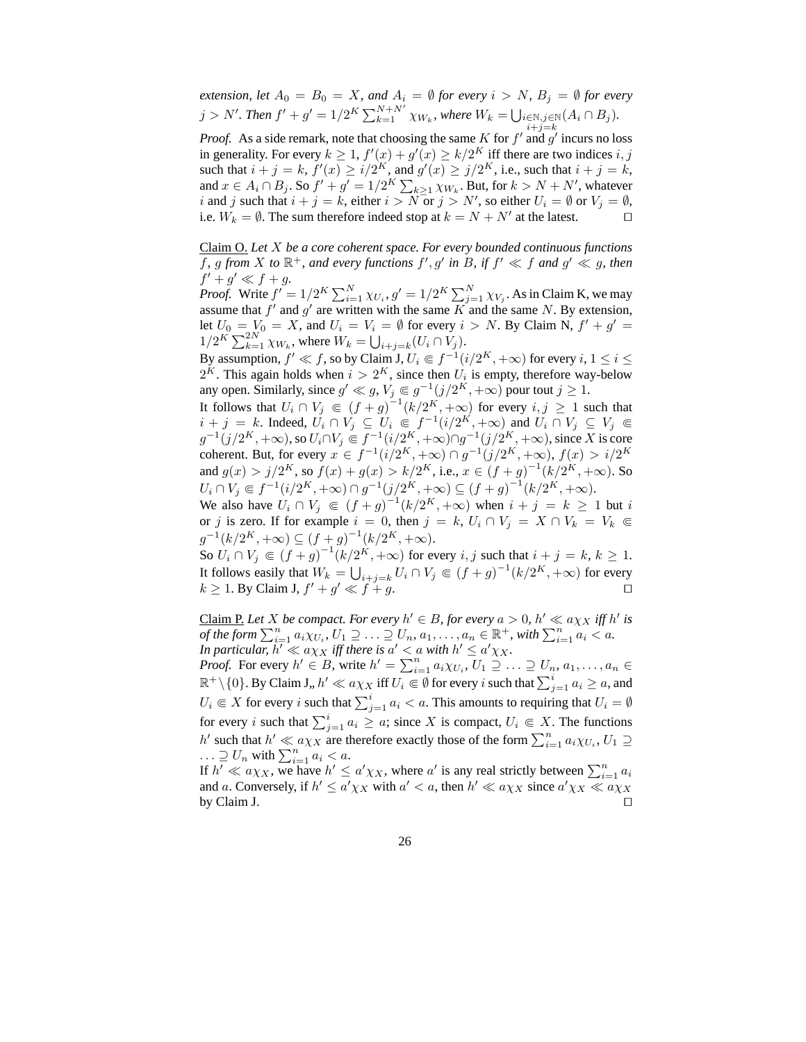*extension, let $A_0 = B_0 = X$, and $A_i = \emptyset$ for every $i > N$, $B_j = \emptyset$ for every $j > N'$. Then $f' + g' = 1/2^K \sum_{k=1}^{N+N'} \chi_{W_k}$, where $W_k = \bigcup_{\substack{i \in \mathbb{N}, j \in \mathbb{N} \\ i+j=k}} (A_i \cap B_j)$.*

*Proof.* As a side remark, note that choosing the same $K$ for $f'$ and $g'$ incurs no loss in generality. For every $k \geq 1$, $f'(x) + g'(x) \geq k/2^K$ iff there are two indices $i, j$ such that $i + j = k$, $f'(x) \geq i/2^K$, and $g'(x) \geq j/2^K$, i.e., such that $i + j = k$, and $x \in A_i \cap B_j$. So $f' + g' = 1/2^K \sum_{k \geq 1} \chi_{W_k}$. But, for $k > N + N'$, whatever $i$ and $j$ such that $i + j = k$, either $i > N$ or $j > N'$, so either $U_i = \emptyset$ or $V_j = \emptyset$, i.e. $W_k = \emptyset$. The sum therefore indeed stop at $k = N + N'$ at the latest. ☐

<u>Claim O.</u> *Let $X$ be a core coherent space. For every bounded continuous functions $f, g$ from $X$ to $\mathbb{R}^+$, and every functions $f', g'$ in $B$, if $f' \ll f$ and $g' \ll g$, then $f' + g' \ll f + g$.*

*Proof.* Write $f' = 1/2^K \sum_{i=1}^N \chi_{U_i}$, $g' = 1/2^K \sum_{j=1}^N \chi_{V_j}$. As in Claim K, we may assume that $f'$ and $g'$ are written with the same $K$ and the same $N$. By extension, let $U_0 = V_0 = X$, and $U_i = V_i = \emptyset$ for every $i > N$. By Claim N, $f' + g' = 1/2^K \sum_{k=1}^{2N} \chi_{W_k}$, where $W_k = \bigcup_{i+j=k} (U_i \cap V_j)$.

By assumption, $f' \ll f$, so by Claim J, $U_i \Subset f^{-1}(i/2^K, +\infty)$ for every $i$, $1 \leq i \leq 2^K$. This again holds when $i > 2^K$, since then $U_i$ is empty, therefore way-below any open. Similarly, since $g' \ll g$, $V_j \Subset g^{-1}(j/2^K, +\infty)$ pour tout $j \geq 1$.

It follows that $U_i \cap V_j \Subset (f + g)^{-1}(k/2^K, +\infty)$ for every $i, j \geq 1$ such that $i + j = k$. Indeed, $U_i \cap V_j \subseteq U_i \Subset f^{-1}(i/2^K, +\infty)$ and $U_i \cap V_j \subseteq V_j \Subset g^{-1}(j/2^K, +\infty)$, so $U_i \cap V_j \Subset f^{-1}(i/2^K, +\infty) \cap g^{-1}(j/2^K, +\infty)$, since $X$ is core coherent. But, for every $x \in f^{-1}(i/2^K, +\infty) \cap g^{-1}(j/2^K, +\infty)$, $f(x) > i/2^K$ and $g(x) > j/2^K$, so $f(x) + g(x) > k/2^K$, i.e., $x \in (f + g)^{-1}(k/2^K, +\infty)$. So $U_i \cap V_j \Subset f^{-1}(i/2^K, +\infty) \cap g^{-1}(j/2^K, +\infty) \subseteq (f + g)^{-1}(k/2^K, +\infty)$.

We also have $U_i \cap V_j \Subset (f + g)^{-1}(k/2^K, +\infty)$ when $i + j = k \geq 1$ but $i$ or $j$ is zero. If for example $i = 0$, then $j = k$, $U_i \cap V_j = X \cap V_k = V_k \Subset g^{-1}(k/2^K, +\infty) \subseteq (f + g)^{-1}(k/2^K, +\infty)$.

So $U_i \cap V_j \Subset (f + g)^{-1}(k/2^K, +\infty)$ for every $i, j$ such that $i + j = k$, $k \geq 1$. It follows easily that $W_k = \bigcup_{i+j=k} U_i \cap V_j \Subset (f + g)^{-1}(k/2^K, +\infty)$ for every $k \geq 1$. By Claim J, $f' + g' \ll f + g$. ☐

<u>Claim P.</u> *Let $X$ be compact. For every $h' \in B$, for every $a > 0$, $h' \ll a\chi_X$ iff $h'$ is of the form $\sum_{i=1}^n a_i \chi_{U_i}$, $U_1 \supseteq \ldots \supseteq U_n$, $a_1, \ldots, a_n \in \mathbb{R}^+$, with $\sum_{i=1}^n a_i < a$. In particular, $h' \ll a\chi_X$ iff there is $a' < a$ with $h' \leq a'\chi_X$.*

*Proof.* For every $h' \in B$, write $h' = \sum_{i=1}^n a_i \chi_{U_i}$, $U_1 \supseteq \ldots \supseteq U_n$, $a_1, \ldots, a_n \in \mathbb{R}^+ \setminus \{0\}$. By Claim J,, $h' \ll a\chi_X$ iff $U_i \Subset \emptyset$ for every $i$ such that $\sum_{j=1}^i a_j \geq a$, and $U_i \Subset X$ for every $i$ such that $\sum_{j=1}^i a_j < a$. This amounts to requiring that $U_i = \emptyset$ for every $i$ such that $\sum_{j=1}^i a_j \geq a$; since $X$ is compact, $U_i \Subset X$. The functions $h'$ such that $h' \ll a\chi_X$ are therefore exactly those of the form $\sum_{i=1}^n a_i \chi_{U_i}$, $U_1 \supseteq \ldots \supseteq U_n$ with $\sum_{i=1}^n a_i < a$.

If $h' \ll a\chi_X$, we have $h' \leq a'\chi_X$, where $a'$ is any real strictly between $\sum_{i=1}^n a_i$ and $a$. Conversely, if $h' \leq a'\chi_X$ with $a' < a$, then $h' \ll a\chi_X$ since $a'\chi_X \ll a\chi_X$ by Claim J. ☐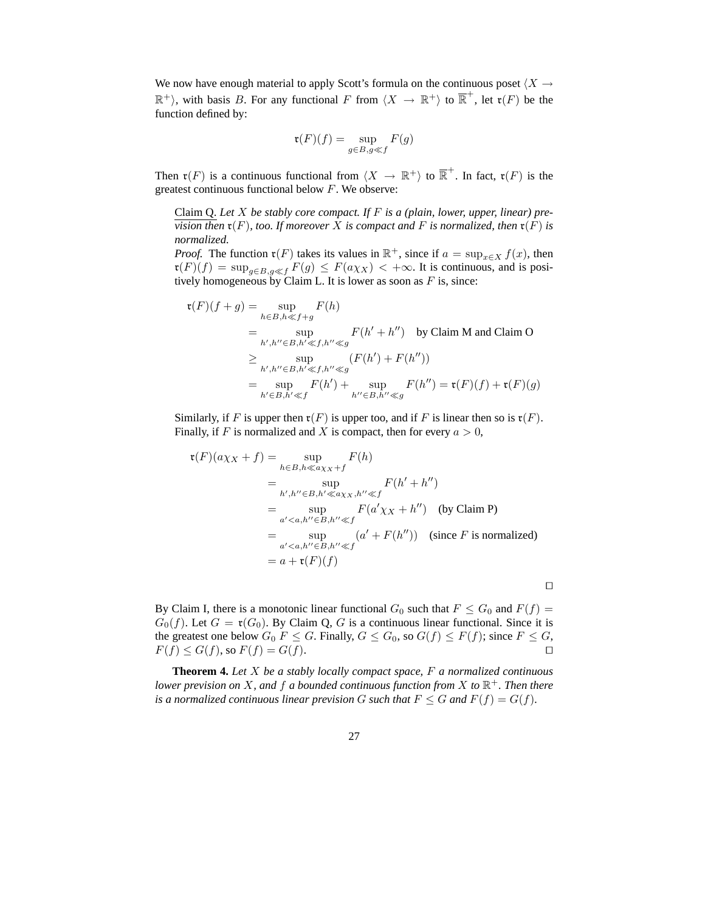We now have enough material to apply Scott's formula on the continuous poset $\langle X \to \mathbb{R}^+\rangle$, with basis $B$. For any functional $F$ from $\langle X \to \mathbb{R}^+\rangle$ to $\overline{\mathbb{R}}^+$, let $\mathfrak{r}(F)$ be the function defined by:

$$\mathfrak{r}(F)(f) = \sup_{g \in B, g \ll f} F(g)$$

Then $\mathfrak{r}(F)$ is a continuous functional from $\langle X \to \mathbb{R}^+\rangle$ to $\overline{\mathbb{R}}^+$. In fact, $\mathfrak{r}(F)$ is the greatest continuous functional below $F$. We observe:

Claim Q. *Let $X$ be stably core compact. If $F$ is a (plain, lower, upper, linear) prevision then $\mathfrak{r}(F)$, too. If moreover $X$ is compact and $F$ is normalized, then $\mathfrak{r}(F)$ is normalized.*

*Proof.* The function $\mathfrak{r}(F)$ takes its values in $\mathbb{R}^+$, since if $a = \sup_{x \in X} f(x)$, then $\mathfrak{r}(F)(f) = \sup_{g \in B, g \ll f} F(g) \leq F(a\chi_X) < +\infty$. It is continuous, and is positively homogeneous by Claim L. It is lower as soon as $F$ is, since:

$$\begin{aligned}
\mathfrak{r}(F)(f+g) &= \sup_{h \in B, h \ll f+g} F(h) \\
&= \sup_{h', h'' \in B, h' \ll f, h'' \ll g} F(h' + h'') \quad \text{by Claim M and Claim O} \\
&\geq \sup_{h', h'' \in B, h' \ll f, h'' \ll g} (F(h') + F(h'')) \\
&= \sup_{h' \in B, h' \ll f} F(h') + \sup_{h'' \in B, h'' \ll g} F(h'') = \mathfrak{r}(F)(f) + \mathfrak{r}(F)(g)
\end{aligned}$$

Similarly, if $F$ is upper then $\mathfrak{r}(F)$ is upper too, and if $F$ is linear then so is $\mathfrak{r}(F)$. Finally, if $F$ is normalized and $X$ is compact, then for every $a > 0$,

$$\begin{aligned}
\mathfrak{r}(F)(a\chi_X + f) &= \sup_{h \in B, h \ll a\chi_X + f} F(h) \\
&= \sup_{h', h'' \in B, h' \ll a\chi_X, h'' \ll f} F(h' + h'') \\
&= \sup_{a' < a, h'' \in B, h'' \ll f} F(a'\chi_X + h'') \quad \text{(by Claim P)} \\
&= \sup_{a' < a, h'' \in B, h'' \ll f} (a' + F(h'')) \quad \text{(since } F \text{ is normalized)} \\
&= a + \mathfrak{r}(F)(f)
\end{aligned}$$

□

By Claim I, there is a monotonic linear functional $G_0$ such that $F \leq G_0$ and $F(f) = G_0(f)$. Let $G = \mathfrak{r}(G_0)$. By Claim Q, $G$ is a continuous linear functional. Since it is the greatest one below $G_0$ $F \leq G$. Finally, $G \leq G_0$, so $G(f) \leq F(f)$; since $F \leq G$, $F(f) \leq G(f)$, so $F(f) = G(f)$. □

**Theorem 4.** *Let $X$ be a stably locally compact space, $F$ a normalized continuous lower prevision on $X$, and $f$ a bounded continuous function from $X$ to $\mathbb{R}^+$. Then there is a normalized continuous linear prevision $G$ such that $F \leq G$ and $F(f) = G(f)$.*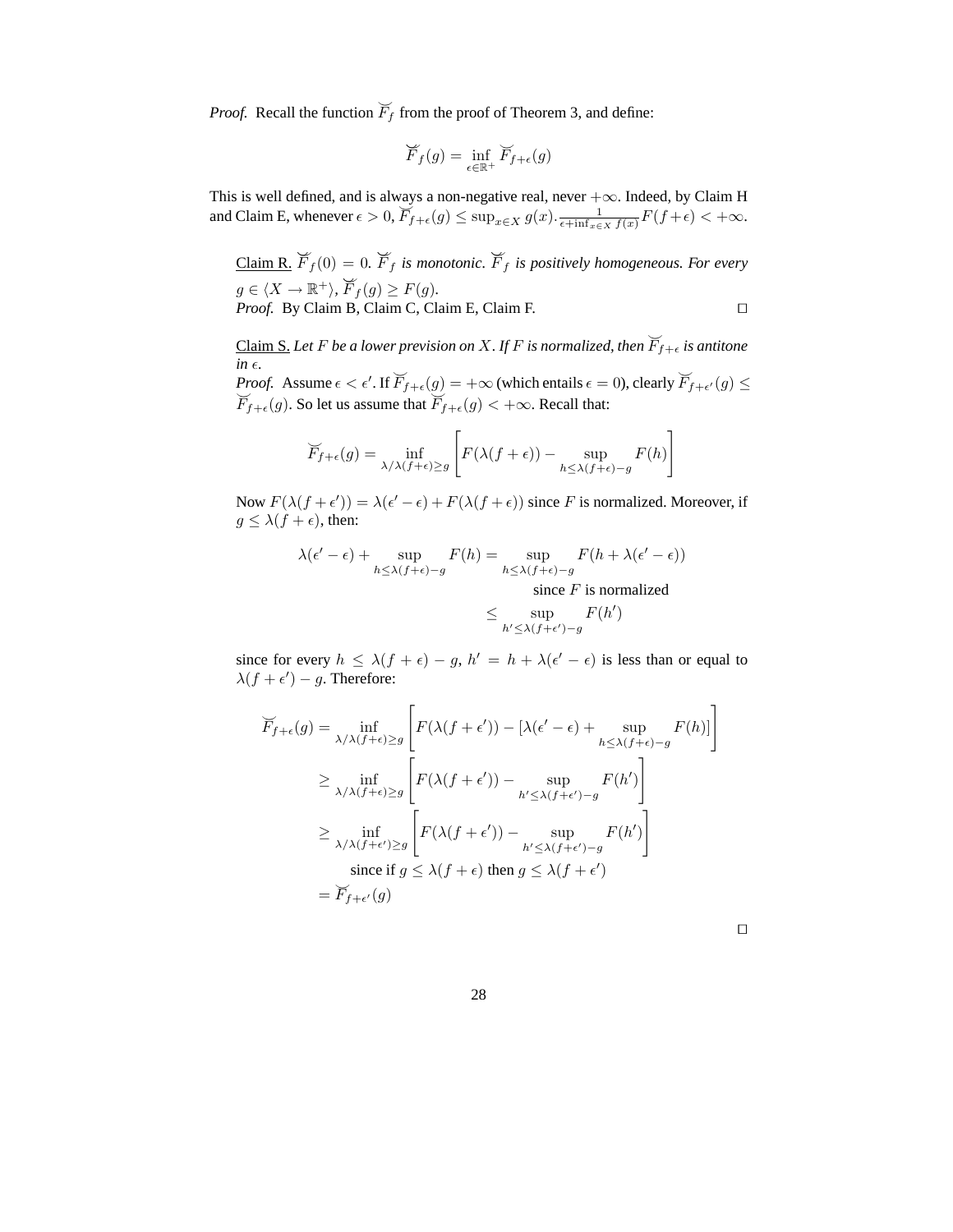*Proof.* Recall the function $\breve{F}_f$ from the proof of Theorem 3, and define:

$$\breve{\breve{F}}_f(g) = \inf_{\epsilon \in \mathbb{R}^+} \breve{F}_{f+\epsilon}(g)$$

This is well defined, and is always a non-negative real, never $+\infty$. Indeed, by Claim H and Claim E, whenever $\epsilon > 0$, $\breve{F}_{f+\epsilon}(g) \leq \sup_{x \in X} g(x). \frac{1}{\epsilon + \inf_{x \in X} f(x)} F(f+\epsilon) < +\infty$.

Claim R. $\breve{\breve{F}}_f(0) = 0$. $\breve{\breve{F}}_f$ *is monotonic.* $\breve{\breve{F}}_f$ *is positively homogeneous. For every* $g \in \langle X \to \mathbb{R}^+ \rangle$, $\breve{\breve{F}}_f(g) \geq F(g)$.
*Proof.* By Claim B, Claim C, Claim E, Claim F. ☐

Claim S. *Let $F$ be a lower prevision on $X$. If $F$ is normalized, then $\breve{F}_{f+\epsilon}$ is antitone in $\epsilon$.*
*Proof.* Assume $\epsilon < \epsilon'$. If $\breve{F}_{f+\epsilon}(g) = +\infty$ (which entails $\epsilon = 0$), clearly $\breve{F}_{f+\epsilon'}(g) \leq \breve{F}_{f+\epsilon}(g)$. So let us assume that $\breve{F}_{f+\epsilon}(g) < +\infty$. Recall that:

$$\breve{F}_{f+\epsilon}(g) = \inf_{\lambda / \lambda(f+\epsilon) \geq g} \left[ F(\lambda(f+\epsilon)) - \sup_{h \leq \lambda(f+\epsilon) - g} F(h) \right]$$

Now $F(\lambda(f+\epsilon')) = \lambda(\epsilon' - \epsilon) + F(\lambda(f+\epsilon))$ since $F$ is normalized. Moreover, if $g \leq \lambda(f+\epsilon)$, then:

$$\begin{aligned}
\lambda(\epsilon' - \epsilon) + \sup_{h \leq \lambda(f+\epsilon) - g} F(h) &= \sup_{h \leq \lambda(f+\epsilon) - g} F(h + \lambda(\epsilon' - \epsilon)) \\
&\qquad \text{since } F \text{ is normalized} \\
&\leq \sup_{h' \leq \lambda(f+\epsilon') - g} F(h')
\end{aligned}$$

since for every $h \leq \lambda(f+\epsilon) - g$, $h' = h + \lambda(\epsilon' - \epsilon)$ is less than or equal to $\lambda(f+\epsilon') - g$. Therefore:

$$\begin{aligned}
\breve{F}_{f+\epsilon}(g) &= \inf_{\lambda / \lambda(f+\epsilon) \geq g} \left[ F(\lambda(f+\epsilon')) - [\lambda(\epsilon' - \epsilon) + \sup_{h \leq \lambda(f+\epsilon) - g} F(h)] \right] \\
&\geq \inf_{\lambda / \lambda(f+\epsilon) \geq g} \left[ F(\lambda(f+\epsilon')) - \sup_{h' \leq \lambda(f+\epsilon') - g} F(h') \right] \\
&\geq \inf_{\lambda / \lambda(f+\epsilon') \geq g} \left[ F(\lambda(f+\epsilon')) - \sup_{h' \leq \lambda(f+\epsilon') - g} F(h') \right] \\
&\qquad \text{since if } g \leq \lambda(f+\epsilon) \text{ then } g \leq \lambda(f+\epsilon') \\
&= \breve{F}_{f+\epsilon'}(g)
\end{aligned}$$

☐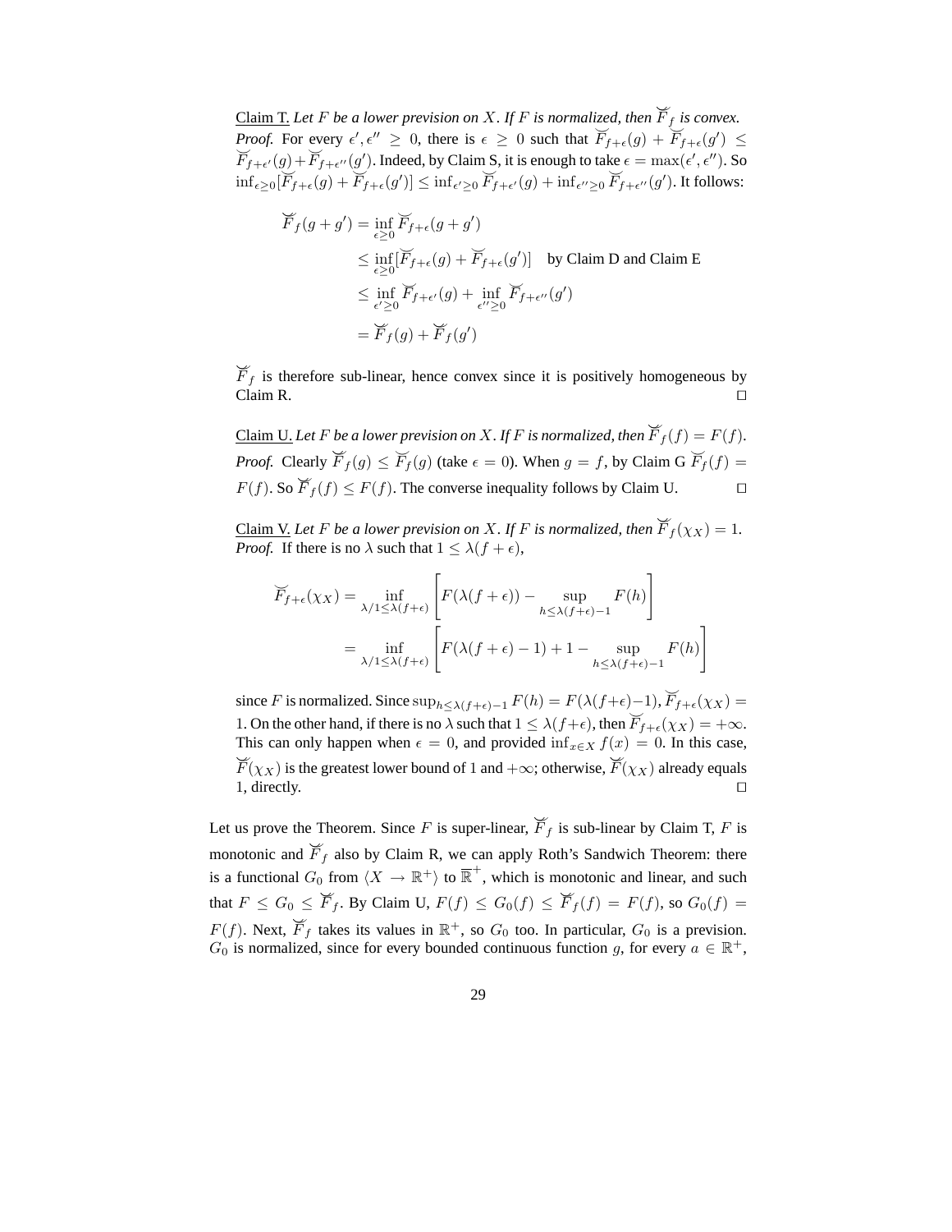Claim T. *Let $F$ be a lower prevision on $X$. If $F$ is normalized, then $\breve{F}_f$ is convex.*
*Proof.* For every $\epsilon', \epsilon'' \geq 0$, there is $\epsilon \geq 0$ such that $\breve{F}_{f+\epsilon}(g) + \breve{F}_{f+\epsilon}(g') \leq \breve{F}_{f+\epsilon'}(g) + \breve{F}_{f+\epsilon''}(g')$. Indeed, by Claim S, it is enough to take $\epsilon = \max(\epsilon', \epsilon'')$. So $\inf_{\epsilon \geq 0}[\breve{F}_{f+\epsilon}(g) + \breve{F}_{f+\epsilon}(g')] \leq \inf_{\epsilon' \geq 0} \breve{F}_{f+\epsilon'}(g) + \inf_{\epsilon'' \geq 0} \breve{F}_{f+\epsilon''}(g')$. It follows:

$$\begin{aligned}
\breve{F}_f(g + g') &= \inf_{\epsilon \geq 0} \breve{F}_{f+\epsilon}(g + g') \\
&\leq \inf_{\epsilon \geq 0} [\breve{F}_{f+\epsilon}(g) + \breve{F}_{f+\epsilon}(g')] \quad \text{by Claim D and Claim E} \\
&\leq \inf_{\epsilon' \geq 0} \breve{F}_{f+\epsilon'}(g) + \inf_{\epsilon'' \geq 0} \breve{F}_{f+\epsilon''}(g') \\
&= \breve{F}_f(g) + \breve{F}_f(g')
\end{aligned}$$

$\breve{F}_f$ is therefore sub-linear, hence convex since it is positively homogeneous by Claim R. ◻

Claim U. *Let $F$ be a lower prevision on $X$. If $F$ is normalized, then $\breve{F}_f(f) = F(f)$.*
*Proof.* Clearly $\breve{F}_f(g) \leq \breve{F}_f(g)$ (take $\epsilon = 0$). When $g = f$, by Claim G $\breve{F}_f(f) = F(f)$. So $\breve{F}_f(f) \leq F(f)$. The converse inequality follows by Claim U. ◻

Claim V. *Let $F$ be a lower prevision on $X$. If $F$ is normalized, then $\breve{F}_f(\chi_X) = 1$.*
*Proof.* If there is no $\lambda$ such that $1 \leq \lambda(f + \epsilon)$,

$$\begin{aligned}
\breve{F}_{f+\epsilon}(\chi_X) &= \inf_{\lambda / 1 \leq \lambda(f+\epsilon)} \left[ F(\lambda(f+\epsilon)) - \sup_{h \leq \lambda(f+\epsilon)-1} F(h) \right] \\
&= \inf_{\lambda / 1 \leq \lambda(f+\epsilon)} \left[ F(\lambda(f+\epsilon) - 1) + 1 - \sup_{h \leq \lambda(f+\epsilon)-1} F(h) \right]
\end{aligned}$$

since $F$ is normalized. Since $\sup_{h \leq \lambda(f+\epsilon)-1} F(h) = F(\lambda(f+\epsilon)-1)$, $\breve{F}_{f+\epsilon}(\chi_X) = 1$. On the other hand, if there is no $\lambda$ such that $1 \leq \lambda(f+\epsilon)$, then $\breve{F}_{f+\epsilon}(\chi_X) = +\infty$. This can only happen when $\epsilon = 0$, and provided $\inf_{x \in X} f(x) = 0$. In this case, $\breve{F}(\chi_X)$ is the greatest lower bound of $1$ and $+\infty$; otherwise, $\breve{F}(\chi_X)$ already equals $1$, directly. ◻

Let us prove the Theorem. Since $F$ is super-linear, $\breve{F}_f$ is sub-linear by Claim T, $F$ is monotonic and $\breve{F}_f$ also by Claim R, we can apply Roth's Sandwich Theorem: there is a functional $G_0$ from $\langle X \to \mathbb{R}^+ \rangle$ to $\overline{\mathbb{R}}^+$, which is monotonic and linear, and such that $F \leq G_0 \leq \breve{F}_f$. By Claim U, $F(f) \leq G_0(f) \leq \breve{F}_f(f) = F(f)$, so $G_0(f) = F(f)$. Next, $\breve{F}_f$ takes its values in $\mathbb{R}^+$, so $G_0$ too. In particular, $G_0$ is a prevision. $G_0$ is normalized, since for every bounded continuous function $g$, for every $a \in \mathbb{R}^+$,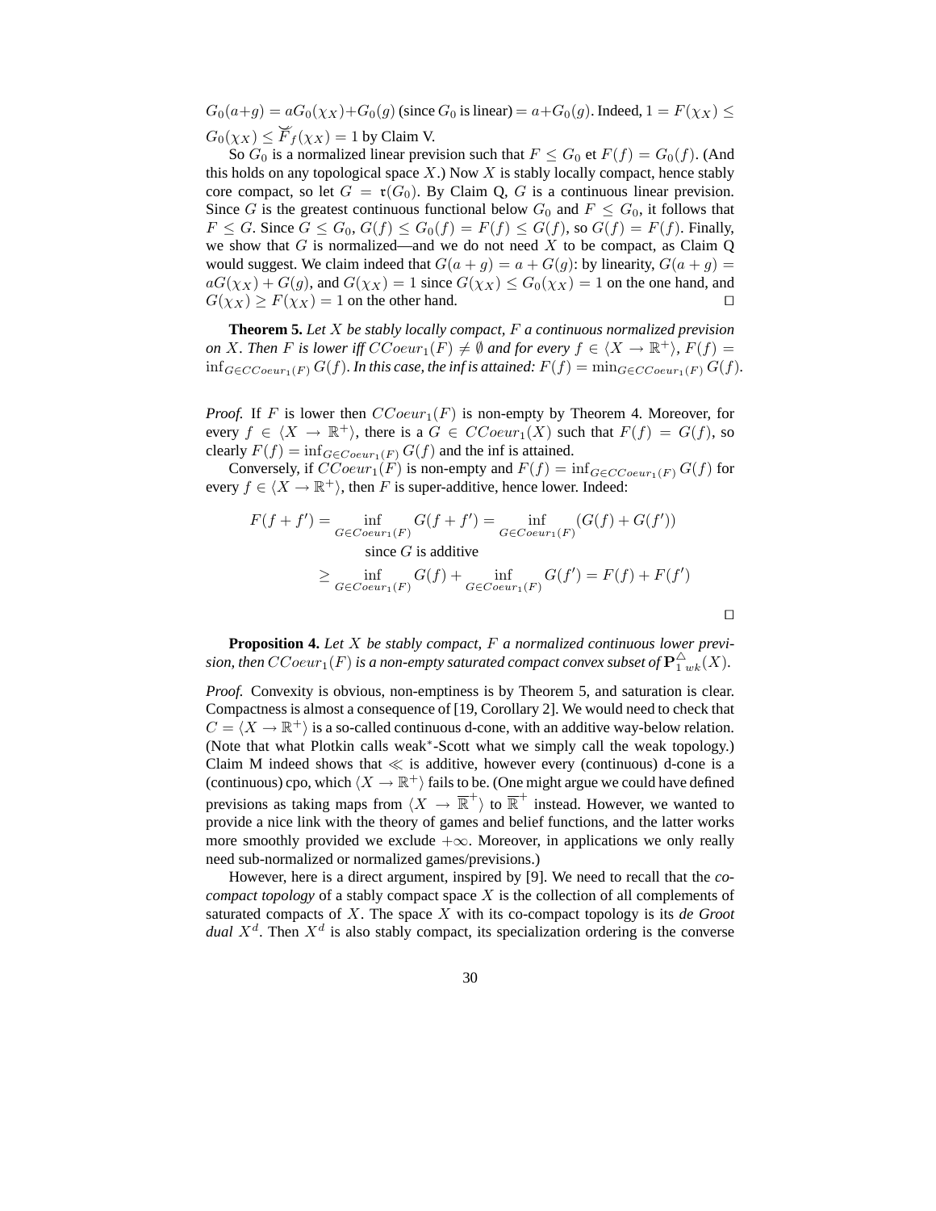$G_0(a+g) = aG_0(\chi_X)+G_0(g)$ (since $G_0$ is linear) $= a+G_0(g)$. Indeed, $1 = F(\chi_X) \leq G_0(\chi_X) \leq \breve{F}_f(\chi_X) = 1$ by Claim V.

So $G_0$ is a normalized linear prevision such that $F \leq G_0$ et $F(f) = G_0(f)$. (And this holds on any topological space $X$.) Now $X$ is stably locally compact, hence stably core compact, so let $G = \mathfrak{r}(G_0)$. By Claim Q, $G$ is a continuous linear prevision. Since $G$ is the greatest continuous functional below $G_0$ and $F \leq G_0$, it follows that $F \leq G$. Since $G \leq G_0$, $G(f) \leq G_0(f) = F(f) \leq G(f)$, so $G(f) = F(f)$. Finally, we show that $G$ is normalized—and we do not need $X$ to be compact, as Claim Q would suggest. We claim indeed that $G(a+g) = a+G(g)$: by linearity, $G(a+g) = aG(\chi_X)+G(g)$, and $G(\chi_X) = 1$ since $G(\chi_X) \leq G_0(\chi_X) = 1$ on the one hand, and $G(\chi_X) \geq F(\chi_X) = 1$ on the other hand. ☐

**Theorem 5.** *Let $X$ be stably locally compact, $F$ a continuous normalized prevision on $X$. Then $F$ is lower iff $CCoeur_1(F) \neq \emptyset$ and for every $f \in \langle X \to \mathbb{R}^+\rangle$, $F(f) = \inf_{G \in CCoeur_1(F)} G(f)$. In this case, the inf is attained: $F(f) = \min_{G \in CCoeur_1(F)} G(f)$.*

*Proof.* If $F$ is lower then $CCoeur_1(F)$ is non-empty by Theorem 4. Moreover, for every $f \in \langle X \to \mathbb{R}^+\rangle$, there is a $G \in CCoeur_1(X)$ such that $F(f) = G(f)$, so clearly $F(f) = \inf_{G\in Coeur_1(F)} G(f)$ and the inf is attained.

Conversely, if $CCoeur_1(F)$ is non-empty and $F(f) = \inf_{G\in CCoeur_1(F)} G(f)$ for every $f \in \langle X \to \mathbb{R}^+\rangle$, then $F$ is super-additive, hence lower. Indeed:

$$
\begin{aligned}
F(f+f') &= \inf_{G\in Coeur_1(F)} G(f+f') = \inf_{G\in Coeur_1(F)} (G(f)+G(f')) \\
&\qquad \text{since } G \text{ is additive} \\
&\geq \inf_{G\in Coeur_1(F)} G(f) + \inf_{G\in Coeur_1(F)} G(f') = F(f)+F(f')
\end{aligned}
$$

☐

**Proposition 4.** *Let $X$ be stably compact, $F$ a normalized continuous lower prevision, then $CCoeur_1(F)$ is a non-empty saturated compact convex subset of $\mathbf{P}^{\triangle}_{1\,wk}(X)$.*

*Proof.* Convexity is obvious, non-emptiness is by Theorem 5, and saturation is clear. Compactness is almost a consequence of [19, Corollary 2]. We would need to check that $C = \langle X \to \mathbb{R}^+\rangle$ is a so-called continuous d-cone, with an additive way-below relation. (Note that what Plotkin calls weak$^*$-Scott what we simply call the weak topology.) Claim M indeed shows that $\ll$ is additive, however every (continuous) d-cone is a (continuous) cpo, which $\langle X \to \mathbb{R}^+\rangle$ fails to be. (One might argue we could have defined previsions as taking maps from $\langle X \to \overline{\mathbb{R}}^+\rangle$ to $\overline{\mathbb{R}}^+$ instead. However, we wanted to provide a nice link with the theory of games and belief functions, and the latter works more smoothly provided we exclude $+\infty$. Moreover, in applications we only really need sub-normalized or normalized games/previsions.)

However, here is a direct argument, inspired by [9]. We need to recall that the *co-compact topology* of a stably compact space $X$ is the collection of all complements of saturated compacts of $X$. The space $X$ with its co-compact topology is its *de Groot dual* $X^d$. Then $X^d$ is also stably compact, its specialization ordering is the converse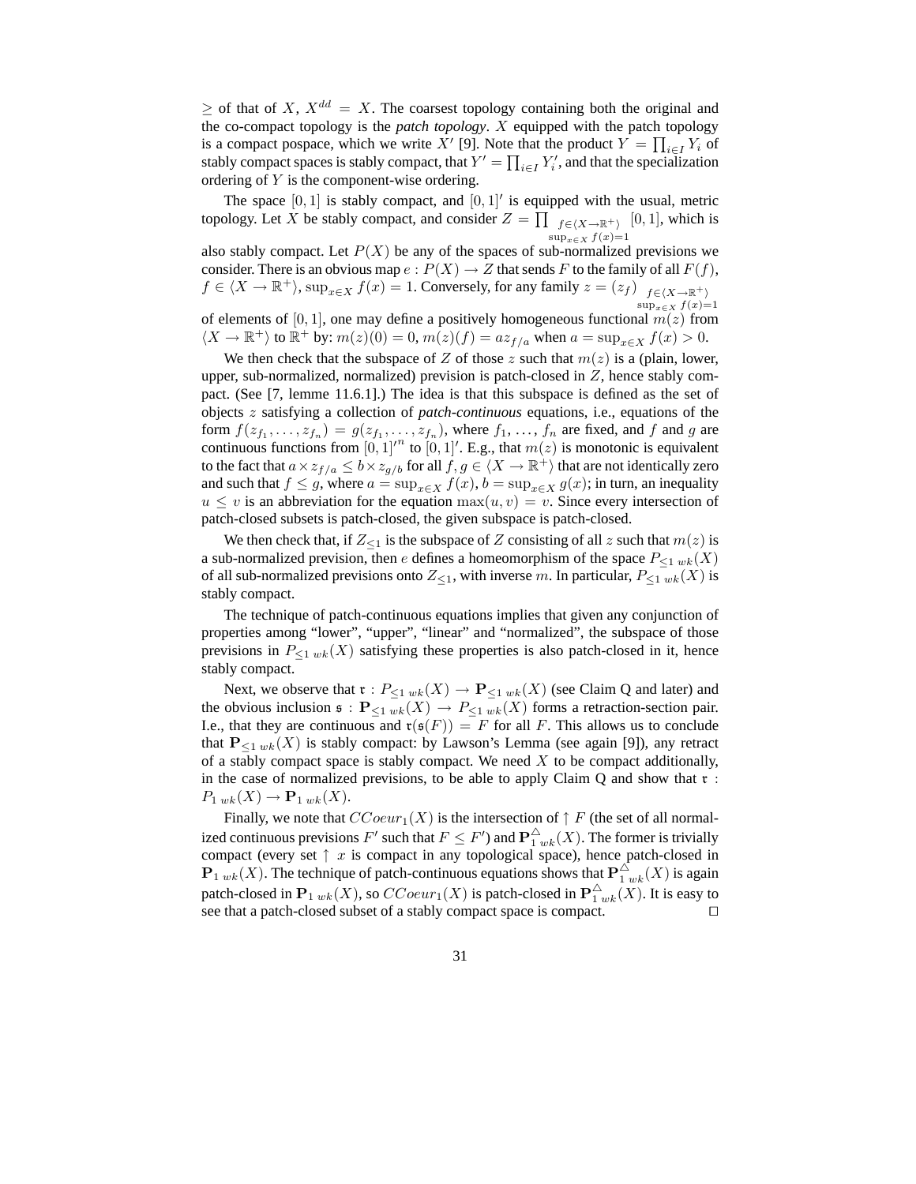$\geq$ of that of $X$, $X^{dd} = X$. The coarsest topology containing both the original and the co-compact topology is the *patch topology*. $X$ equipped with the patch topology is a compact pospace, which we write $X'$ [9]. Note that the product $Y = \prod_{i \in I} Y_i$ of stably compact spaces is stably compact, that $Y' = \prod_{i \in I} Y_i'$, and that the specialization ordering of $Y$ is the component-wise ordering.

The space $[0, 1]$ is stably compact, and $[0, 1]'$ is equipped with the usual, metric topology. Let $X$ be stably compact, and consider $Z = \prod_{\substack{f \in \langle X \to \mathbb{R}^+ \rangle \\ \sup_{x \in X} f(x) = 1}} [0, 1]$, which is also stably compact. Let $P(X)$ be any of the spaces of sub-normalized previsions we consider. There is an obvious map $e : P(X) \to Z$ that sends $F$ to the family of all $F(f)$, $f \in \langle X \to \mathbb{R}^+ \rangle$, $\sup_{x \in X} f(x) = 1$. Conversely, for any family $z = (z_f)_{\substack{f \in \langle X \to \mathbb{R}^+ \rangle \\ \sup_{x \in X} f(x) = 1}}$ of elements of $[0, 1]$, one may define a positively homogeneous functional $m(z)$ from $\langle X \to \mathbb{R}^+ \rangle$ to $\mathbb{R}^+$ by: $m(z)(0) = 0$, $m(z)(f) = a z_{f/a}$ when $a = \sup_{x \in X} f(x) > 0$.

We then check that the subspace of $Z$ of those $z$ such that $m(z)$ is a (plain, lower, upper, sub-normalized, normalized) prevision is patch-closed in $Z$, hence stably compact. (See [7, lemme 11.6.1].) The idea is that this subspace is defined as the set of objects $z$ satisfying a collection of *patch-continuous* equations, i.e., equations of the form $f(z_{f_1}, \ldots, z_{f_n}) = g(z_{f_1}, \ldots, z_{f_n})$, where $f_1, \ldots, f_n$ are fixed, and $f$ and $g$ are continuous functions from ${[0, 1]'}^n$ to $[0, 1]'$. E.g., that $m(z)$ is monotonic is equivalent to the fact that $a \times z_{f/a} \leq b \times z_{g/b}$ for all $f, g \in \langle X \to \mathbb{R}^+ \rangle$ that are not identically zero and such that $f \leq g$, where $a = \sup_{x \in X} f(x)$, $b = \sup_{x \in X} g(x)$; in turn, an inequality $u \leq v$ is an abbreviation for the equation $\max(u, v) = v$. Since every intersection of patch-closed subsets is patch-closed, the given subspace is patch-closed.

We then check that, if $Z_{\leq 1}$ is the subspace of $Z$ consisting of all $z$ such that $m(z)$ is a sub-normalized prevision, then $e$ defines a homeomorphism of the space $P_{\leq 1\ wk}(X)$ of all sub-normalized previsions onto $Z_{\leq 1}$, with inverse $m$. In particular, $P_{\leq 1\ wk}(X)$ is stably compact.

The technique of patch-continuous equations implies that given any conjunction of properties among "lower", "upper", "linear" and "normalized", the subspace of those previsions in $P_{\leq 1\ wk}(X)$ satisfying these properties is also patch-closed in it, hence stably compact.

Next, we observe that $\mathfrak{r} : P_{\leq 1\ wk}(X) \to \mathbf{P}_{\leq 1\ wk}(X)$ (see Claim Q and later) and the obvious inclusion $\mathfrak{s} : \mathbf{P}_{\leq 1\ wk}(X) \to P_{\leq 1\ wk}(X)$ forms a retraction-section pair. I.e., that they are continuous and $\mathfrak{r}(\mathfrak{s}(F)) = F$ for all $F$. This allows us to conclude that $\mathbf{P}_{\leq 1\ wk}(X)$ is stably compact: by Lawson's Lemma (see again [9]), any retract of a stably compact space is stably compact. We need $X$ to be compact additionally, in the case of normalized previsions, to be able to apply Claim Q and show that $\mathfrak{r} : P_{1\ wk}(X) \to \mathbf{P}_{1\ wk}(X)$.

Finally, we note that $CCoeur_1(X)$ is the intersection of $\uparrow F$ (the set of all normalized continuous previsions $F'$ such that $F \leq F'$) and $\mathbf{P}^{\triangle}_{1\ wk}(X)$. The former is trivially compact (every set $\uparrow x$ is compact in any topological space), hence patch-closed in $\mathbf{P}_{1\ wk}(X)$. The technique of patch-continuous equations shows that $\mathbf{P}^{\triangle}_{1\ wk}(X)$ is again patch-closed in $\mathbf{P}_{1\ wk}(X)$, so $CCoeur_1(X)$ is patch-closed in $\mathbf{P}^{\triangle}_{1\ wk}(X)$. It is easy to see that a patch-closed subset of a stably compact space is compact. $\square$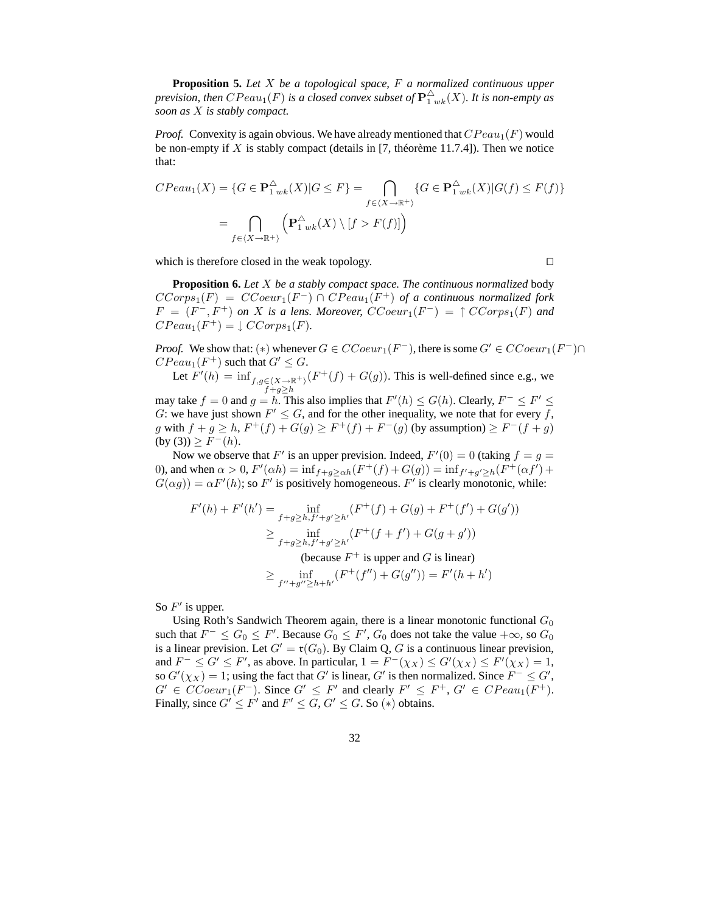**Proposition 5.** *Let $X$ be a topological space, $F$ a normalized continuous upper prevision, then $CPeau_1(F)$ is a closed convex subset of $\mathbf{P}^{\triangle}_{1\ wk}(X)$. It is non-empty as soon as $X$ is stably compact.*

*Proof.* Convexity is again obvious. We have already mentioned that $CPeau_1(F)$ would be non-empty if $X$ is stably compact (details in [7, théorème 11.7.4]). Then we notice that:

$$CPeau_1(X) = \{G \in \mathbf{P}^{\triangle}_{1\ wk}(X) | G \leq F\} = \bigcap_{f \in \langle X \to \mathbb{R}^+ \rangle} \{G \in \mathbf{P}^{\triangle}_{1\ wk}(X) | G(f) \leq F(f)\}$$
$$= \bigcap_{f \in \langle X \to \mathbb{R}^+ \rangle} \left( \mathbf{P}^{\triangle}_{1\ wk}(X) \setminus [f > F(f)] \right)$$

which is therefore closed in the weak topology. $\square$

**Proposition 6.** *Let $X$ be a stably compact space. The continuous normalized* body $CCorps_1(F) = CCoeur_1(F^-) \cap CPeau_1(F^+)$ *of a continuous normalized fork $F = (F^-, F^+)$ on $X$ is a lens. Moreover, $CCoeur_1(F^-) = \uparrow CCorps_1(F)$ and $CPeau_1(F^+) = \downarrow CCorps_1(F)$.*

*Proof.* We show that: $(*)$ whenever $G \in CCoeur_1(F^-)$, there is some $G' \in CCoeur_1(F^-) \cap CPeau_1(F^+)$ such that $G' \leq G$.

Let $F'(h) = \inf_{\substack{f,g \in \langle X \to \mathbb{R}^+ \rangle \\ f+g \geq h}} (F^+(f) + G(g))$. This is well-defined since e.g., we may take $f = 0$ and $g = h$. This also implies that $F'(h) \leq G(h)$. Clearly, $F^- \leq F' \leq G$: we have just shown $F' \leq G$, and for the other inequality, we note that for every $f$, $g$ with $f + g \geq h$, $F^+(f) + G(g) \geq F^+(f) + F^-(g)$ (by assumption) $\geq F^-(f + g)$ (by (3)) $\geq F^-(h)$.

Now we observe that $F'$ is an upper prevision. Indeed, $F'(0) = 0$ (taking $f = g = 0$), and when $\alpha > 0$, $F'(\alpha h) = \inf_{f+g \geq \alpha h}(F^+(f) + G(g)) = \inf_{f'+g' \geq h}(F^+(\alpha f') + G(\alpha g)) = \alpha F'(h)$; so $F'$ is positively homogeneous. $F'$ is clearly monotonic, while:

$$F'(h) + F'(h') = \inf_{f+g \geq h, f'+g' \geq h'} (F^+(f) + G(g) + F^+(f') + G(g'))$$
$$\geq \inf_{f+g \geq h, f'+g' \geq h'} (F^+(f + f') + G(g + g'))$$
$$\text{(because } F^+ \text{ is upper and } G \text{ is linear)}$$
$$\geq \inf_{f''+g'' \geq h+h'} (F^+(f'') + G(g'')) = F'(h + h')$$

So $F'$ is upper.

Using Roth's Sandwich Theorem again, there is a linear monotonic functional $G_0$ such that $F^- \leq G_0 \leq F'$. Because $G_0 \leq F'$, $G_0$ does not take the value $+\infty$, so $G_0$ is a linear prevision. Let $G' = \mathfrak{r}(G_0)$. By Claim Q, $G$ is a continuous linear prevision, and $F^- \leq G' \leq F'$, as above. In particular, $1 = F^-(\chi_X) \leq G'(\chi_X) \leq F'(\chi_X) = 1$, so $G'(\chi_X) = 1$; using the fact that $G'$ is linear, $G'$ is then normalized. Since $F^- \leq G'$, $G' \in CCoeur_1(F^-)$. Since $G' \leq F'$ and clearly $F' \leq F^+$, $G' \in CPeau_1(F^+)$. Finally, since $G' \leq F'$ and $F' \leq G$, $G' \leq G$. So $(*)$ obtains.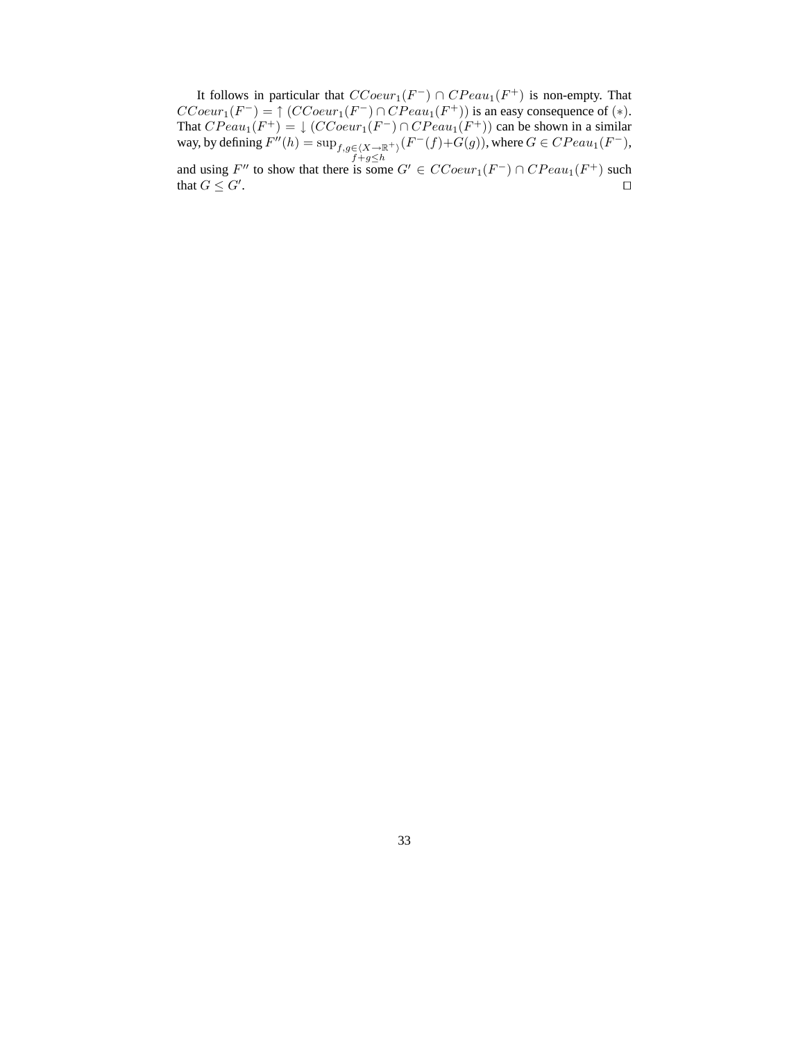It follows in particular that $CCoeur_1(F^-) \cap CPeau_1(F^+)$ is non-empty. That $CCoeur_1(F^-) = \uparrow (CCoeur_1(F^-) \cap CPeau_1(F^+))$ is an easy consequence of $(*)$. That $CPeau_1(F^+) = \downarrow (CCoeur_1(F^-) \cap CPeau_1(F^+))$ can be shown in a similar way, by defining $F''(h) = \sup_{\substack{f,g \in \langle X \to \mathbb{R}^+ \rangle \\ f+g \leq h}} (F^-(f) + G(g))$, where $G \in CPeau_1(F^-)$, and using $F''$ to show that there is some $G' \in CCoeur_1(F^-) \cap CPeau_1(F^+)$ such that $G \leq G'$. ☐